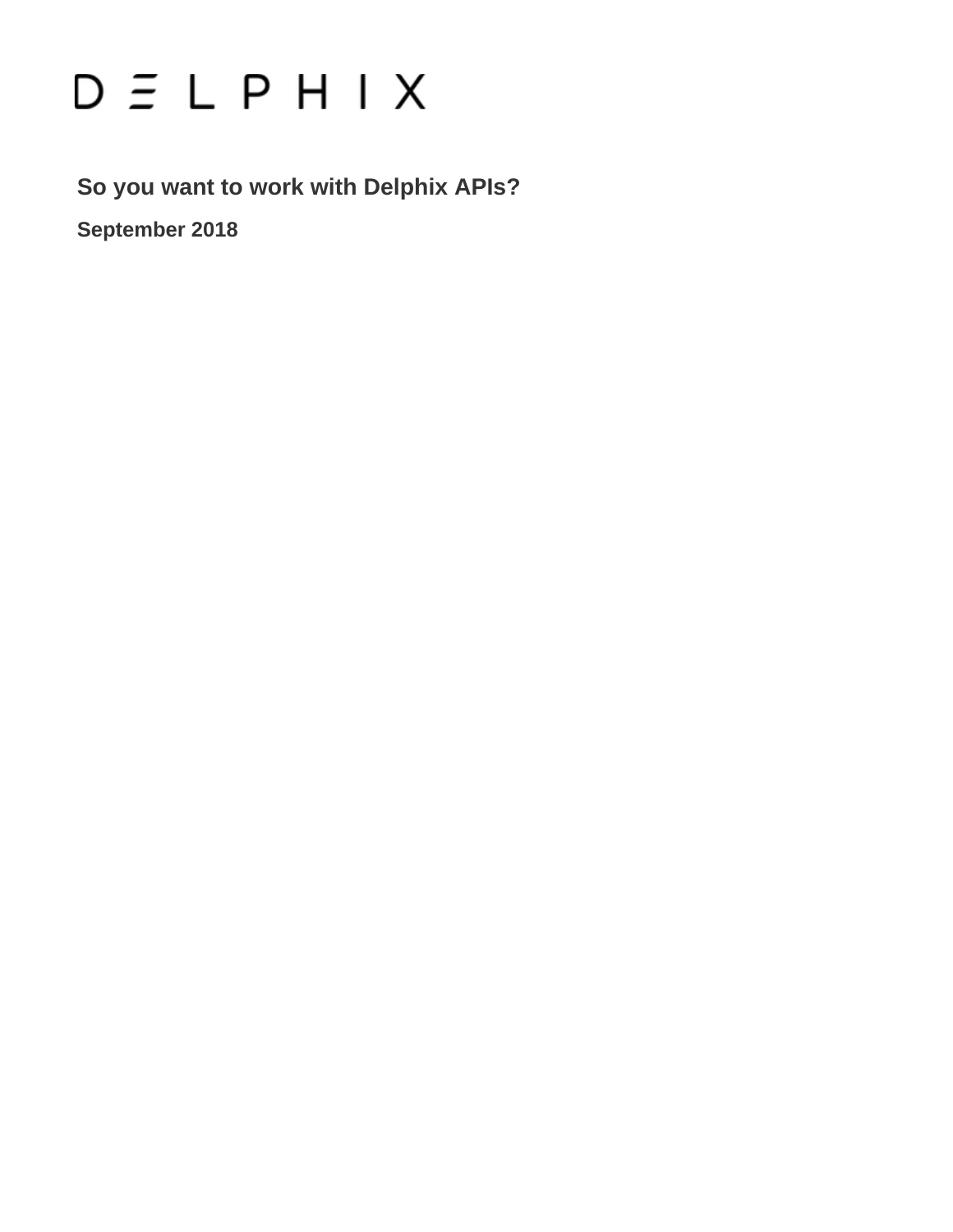# DELPHIX

## So you want to work with Delphix APIs?

**September 2018**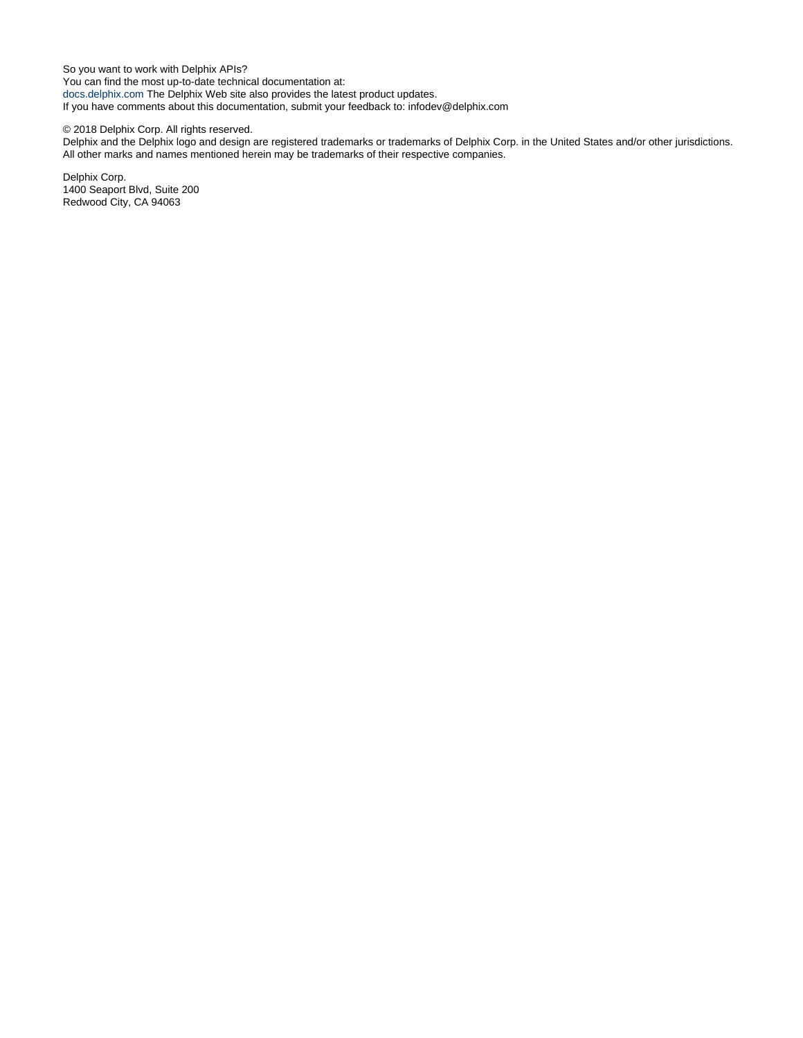So you want to work with Delphix APIs?
You can find the most up-to-date technical documentation at:
docs.delphix.com The Delphix Web site also provides the latest product updates.
If you have comments about this documentation, submit your feedback to: infodev@delphix.com

© 2018 Delphix Corp. All rights reserved.
Delphix and the Delphix logo and design are registered trademarks or trademarks of Delphix Corp. in the United States and/or other jurisdictions.
All other marks and names mentioned herein may be trademarks of their respective companies.

Delphix Corp.
1400 Seaport Blvd, Suite 200
Redwood City, CA 94063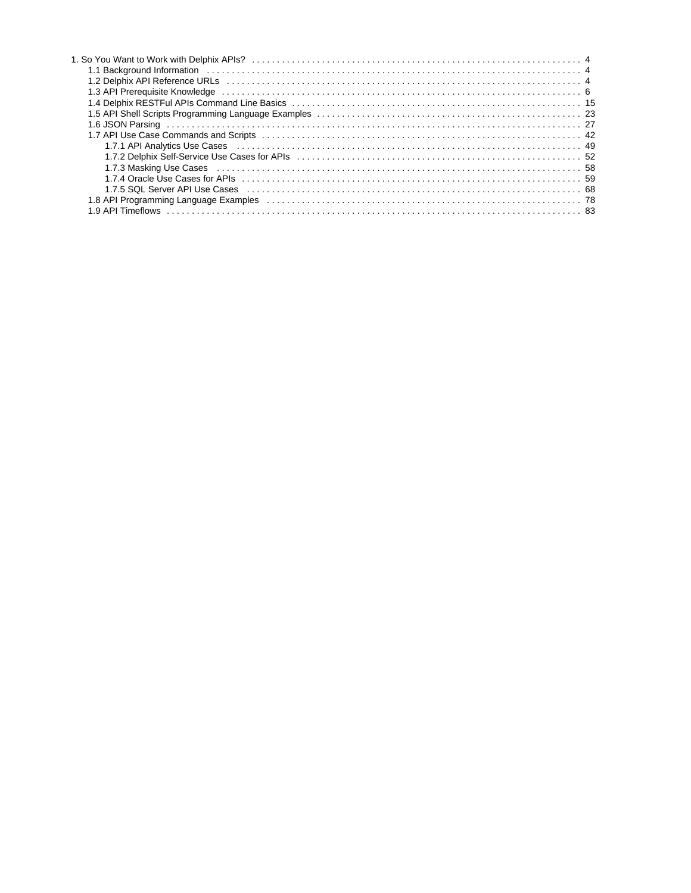- 1. So You Want to Work with Delphix APIs? . . . . . . . . . . 4
  - 1.1 Background Information . . . . . . . . . . 4
  - 1.2 Delphix API Reference URLs . . . . . . . . . . 4
  - 1.3 API Prerequisite Knowledge . . . . . . . . . . 6
  - 1.4 Delphix RESTFul APIs Command Line Basics . . . . . . . . . . 15
  - 1.5 API Shell Scripts Programming Language Examples . . . . . . . . . . 23
  - 1.6 JSON Parsing . . . . . . . . . . 27
  - 1.7 API Use Case Commands and Scripts . . . . . . . . . . 42
    - 1.7.1 API Analytics Use Cases . . . . . . . . . . 49
    - 1.7.2 Delphix Self-Service Use Cases for APIs . . . . . . . . . . 52
    - 1.7.3 Masking Use Cases . . . . . . . . . . 58
    - 1.7.4 Oracle Use Cases for APIs . . . . . . . . . . 59
    - 1.7.5 SQL Server API Use Cases . . . . . . . . . . 68
  - 1.8 API Programming Language Examples . . . . . . . . . . 78
  - 1.9 API Timeflows . . . . . . . . . . 83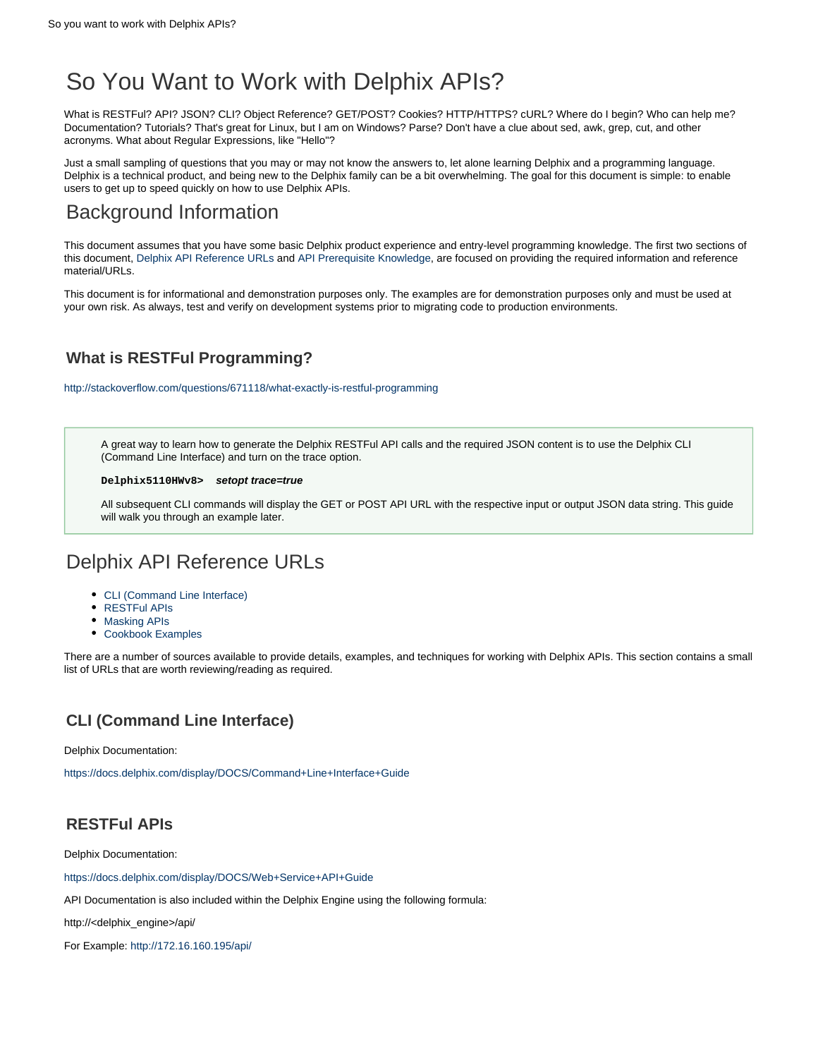# So You Want to Work with Delphix APIs?

What is RESTFul? API? JSON? CLI? Object Reference? GET/POST? Cookies? HTTP/HTTPS? cURL? Where do I begin? Who can help me? Documentation? Tutorials? That's great for Linux, but I am on Windows? Parse? Don't have a clue about sed, awk, grep, cut, and other acronyms. What about Regular Expressions, like "Hello"?

Just a small sampling of questions that you may or may not know the answers to, let alone learning Delphix and a programming language. Delphix is a technical product, and being new to the Delphix family can be a bit overwhelming. The goal for this document is simple: to enable users to get up to speed quickly on how to use Delphix APIs.

# Background Information

This document assumes that you have some basic Delphix product experience and entry-level programming knowledge. The first two sections of this document, Delphix API Reference URLs and API Prerequisite Knowledge, are focused on providing the required information and reference material/URLs.

This document is for informational and demonstration purposes only. The examples are for demonstration purposes only and must be used at your own risk. As always, test and verify on development systems prior to migrating code to production environments.

### What is RESTFul Programming?

http://stackoverflow.com/questions/671118/what-exactly-is-restful-programming

> A great way to learn how to generate the Delphix RESTFul API calls and the required JSON content is to use the Delphix CLI (Command Line Interface) and turn on the trace option.
>
> **`Delphix5110HWv8>`** ***setopt trace=true***
>
> All subsequent CLI commands will display the GET or POST API URL with the respective input or output JSON data string. This guide will walk you through an example later.

# Delphix API Reference URLs

- CLI (Command Line Interface)
- RESTFul APIs
- Masking APIs
- Cookbook Examples

There are a number of sources available to provide details, examples, and techniques for working with Delphix APIs. This section contains a small list of URLs that are worth reviewing/reading as required.

### CLI (Command Line Interface)

Delphix Documentation:

https://docs.delphix.com/display/DOCS/Command+Line+Interface+Guide

### RESTFul APIs

Delphix Documentation:

https://docs.delphix.com/display/DOCS/Web+Service+API+Guide

API Documentation is also included within the Delphix Engine using the following formula:

http://<delphix_engine>/api/

For Example: http://172.16.160.195/api/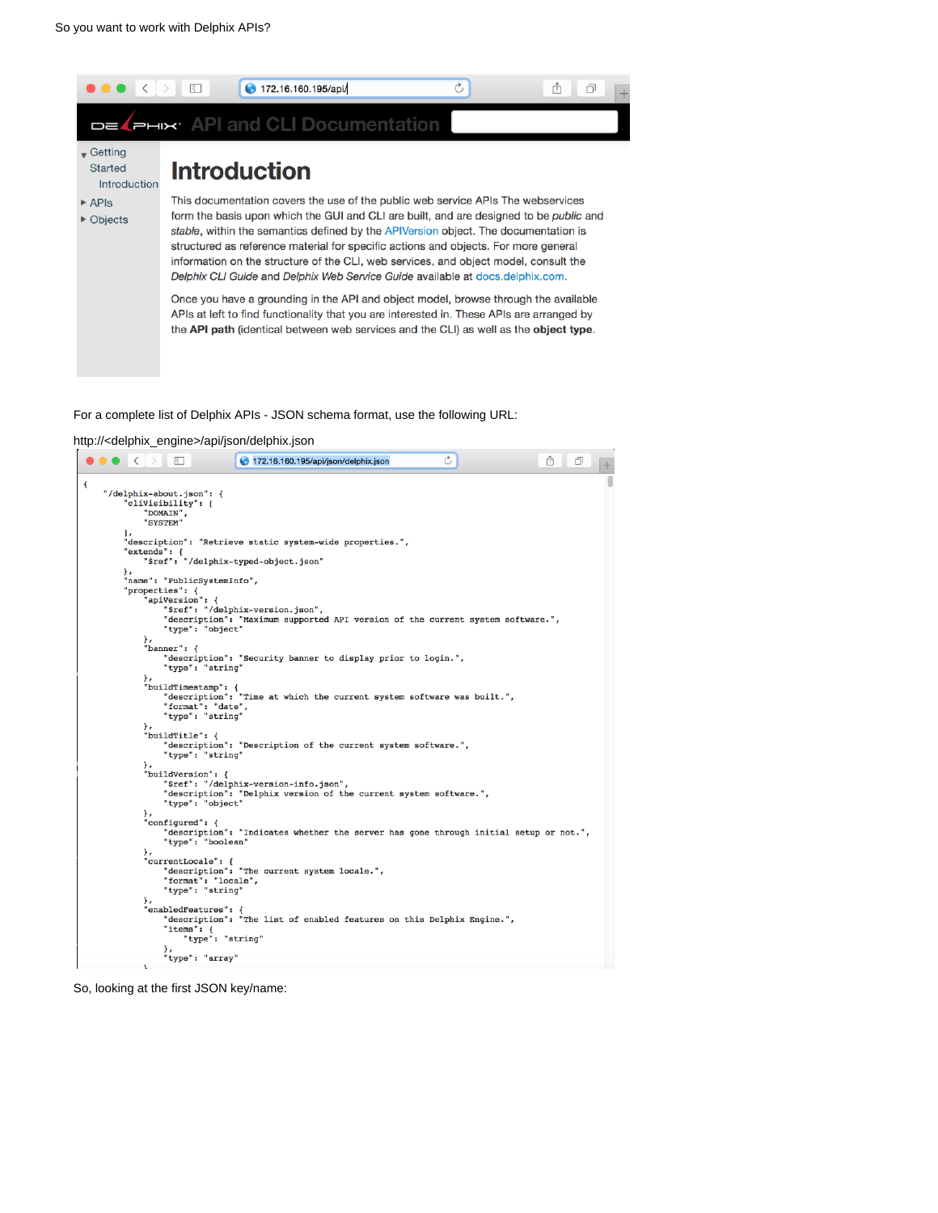So you want to work with Delphix APIs?

172.16.160.195/api/

API and CLI Documentation

- Getting Started
  - Introduction
- APIs
- Objects

# Introduction

This documentation covers the use of the public web service APIs The webservices form the basis upon which the GUI and CLI are built, and are designed to be *public* and *stable*, within the semantics defined by the APIVersion object. The documentation is structured as reference material for specific actions and objects. For more general information on the structure of the CLI, web services, and object model, consult the *Delphix CLI Guide* and *Delphix Web Service Guide* available at docs.delphix.com.

Once you have a grounding in the API and object model, browse through the available APIs at left to find functionality that you are interested in. These APIs are arranged by the **API path** (identical between web services and the CLI) as well as the **object type**.

For a complete list of Delphix APIs - JSON schema format, use the following URL:

http://<delphix_engine>/api/json/delphix.json

172.16.160.195/api/json/delphix.json

```
{
    "/delphix-about.json": {
        "cliVisibility": [
            "DOMAIN",
            "SYSTEM"
        ],
        "description": "Retrieve static system-wide properties.",
        "extends": {
            "$ref": "/delphix-typed-object.json"
        },
        "name": "PublicSystemInfo",
        "properties": {
            "apiVersion": {
                "$ref": "/delphix-version.json",
                "description": "Maximum supported API version of the current system software.",
                "type": "object"
            },
            "banner": {
                "description": "Security banner to display prior to login.",
                "type": "string"
            },
            "buildTimestamp": {
                "description": "Time at which the current system software was built.",
                "format": "date",
                "type": "string"
            },
            "buildTitle": {
                "description": "Description of the current system software.",
                "type": "string"
            },
            "buildVersion": {
                "$ref": "/delphix-version-info.json",
                "description": "Delphix version of the current system software.",
                "type": "object"
            },
            "configured": {
                "description": "Indicates whether the server has gone through initial setup or not.",
                "type": "boolean"
            },
            "currentLocale": {
                "description": "The current system locale.",
                "format": "locale",
                "type": "string"
            },
            "enabledFeatures": {
                "description": "The list of enabled features on this Delphix Engine.",
                "items": {
                    "type": "string"
                },
                "type": "array"
            }
```

So, looking at the first JSON key/name: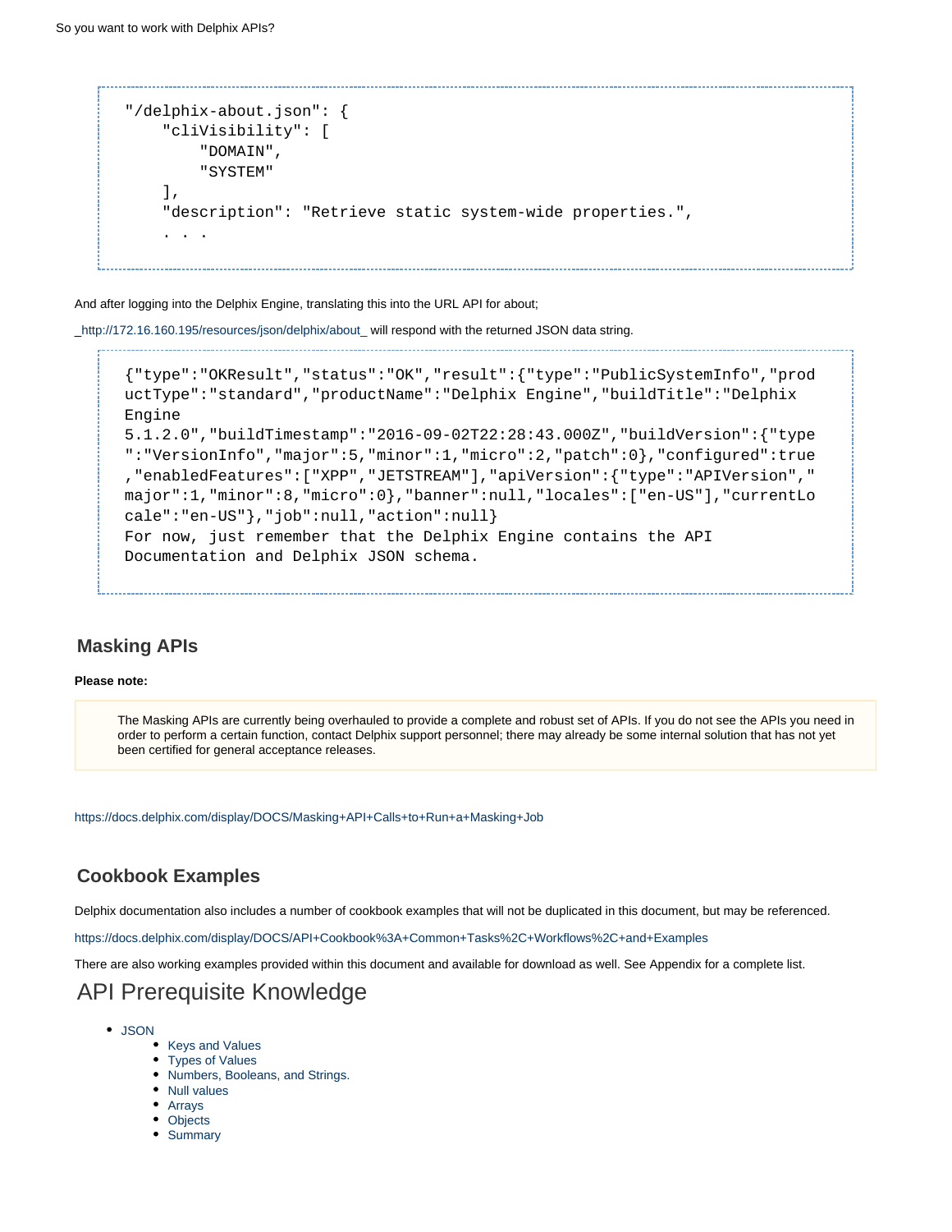```
"/delphix-about.json": {
    "cliVisibility": [
        "DOMAIN",
        "SYSTEM"
    ],
    "description": "Retrieve static system-wide properties.",
    . . .
```

And after logging into the Delphix Engine, translating this into the URL API for about;

_http://172.16.160.195/resources/json/delphix/about_ will respond with the returned JSON data string.

```
{"type":"OKResult","status":"OK","result":{"type":"PublicSystemInfo","productType":"standard","productName":"Delphix Engine","buildTitle":"Delphix Engine
5.1.2.0","buildTimestamp":"2016-09-02T22:28:43.000Z","buildVersion":{"type":"VersionInfo","major":5,"minor":1,"micro":2,"patch":0},"configured":true,"enabledFeatures":["XPP","JETSTREAM"],"apiVersion":{"type":"APIVersion","major":1,"minor":8,"micro":0},"banner":null,"locales":["en-US"],"currentLocale":"en-US"},"job":null,"action":null}
For now, just remember that the Delphix Engine contains the API Documentation and Delphix JSON schema.
```

## Masking APIs

**Please note:**

> The Masking APIs are currently being overhauled to provide a complete and robust set of APIs. If you do not see the APIs you need in order to perform a certain function, contact Delphix support personnel; there may already be some internal solution that has not yet been certified for general acceptance releases.

https://docs.delphix.com/display/DOCS/Masking+API+Calls+to+Run+a+Masking+Job

## Cookbook Examples

Delphix documentation also includes a number of cookbook examples that will not be duplicated in this document, but may be referenced.

https://docs.delphix.com/display/DOCS/API+Cookbook%3A+Common+Tasks%2C+Workflows%2C+and+Examples

There are also working examples provided within this document and available for download as well. See Appendix for a complete list.

# API Prerequisite Knowledge

- JSON
    - Keys and Values
    - Types of Values
    - Numbers, Booleans, and Strings.
    - Null values
    - Arrays
    - Objects
    - Summary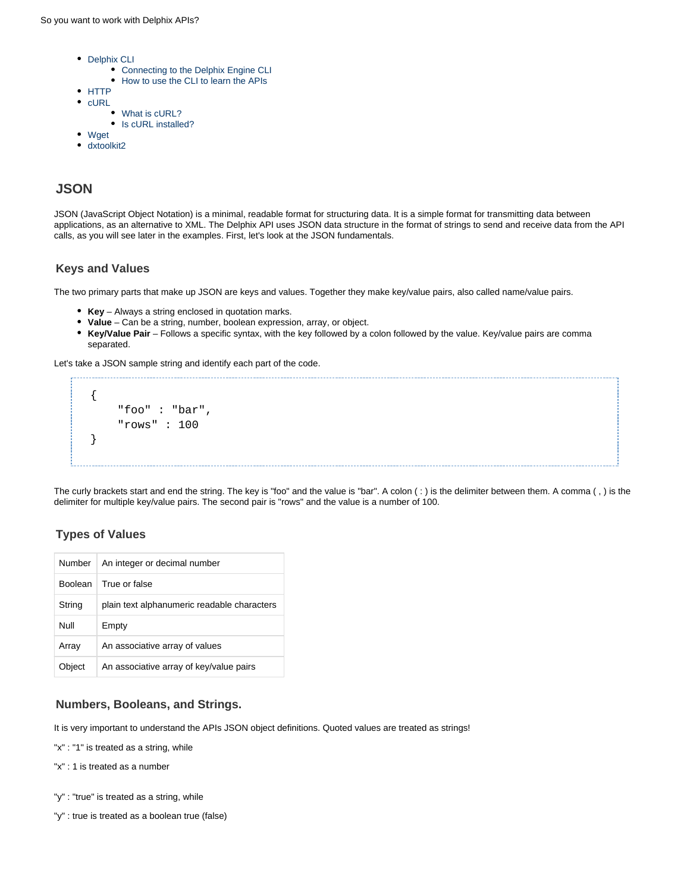- Delphix CLI
  - Connecting to the Delphix Engine CLI
  - How to use the CLI to learn the APIs
- HTTP
- cURL
  - What is cURL?
  - Is cURL installed?
- Wget
- dxtoolkit2

## JSON

JSON (JavaScript Object Notation) is a minimal, readable format for structuring data. It is a simple format for transmitting data between applications, as an alternative to XML. The Delphix API uses JSON data structure in the format of strings to send and receive data from the API calls, as you will see later in the examples. First, let's look at the JSON fundamentals.

### Keys and Values

The two primary parts that make up JSON are keys and values. Together they make key/value pairs, also called name/value pairs.

- **Key** – Always a string enclosed in quotation marks.
- **Value** – Can be a string, number, boolean expression, array, or object.
- **Key/Value Pair** – Follows a specific syntax, with the key followed by a colon followed by the value. Key/value pairs are comma separated.

Let's take a JSON sample string and identify each part of the code.

```
{
    "foo" : "bar",
    "rows" : 100
}
```

The curly brackets start and end the string. The key is "foo" and the value is "bar". A colon ( : ) is the delimiter between them. A comma ( , ) is the delimiter for multiple key/value pairs. The second pair is "rows" and the value is a number of 100.

### Types of Values

| | |
|---|---|
| Number | An integer or decimal number |
| Boolean | True or false |
| String | plain text alphanumeric readable characters |
| Null | Empty |
| Array | An associative array of values |
| Object | An associative array of key/value pairs |

### Numbers, Booleans, and Strings.

It is very important to understand the APIs JSON object definitions. Quoted values are treated as strings!

"x" : "1" is treated as a string, while

"x" : 1 is treated as a number

"y" : "true" is treated as a string, while

"y" : true is treated as a boolean true (false)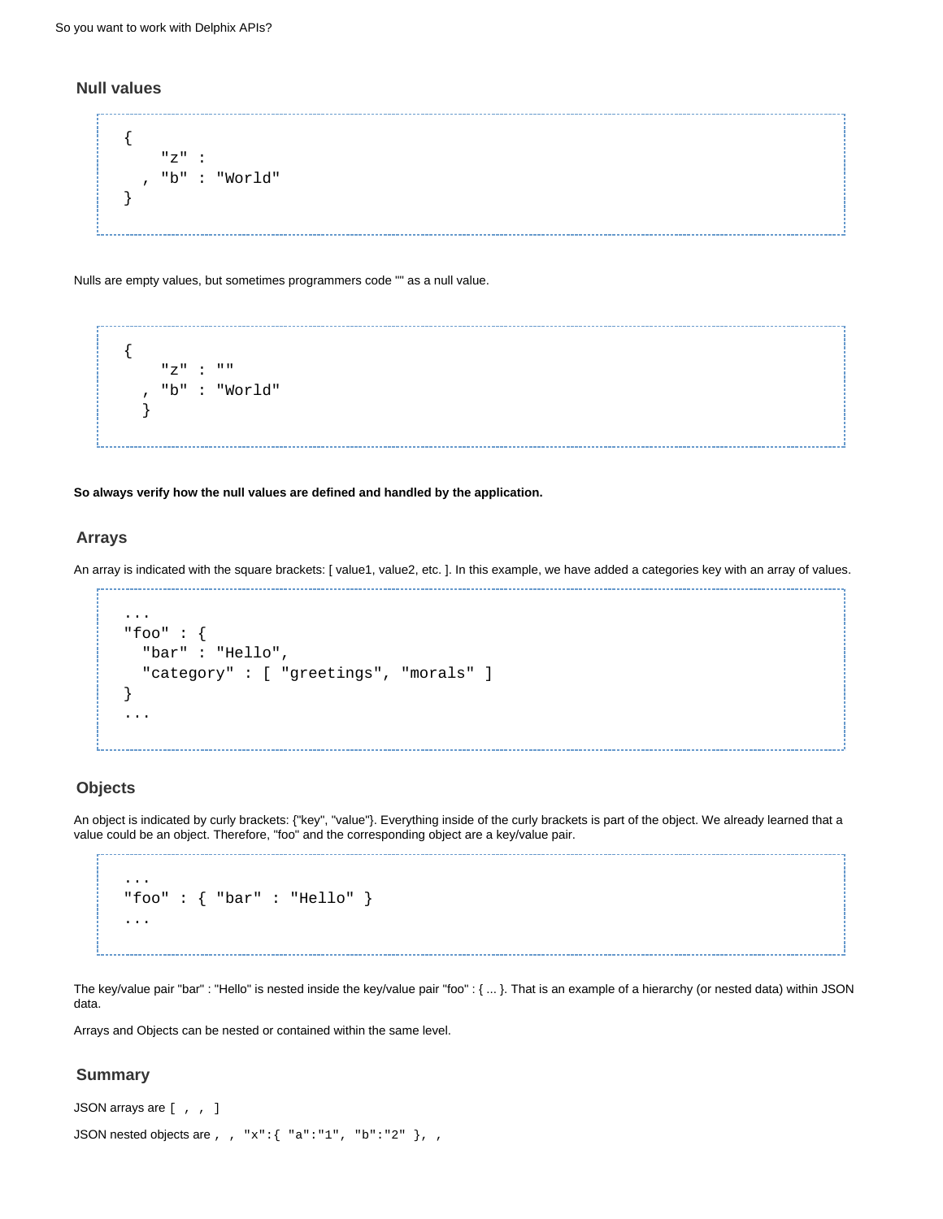### Null values

```
{
    "z" :
  , "b" : "World"
}
```

Nulls are empty values, but sometimes programmers code "" as a null value.

```
{
    "z" : ""
  , "b" : "World"
  }
```

**So always verify how the null values are defined and handled by the application.**

### Arrays

An array is indicated with the square brackets: [ value1, value2, etc. ]. In this example, we have added a categories key with an array of values.

```
...
"foo" : {
  "bar" : "Hello",
  "category" : [ "greetings", "morals" ]
}
...
```

### Objects

An object is indicated by curly brackets: {"key", "value"}. Everything inside of the curly brackets is part of the object. We already learned that a value could be an object. Therefore, "foo" and the corresponding object are a key/value pair.

```
...
"foo" : { "bar" : "Hello" }
...
```

The key/value pair "bar" : "Hello" is nested inside the key/value pair "foo" : { ... }. That is an example of a hierarchy (or nested data) within JSON data.

Arrays and Objects can be nested or contained within the same level.

### Summary

JSON arrays are `[ , , ]`

JSON nested objects are `, , "x":{ "a":"1", "b":"2" }, ,`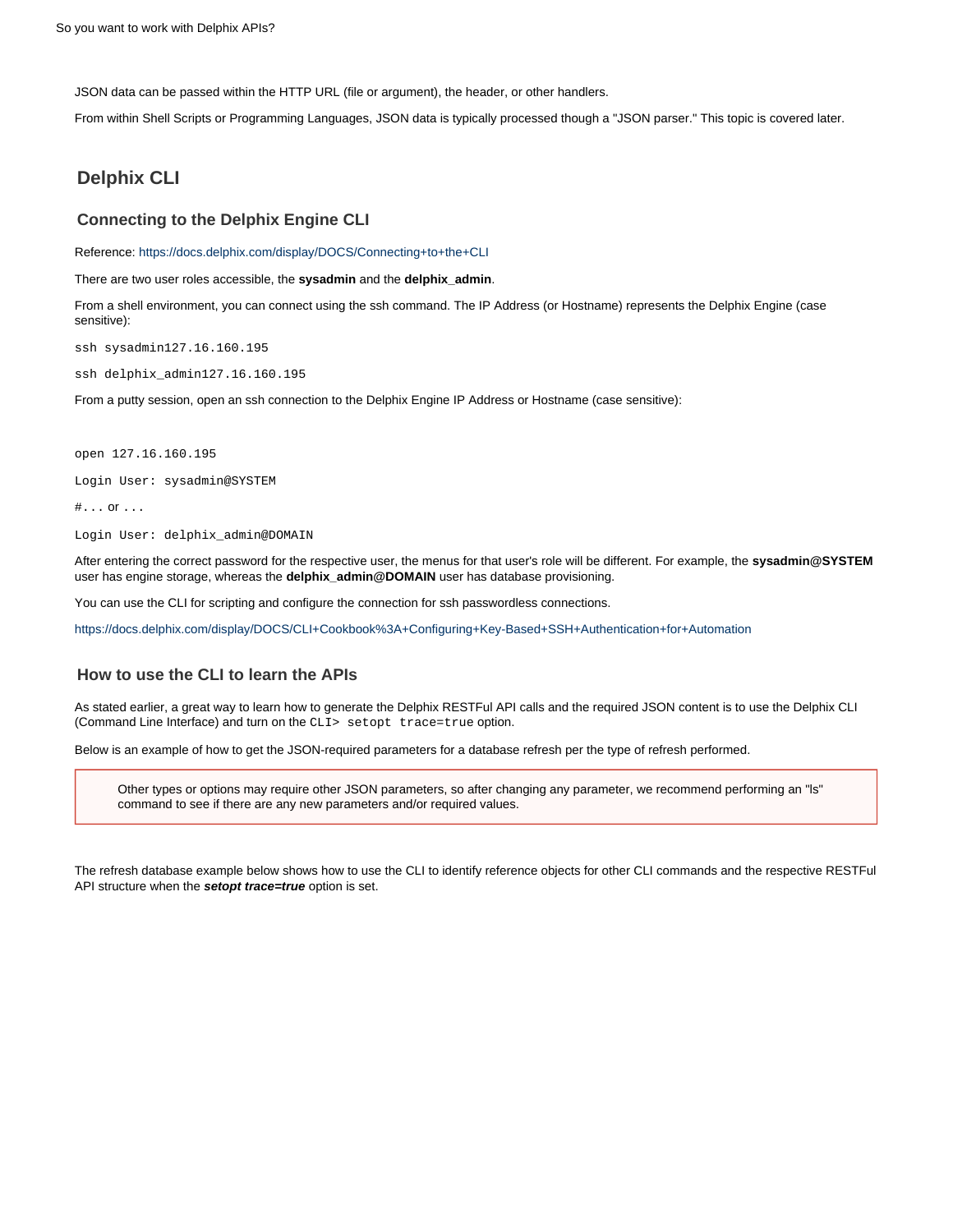JSON data can be passed within the HTTP URL (file or argument), the header, or other handlers.

From within Shell Scripts or Programming Languages, JSON data is typically processed though a "JSON parser." This topic is covered later.

## Delphix CLI

### Connecting to the Delphix Engine CLI

Reference: https://docs.delphix.com/display/DOCS/Connecting+to+the+CLI

There are two user roles accessible, the **sysadmin** and the **delphix_admin**.

From a shell environment, you can connect using the ssh command. The IP Address (or Hostname) represents the Delphix Engine (case sensitive):

```
ssh sysadmin127.16.160.195
```

```
ssh delphix_admin127.16.160.195
```

From a putty session, open an ssh connection to the Delphix Engine IP Address or Hostname (case sensitive):

```
open 127.16.160.195

Login User: sysadmin@SYSTEM

#... or ...

Login User: delphix_admin@DOMAIN
```

After entering the correct password for the respective user, the menus for that user's role will be different. For example, the **sysadmin@SYSTEM** user has engine storage, whereas the **delphix_admin@DOMAIN** user has database provisioning.

You can use the CLI for scripting and configure the connection for ssh passwordless connections.

https://docs.delphix.com/display/DOCS/CLI+Cookbook%3A+Configuring+Key-Based+SSH+Authentication+for+Automation

### How to use the CLI to learn the APIs

As stated earlier, a great way to learn how to generate the Delphix RESTFul API calls and the required JSON content is to use the Delphix CLI (Command Line Interface) and turn on the `CLI> setopt trace=true` option.

Below is an example of how to get the JSON-required parameters for a database refresh per the type of refresh performed.

> Other types or options may require other JSON parameters, so after changing any parameter, we recommend performing an "ls" command to see if there are any new parameters and/or required values.

The refresh database example below shows how to use the CLI to identify reference objects for other CLI commands and the respective RESTFul API structure when the ***setopt trace=true*** option is set.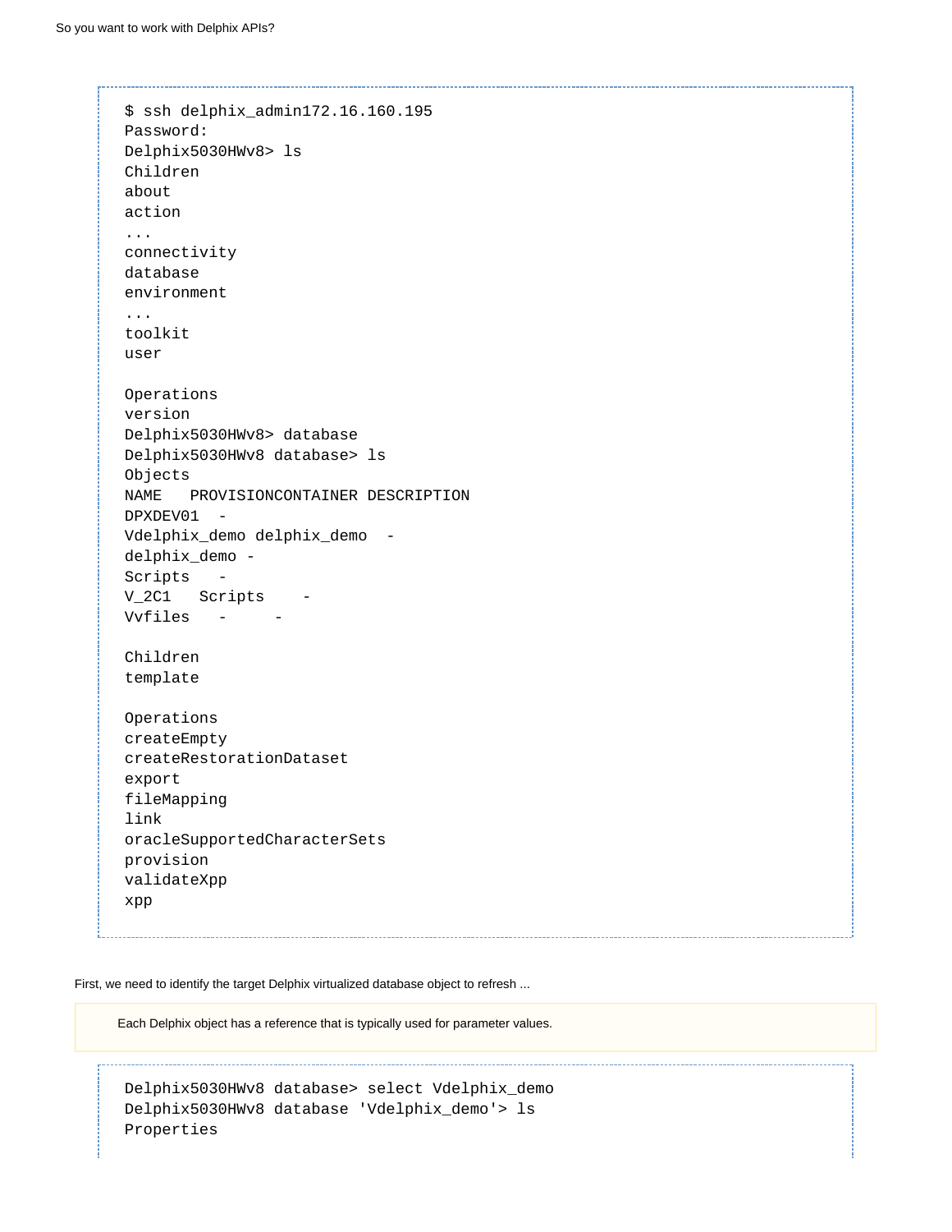```
$ ssh delphix_admin172.16.160.195
Password:
Delphix5030HWv8> ls
Children
about
action
...
connectivity
database
environment
...
toolkit
user

Operations
version
Delphix5030HWv8> database
Delphix5030HWv8 database> ls
Objects
NAME   PROVISIONCONTAINER DESCRIPTION
DPXDEV01  -
Vdelphix_demo delphix_demo  -
delphix_demo -
Scripts   -
V_2C1   Scripts    -
Vvfiles   -     -

Children
template

Operations
createEmpty
createRestorationDataset
export
fileMapping
link
oracleSupportedCharacterSets
provision
validateXpp
xpp
```

First, we need to identify the target Delphix virtualized database object to refresh ...

> Each Delphix object has a reference that is typically used for parameter values.

```
Delphix5030HWv8 database> select Vdelphix_demo
Delphix5030HWv8 database 'Vdelphix_demo'> ls
Properties
```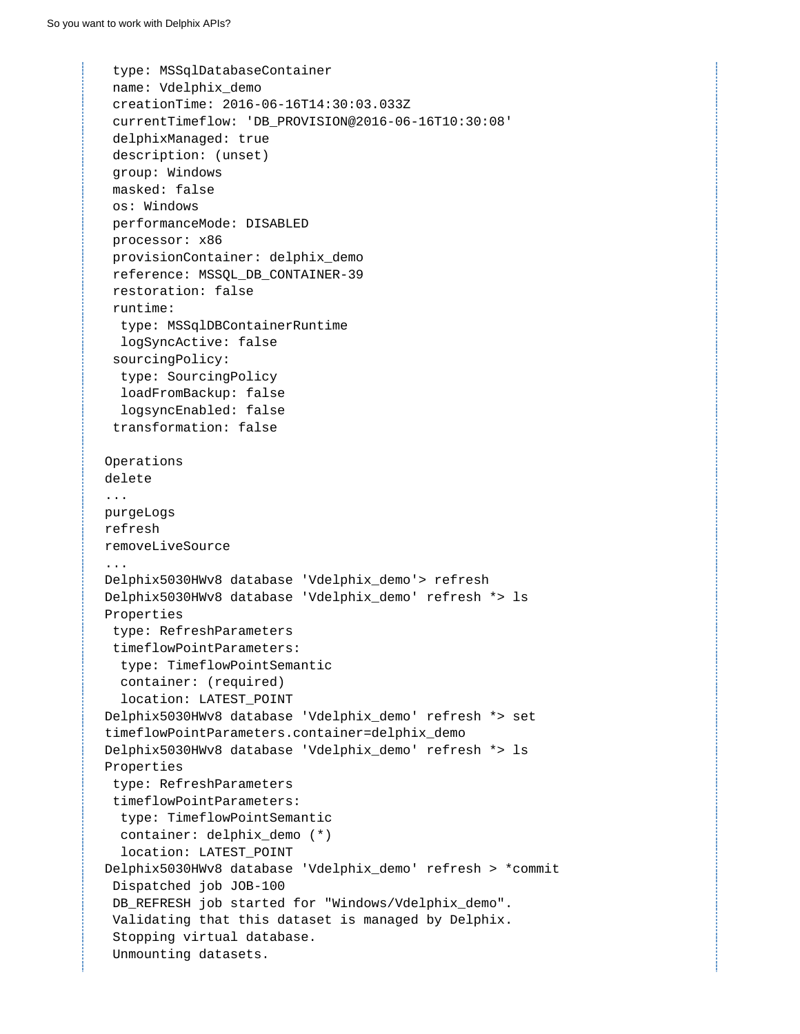```
 type: MSSqlDatabaseContainer
 name: Vdelphix_demo
 creationTime: 2016-06-16T14:30:03.033Z
 currentTimeflow: 'DB_PROVISION@2016-06-16T10:30:08'
 delphixManaged: true
 description: (unset)
 group: Windows
 masked: false
 os: Windows
 performanceMode: DISABLED
 processor: x86
 provisionContainer: delphix_demo
 reference: MSSQL_DB_CONTAINER-39
 restoration: false
 runtime:
  type: MSSqlDBContainerRuntime
  logSyncActive: false
 sourcingPolicy:
  type: SourcingPolicy
  loadFromBackup: false
  logsyncEnabled: false
 transformation: false

Operations
delete
...
purgeLogs
refresh
removeLiveSource
...
Delphix5030HWv8 database 'Vdelphix_demo'> refresh
Delphix5030HWv8 database 'Vdelphix_demo' refresh *> ls
Properties
 type: RefreshParameters
 timeflowPointParameters:
  type: TimeflowPointSemantic
  container: (required)
  location: LATEST_POINT
Delphix5030HWv8 database 'Vdelphix_demo' refresh *> set
timeflowPointParameters.container=delphix_demo
Delphix5030HWv8 database 'Vdelphix_demo' refresh *> ls
Properties
 type: RefreshParameters
 timeflowPointParameters:
  type: TimeflowPointSemantic
  container: delphix_demo (*)
  location: LATEST_POINT
Delphix5030HWv8 database 'Vdelphix_demo' refresh > *commit
 Dispatched job JOB-100
 DB_REFRESH job started for "Windows/Vdelphix_demo".
 Validating that this dataset is managed by Delphix.
 Stopping virtual database.
 Unmounting datasets.
```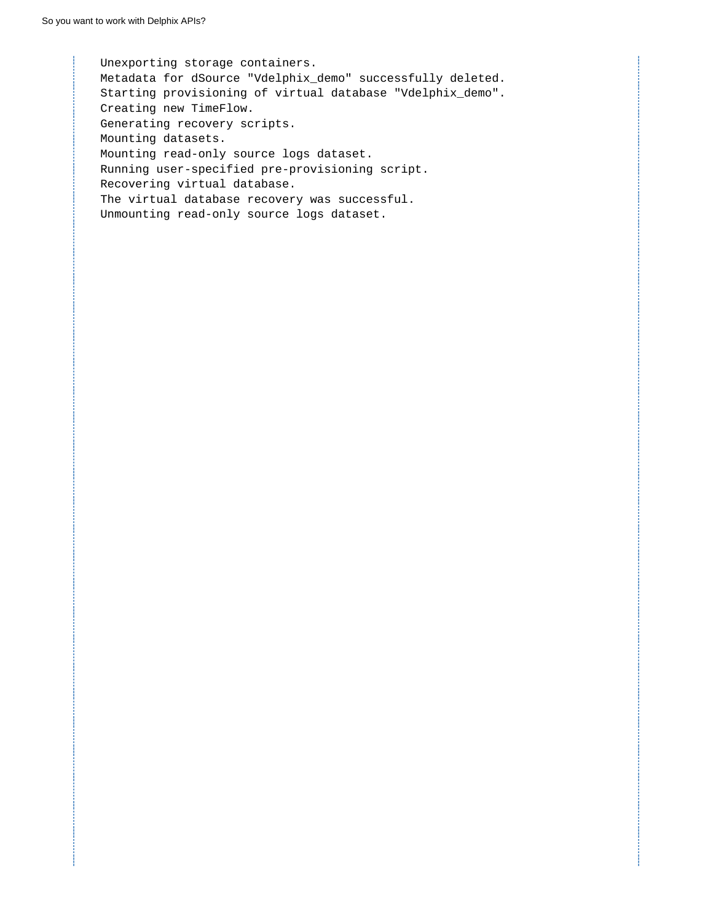```
Unexporting storage containers.
Metadata for dSource "Vdelphix_demo" successfully deleted.
Starting provisioning of virtual database "Vdelphix_demo".
Creating new TimeFlow.
Generating recovery scripts.
Mounting datasets.
Mounting read-only source logs dataset.
Running user-specified pre-provisioning script.
Recovering virtual database.
The virtual database recovery was successful.
Unmounting read-only source logs dataset.
```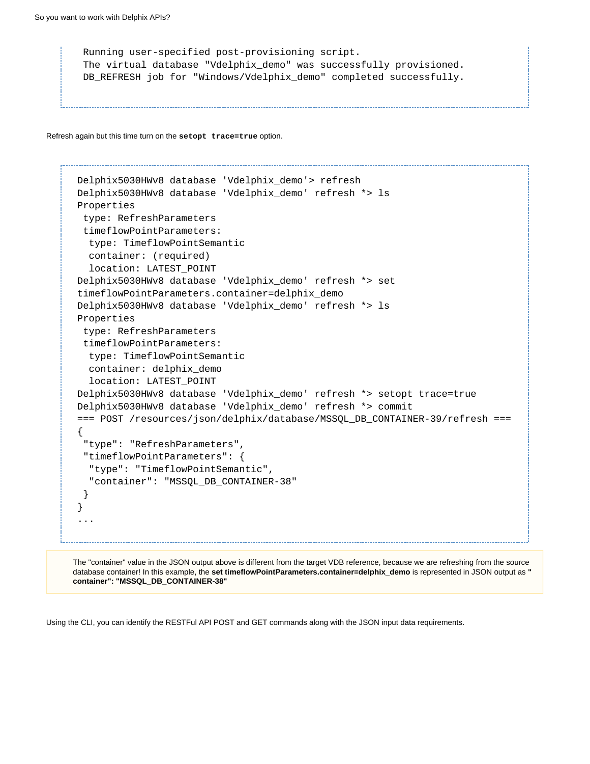```
 Running user-specified post-provisioning script.
 The virtual database "Vdelphix_demo" was successfully provisioned.
 DB_REFRESH job for "Windows/Vdelphix_demo" completed successfully.
```

Refresh again but this time turn on the **`setopt trace=true`** option.

```
Delphix5030HWv8 database 'Vdelphix_demo'> refresh
Delphix5030HWv8 database 'Vdelphix_demo' refresh *> ls
Properties
 type: RefreshParameters
 timeflowPointParameters:
  type: TimeflowPointSemantic
  container: (required)
  location: LATEST_POINT
Delphix5030HWv8 database 'Vdelphix_demo' refresh *> set
timeflowPointParameters.container=delphix_demo
Delphix5030HWv8 database 'Vdelphix_demo' refresh *> ls
Properties
 type: RefreshParameters
 timeflowPointParameters:
  type: TimeflowPointSemantic
  container: delphix_demo
  location: LATEST_POINT
Delphix5030HWv8 database 'Vdelphix_demo' refresh *> setopt trace=true
Delphix5030HWv8 database 'Vdelphix_demo' refresh *> commit
=== POST /resources/json/delphix/database/MSSQL_DB_CONTAINER-39/refresh ===
{
 "type": "RefreshParameters",
 "timeflowPointParameters": {
  "type": "TimeflowPointSemantic",
  "container": "MSSQL_DB_CONTAINER-38"
 }
}
...
```

> The "container" value in the JSON output above is different from the target VDB reference, because we are refreshing from the source database container! In this example, the **set timeflowPointParameters.container=delphix_demo** is represented in JSON output as **" container": "MSSQL_DB_CONTAINER-38"**

Using the CLI, you can identify the RESTFul API POST and GET commands along with the JSON input data requirements.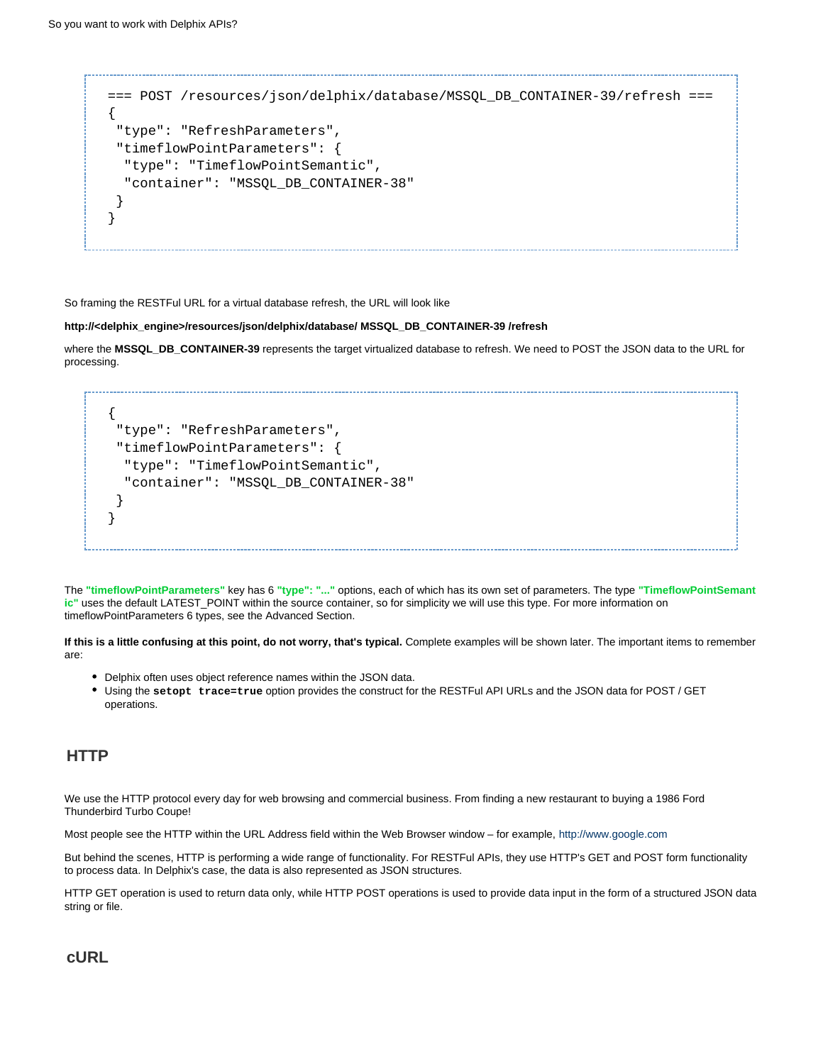```
=== POST /resources/json/delphix/database/MSSQL_DB_CONTAINER-39/refresh ===
{
 "type": "RefreshParameters",
 "timeflowPointParameters": {
  "type": "TimeflowPointSemantic",
  "container": "MSSQL_DB_CONTAINER-38"
 }
}
```

So framing the RESTFul URL for a virtual database refresh, the URL will look like

**http://<delphix_engine>/resources/json/delphix/database/ MSSQL_DB_CONTAINER-39 /refresh**

where the **MSSQL_DB_CONTAINER-39** represents the target virtualized database to refresh. We need to POST the JSON data to the URL for processing.

```
{
 "type": "RefreshParameters",
 "timeflowPointParameters": {
  "type": "TimeflowPointSemantic",
  "container": "MSSQL_DB_CONTAINER-38"
 }
}
```

The **"timeflowPointParameters"** key has 6 **"type": "..."** options, each of which has its own set of parameters. The type **"TimeflowPointSemantic"** uses the default LATEST_POINT within the source container, so for simplicity we will use this type. For more information on timeflowPointParameters 6 types, see the Advanced Section.

**If this is a little confusing at this point, do not worry, that's typical.** Complete examples will be shown later. The important items to remember are:

- Delphix often uses object reference names within the JSON data.
- Using the **`setopt trace=true`** option provides the construct for the RESTFul API URLs and the JSON data for POST / GET operations.

## HTTP

We use the HTTP protocol every day for web browsing and commercial business. From finding a new restaurant to buying a 1986 Ford Thunderbird Turbo Coupe!

Most people see the HTTP within the URL Address field within the Web Browser window – for example, http://www.google.com

But behind the scenes, HTTP is performing a wide range of functionality. For RESTFul APIs, they use HTTP's GET and POST form functionality to process data. In Delphix's case, the data is also represented as JSON structures.

HTTP GET operation is used to return data only, while HTTP POST operations is used to provide data input in the form of a structured JSON data string or file.

## cURL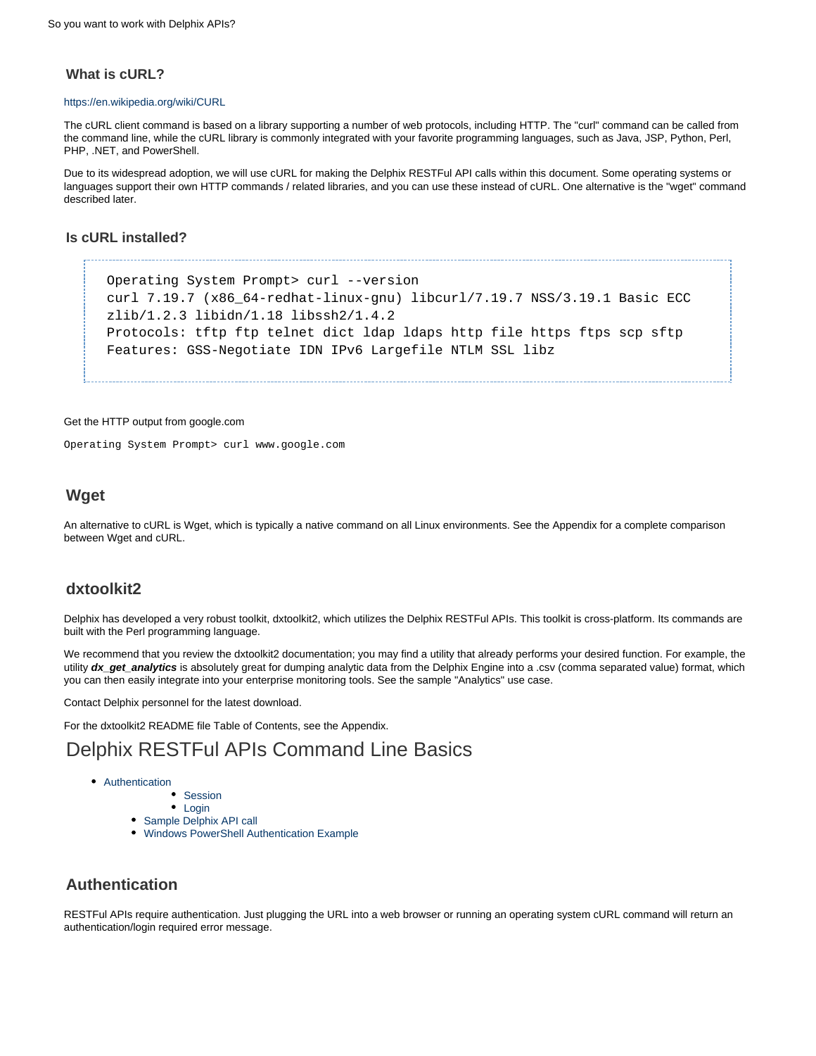### What is cURL?

https://en.wikipedia.org/wiki/CURL

The cURL client command is based on a library supporting a number of web protocols, including HTTP. The "curl" command can be called from the command line, while the cURL library is commonly integrated with your favorite programming languages, such as Java, JSP, Python, Perl, PHP, .NET, and PowerShell.

Due to its widespread adoption, we will use cURL for making the Delphix RESTFul API calls within this document. Some operating systems or languages support their own HTTP commands / related libraries, and you can use these instead of cURL. One alternative is the "wget" command described later.

### Is cURL installed?

```
Operating System Prompt> curl --version
curl 7.19.7 (x86_64-redhat-linux-gnu) libcurl/7.19.7 NSS/3.19.1 Basic ECC
zlib/1.2.3 libidn/1.18 libssh2/1.4.2
Protocols: tftp ftp telnet dict ldap ldaps http file https ftps scp sftp
Features: GSS-Negotiate IDN IPv6 Largefile NTLM SSL libz
```

Get the HTTP output from google.com

```
Operating System Prompt> curl www.google.com
```

## Wget

An alternative to cURL is Wget, which is typically a native command on all Linux environments. See the Appendix for a complete comparison between Wget and cURL.

## dxtoolkit2

Delphix has developed a very robust toolkit, dxtoolkit2, which utilizes the Delphix RESTFul APIs. This toolkit is cross-platform. Its commands are built with the Perl programming language.

We recommend that you review the dxtoolkit2 documentation; you may find a utility that already performs your desired function. For example, the utility ***dx_get_analytics*** is absolutely great for dumping analytic data from the Delphix Engine into a .csv (comma separated value) format, which you can then easily integrate into your enterprise monitoring tools. See the sample "Analytics" use case.

Contact Delphix personnel for the latest download.

For the dxtoolkit2 README file Table of Contents, see the Appendix.

# Delphix RESTFul APIs Command Line Basics

- Authentication
  - Session
  - Login
- Sample Delphix API call
- Windows PowerShell Authentication Example

## Authentication

RESTFul APIs require authentication. Just plugging the URL into a web browser or running an operating system cURL command will return an authentication/login required error message.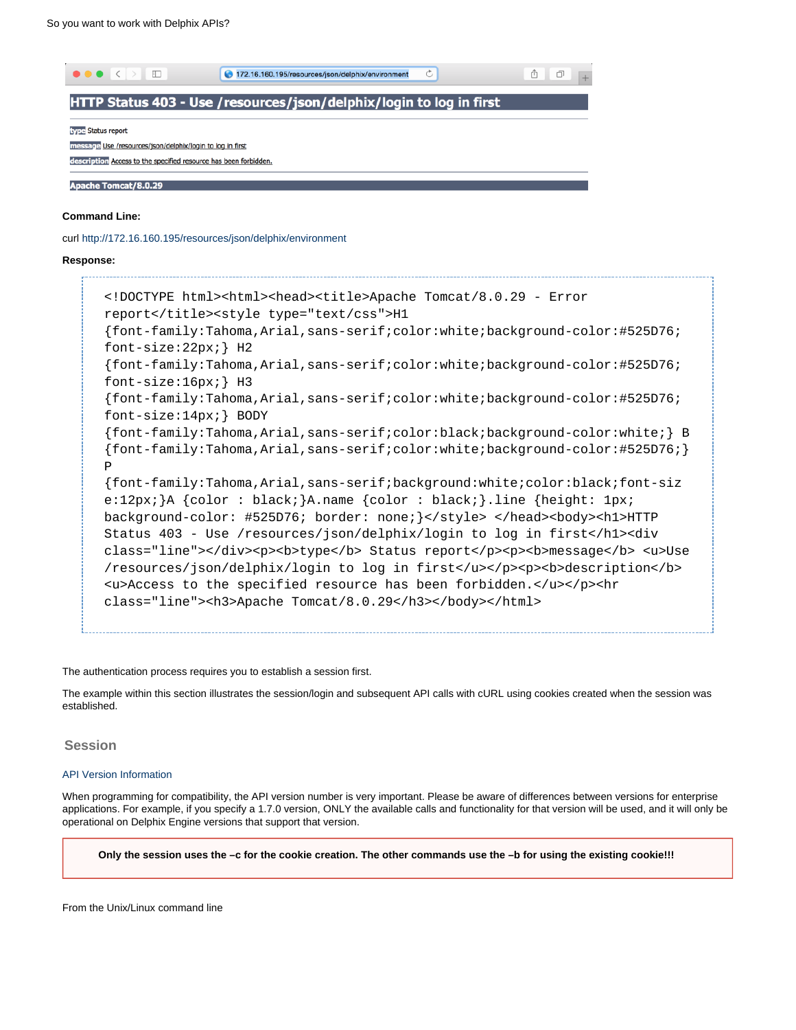**Command Line:**

curl http://172.16.160.195/resources/json/delphix/environment

**Response:**

```
<!DOCTYPE html><html><head><title>Apache Tomcat/8.0.29 - Error
report</title><style type="text/css">H1
{font-family:Tahoma,Arial,sans-serif;color:white;background-color:#525D76;
font-size:22px;} H2
{font-family:Tahoma,Arial,sans-serif;color:white;background-color:#525D76;
font-size:16px;} H3
{font-family:Tahoma,Arial,sans-serif;color:white;background-color:#525D76;
font-size:14px;} BODY
{font-family:Tahoma,Arial,sans-serif;color:black;background-color:white;} B
{font-family:Tahoma,Arial,sans-serif;color:white;background-color:#525D76;}
P
{font-family:Tahoma,Arial,sans-serif;background:white;color:black;font-siz
e:12px;}A {color : black;}A.name {color : black;}.line {height: 1px;
background-color: #525D76; border: none;}</style> </head><body><h1>HTTP
Status 403 - Use /resources/json/delphix/login to log in first</h1><div
class="line"></div><p><b>type</b> Status report</p><p><b>message</b> <u>Use
/resources/json/delphix/login to log in first</u></p><p><b>description</b>
<u>Access to the specified resource has been forbidden.</u></p><hr
class="line"><h3>Apache Tomcat/8.0.29</h3></body></html>
```

The authentication process requires you to establish a session first.

The example within this section illustrates the session/login and subsequent API calls with cURL using cookies created when the session was established.

## Session

API Version Information

When programming for compatibility, the API version number is very important. Please be aware of differences between versions for enterprise applications. For example, if you specify a 1.7.0 version, ONLY the available calls and functionality for that version will be used, and it will only be operational on Delphix Engine versions that support that version.

**Only the session uses the –c for the cookie creation. The other commands use the –b for using the existing cookie!!!**

From the Unix/Linux command line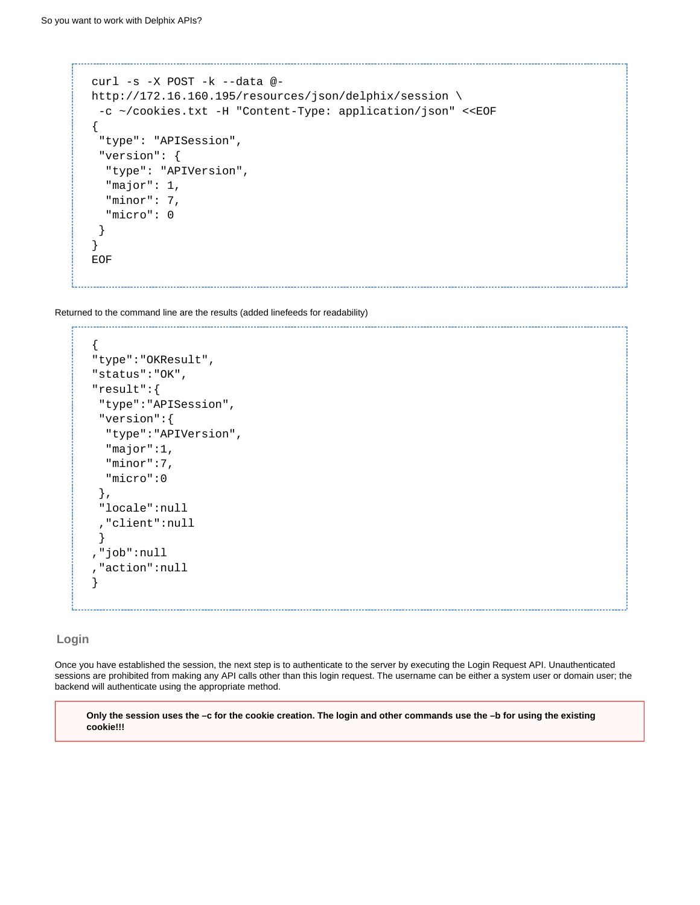```
curl -s -X POST -k --data @-
http://172.16.160.195/resources/json/delphix/session \
 -c ~/cookies.txt -H "Content-Type: application/json" <<EOF
{
 "type": "APISession",
 "version": {
  "type": "APIVersion",
  "major": 1,
  "minor": 7,
  "micro": 0
 }
}
EOF
```

Returned to the command line are the results (added linefeeds for readability)

```
{
"type":"OKResult",
"status":"OK",
"result":{
 "type":"APISession",
 "version":{
  "type":"APIVersion",
  "major":1,
  "minor":7,
  "micro":0
 },
 "locale":null
 ,"client":null
 }
,"job":null
,"action":null
}
```

## Login

Once you have established the session, the next step is to authenticate to the server by executing the Login Request API. Unauthenticated sessions are prohibited from making any API calls other than this login request. The username can be either a system user or domain user; the backend will authenticate using the appropriate method.

> **Only the session uses the –c for the cookie creation. The login and other commands use the –b for using the existing cookie!!!**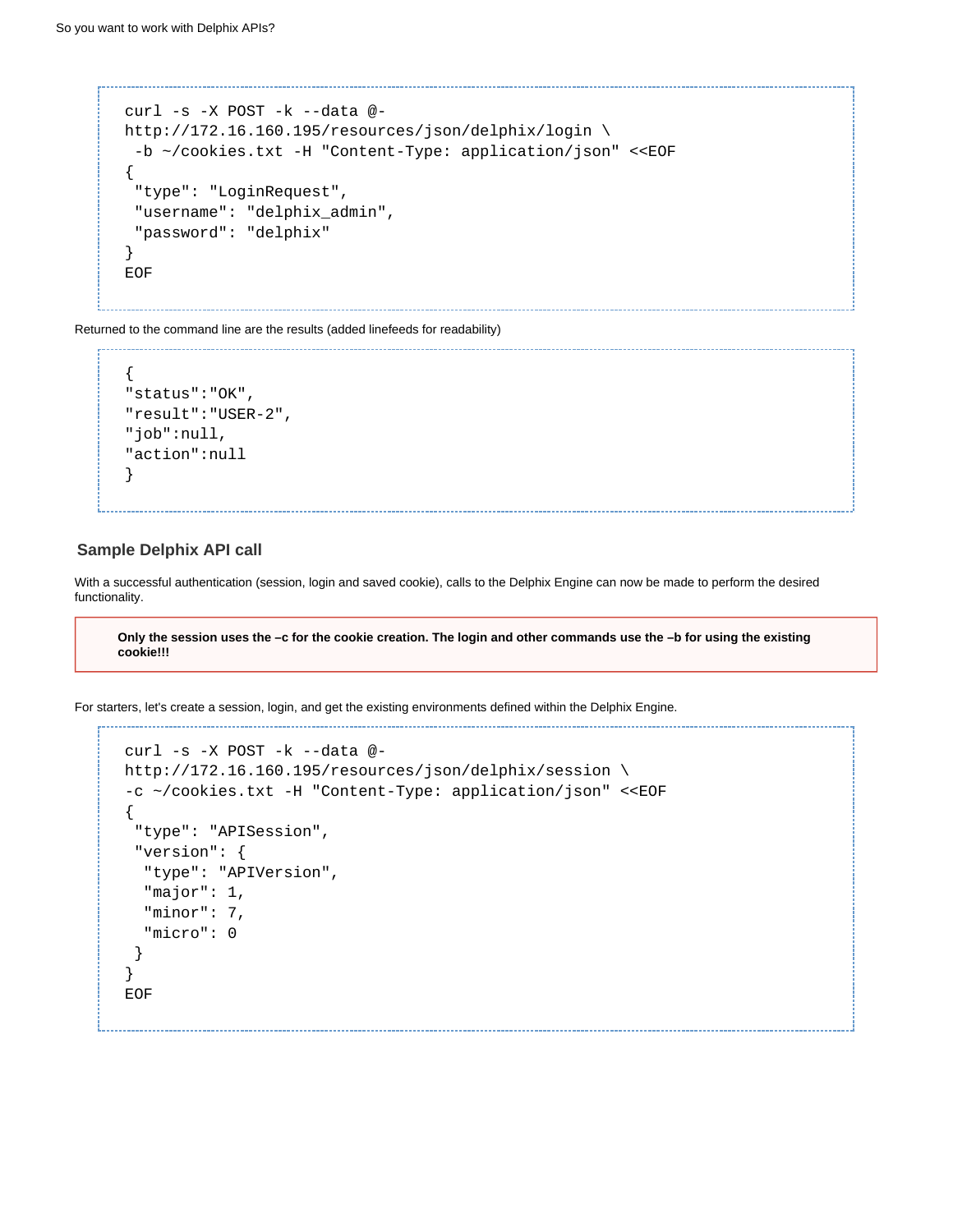```
curl -s -X POST -k --data @-
http://172.16.160.195/resources/json/delphix/login \
 -b ~/cookies.txt -H "Content-Type: application/json" <<EOF
{
 "type": "LoginRequest",
 "username": "delphix_admin",
 "password": "delphix"
}
EOF
```

Returned to the command line are the results (added linefeeds for readability)

```
{
"status":"OK",
"result":"USER-2",
"job":null,
"action":null
}
```

### Sample Delphix API call

With a successful authentication (session, login and saved cookie), calls to the Delphix Engine can now be made to perform the desired functionality.

> **Only the session uses the –c for the cookie creation. The login and other commands use the –b for using the existing cookie!!!**

For starters, let's create a session, login, and get the existing environments defined within the Delphix Engine.

```
curl -s -X POST -k --data @-
http://172.16.160.195/resources/json/delphix/session \
-c ~/cookies.txt -H "Content-Type: application/json" <<EOF
{
 "type": "APISession",
 "version": {
  "type": "APIVersion",
  "major": 1,
  "minor": 7,
  "micro": 0
 }
}
EOF
```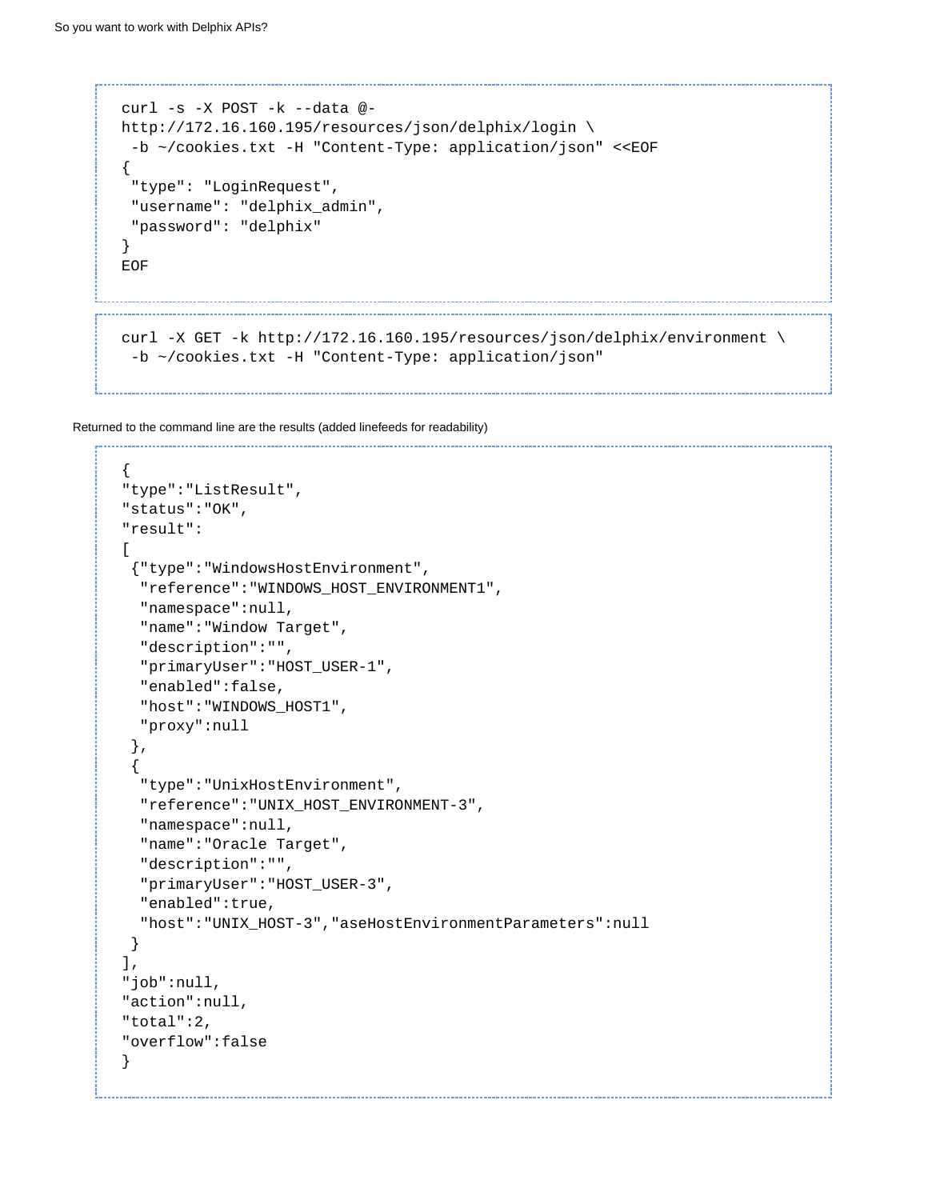```
curl -s -X POST -k --data @-
http://172.16.160.195/resources/json/delphix/login \
 -b ~/cookies.txt -H "Content-Type: application/json" <<EOF
{
 "type": "LoginRequest",
 "username": "delphix_admin",
 "password": "delphix"
}
EOF
```

```
curl -X GET -k http://172.16.160.195/resources/json/delphix/environment \
 -b ~/cookies.txt -H "Content-Type: application/json"
```

Returned to the command line are the results (added linefeeds for readability)

```
{
"type":"ListResult",
"status":"OK",
"result":
[
 {"type":"WindowsHostEnvironment",
  "reference":"WINDOWS_HOST_ENVIRONMENT1",
  "namespace":null,
  "name":"Window Target",
  "description":"",
  "primaryUser":"HOST_USER-1",
  "enabled":false,
  "host":"WINDOWS_HOST1",
  "proxy":null
 },
 {
  "type":"UnixHostEnvironment",
  "reference":"UNIX_HOST_ENVIRONMENT-3",
  "namespace":null,
  "name":"Oracle Target",
  "description":"",
  "primaryUser":"HOST_USER-3",
  "enabled":true,
  "host":"UNIX_HOST-3","aseHostEnvironmentParameters":null
 }
],
"job":null,
"action":null,
"total":2,
"overflow":false
}
```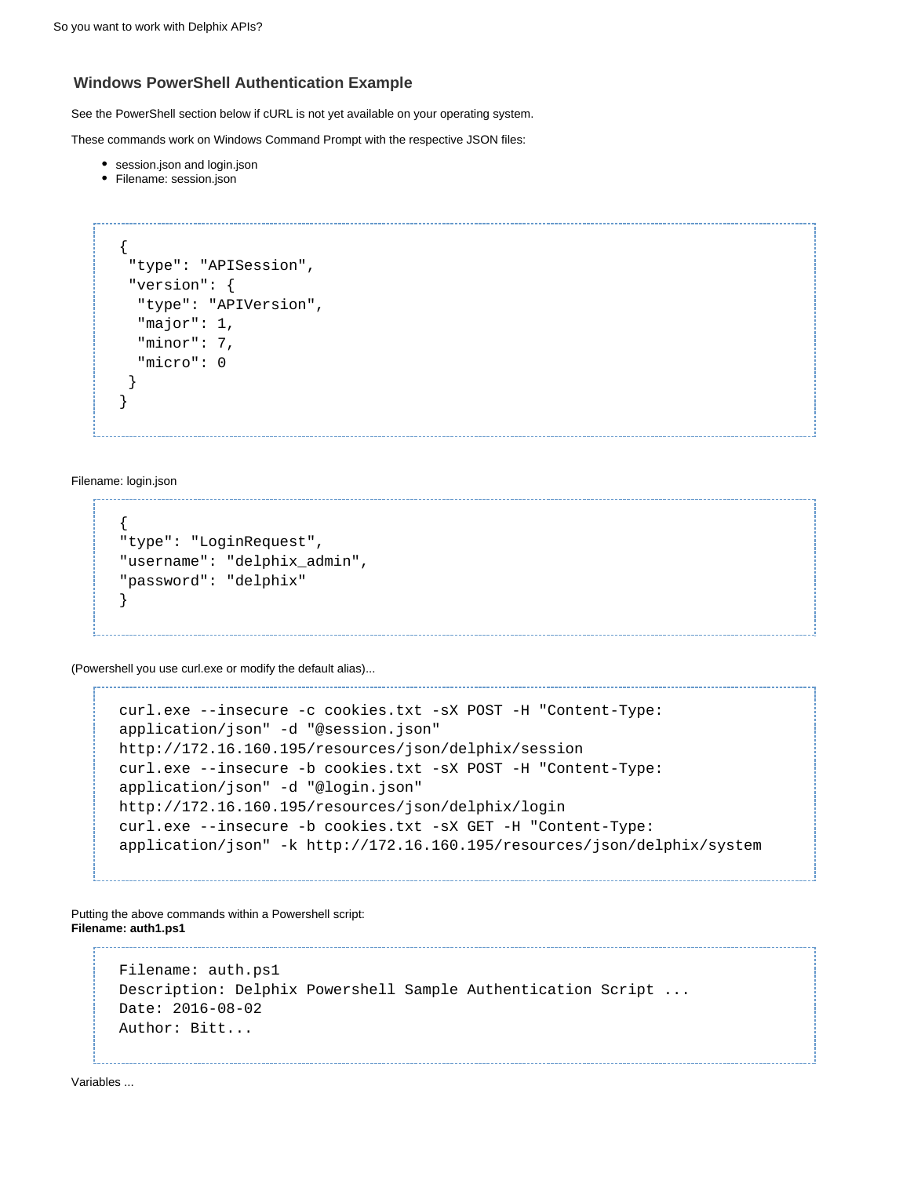### Windows PowerShell Authentication Example

See the PowerShell section below if cURL is not yet available on your operating system.

These commands work on Windows Command Prompt with the respective JSON files:

- session.json and login.json
- Filename: session.json

```
{
 "type": "APISession",
 "version": {
  "type": "APIVersion",
  "major": 1,
  "minor": 7,
  "micro": 0
 }
}
```

Filename: login.json

```
{
"type": "LoginRequest",
"username": "delphix_admin",
"password": "delphix"
}
```

(Powershell you use curl.exe or modify the default alias)...

```
curl.exe --insecure -c cookies.txt -sX POST -H "Content-Type:
application/json" -d "@session.json"
http://172.16.160.195/resources/json/delphix/session
curl.exe --insecure -b cookies.txt -sX POST -H "Content-Type:
application/json" -d "@login.json"
http://172.16.160.195/resources/json/delphix/login
curl.exe --insecure -b cookies.txt -sX GET -H "Content-Type:
application/json" -k http://172.16.160.195/resources/json/delphix/system
```

Putting the above commands within a Powershell script:
**Filename: auth1.ps1**

```
Filename: auth.ps1
Description: Delphix Powershell Sample Authentication Script ...
Date: 2016-08-02
Author: Bitt...
```

Variables ...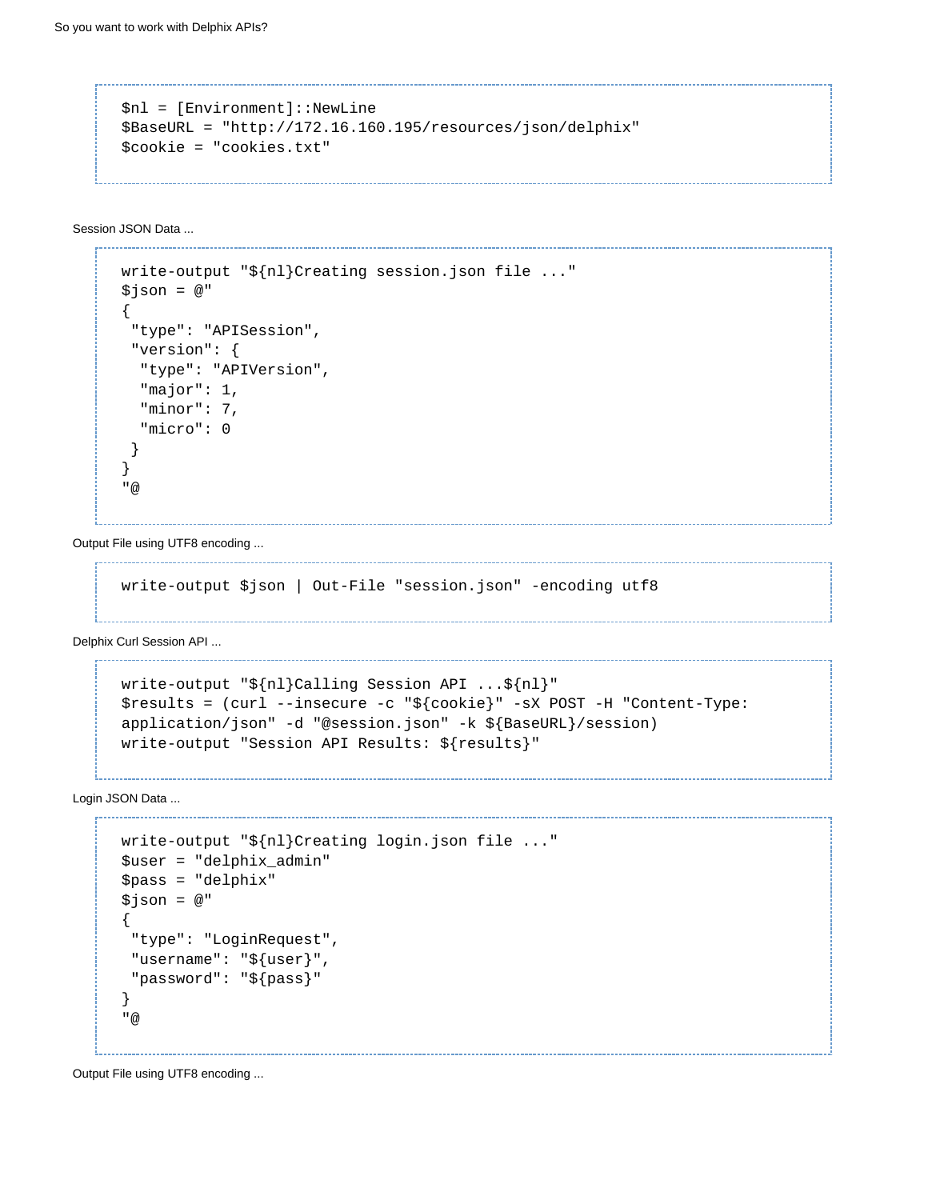```
$nl = [Environment]::NewLine
$BaseURL = "http://172.16.160.195/resources/json/delphix"
$cookie = "cookies.txt"
```

Session JSON Data ...

```
write-output "${nl}Creating session.json file ..."
$json = @"
{
 "type": "APISession",
 "version": {
  "type": "APIVersion",
  "major": 1,
  "minor": 7,
  "micro": 0
 }
}
"@
```

Output File using UTF8 encoding ...

```
write-output $json | Out-File "session.json" -encoding utf8
```

Delphix Curl Session API ...

```
write-output "${nl}Calling Session API ...${nl}"
$results = (curl --insecure -c "${cookie}" -sX POST -H "Content-Type:
application/json" -d "@session.json" -k ${BaseURL}/session)
write-output "Session API Results: ${results}"
```

Login JSON Data ...

```
write-output "${nl}Creating login.json file ..."
$user = "delphix_admin"
$pass = "delphix"
$json = @"
{
 "type": "LoginRequest",
 "username": "${user}",
 "password": "${pass}"
}
"@
```

Output File using UTF8 encoding ...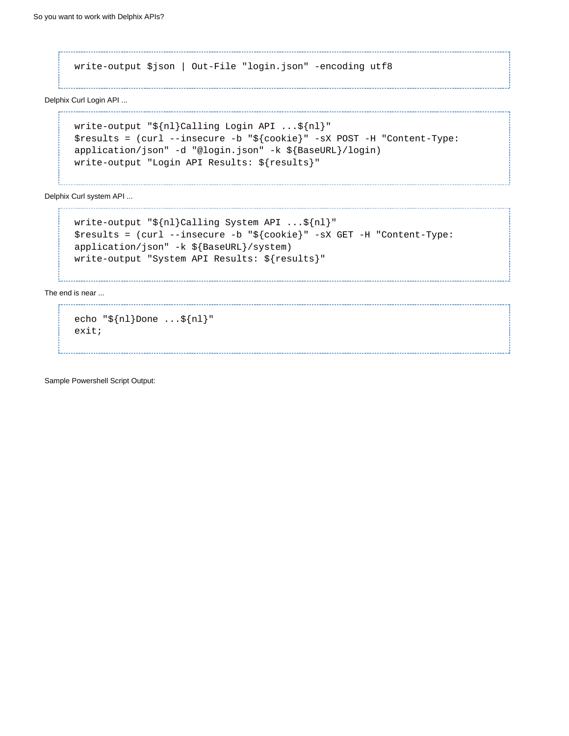```
write-output $json | Out-File "login.json" -encoding utf8
```

Delphix Curl Login API ...

```
write-output "${nl}Calling Login API ...${nl}"
$results = (curl --insecure -b "${cookie}" -sX POST -H "Content-Type:
application/json" -d "@login.json" -k ${BaseURL}/login)
write-output "Login API Results: ${results}"
```

Delphix Curl system API ...

```
write-output "${nl}Calling System API ...${nl}"
$results = (curl --insecure -b "${cookie}" -sX GET -H "Content-Type:
application/json" -k ${BaseURL}/system)
write-output "System API Results: ${results}"
```

The end is near ...

```
echo "${nl}Done ...${nl}"
exit;
```

Sample Powershell Script Output: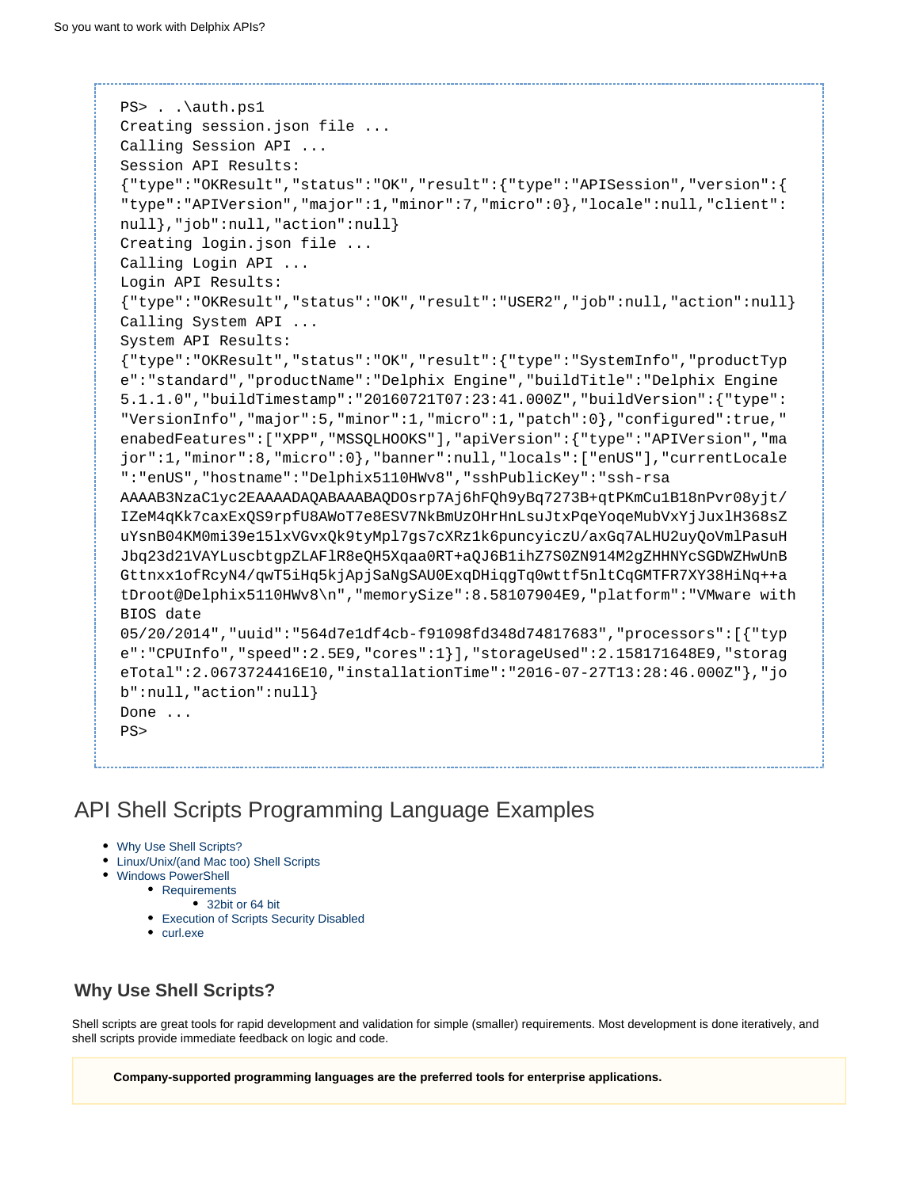```
PS> . .\auth.ps1
Creating session.json file ...
Calling Session API ...
Session API Results:
{"type":"OKResult","status":"OK","result":{"type":"APISession","version":{
"type":"APIVersion","major":1,"minor":7,"micro":0},"locale":null,"client":
null},"job":null,"action":null}
Creating login.json file ...
Calling Login API ...
Login API Results:
{"type":"OKResult","status":"OK","result":"USER2","job":null,"action":null}
Calling System API ...
System API Results:
{"type":"OKResult","status":"OK","result":{"type":"SystemInfo","productTyp
e":"standard","productName":"Delphix Engine","buildTitle":"Delphix Engine
5.1.1.0","buildTimestamp":"20160721T07:23:41.000Z","buildVersion":{"type":
"VersionInfo","major":5,"minor":1,"micro":1,"patch":0},"configured":true,"
enabledFeatures":["XPP","MSSQLHOOKS"],"apiVersion":{"type":"APIVersion","ma
jor":1,"minor":8,"micro":0},"banner":null,"locals":["enUS"],"currentLocale
":"enUS","hostname":"Delphix5110HWv8","sshPublicKey":"ssh-rsa
AAAAB3NzaC1yc2EAAAADAQABAAABAQDOsrp7Aj6hFQh9yBq7273B+qtPKmCu1B18nPvr08yjt/
IZeM4qKk7caxExQS9rpfU8AWoT7e8ESV7NkBmUzOHrHnLsuJtxPqeYoqeMubVxYjJuxlH368sZ
uYsnB04KM0mi39e15lxVGvxQk9tyMpl7gs7cXRz1k6puncyiczU/axGq7ALHU2uyQoVmlPasuH
Jbq23d21VAYLuscbtgpZLAFlR8eQH5Xqaa0RT+aQJ6B1ihZ7S0ZN914M2gZHHNYcSGDWZHwUnB
Gttnxx1ofRcyN4/qwT5iHq5kjApjSaNgSAU0ExqDHiqgTq0wttf5nltCqGMTFR7XY38HiNq++a
tDroot@Delphix5110HWv8\n","memorySize":8.58107904E9,"platform":"VMware with
BIOS date
05/20/2014","uuid":"564d7e1df4cb-f91098fd348d74817683","processors":[{"typ
e":"CPUInfo","speed":2.5E9,"cores":1}],"storageUsed":2.158171648E9,"storag
eTotal":2.0673724416E10,"installationTime":"2016-07-27T13:28:46.000Z"},"jo
b":null,"action":null}
Done ...
PS>
```

# API Shell Scripts Programming Language Examples

- Why Use Shell Scripts?
- Linux/Unix/(and Mac too) Shell Scripts
- Windows PowerShell
  - Requirements
    - 32bit or 64 bit
  - Execution of Scripts Security Disabled
  - curl.exe

## Why Use Shell Scripts?

Shell scripts are great tools for rapid development and validation for simple (smaller) requirements. Most development is done iteratively, and shell scripts provide immediate feedback on logic and code.

**Company-supported programming languages are the preferred tools for enterprise applications.**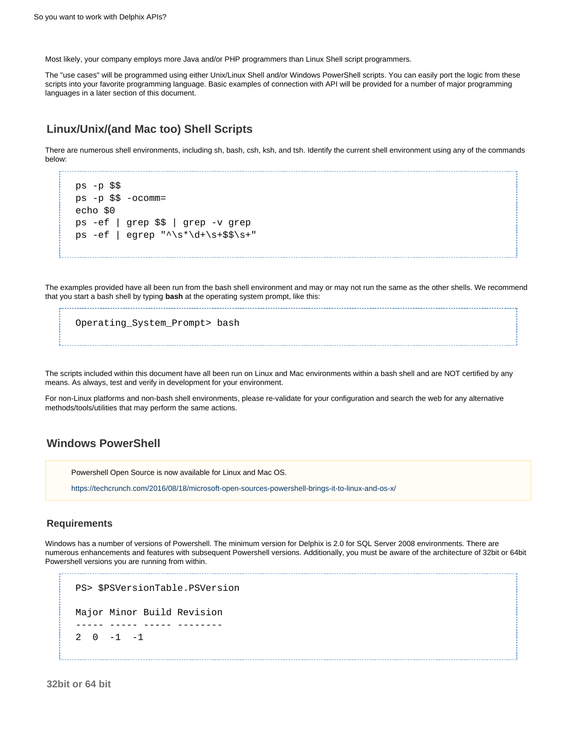Most likely, your company employs more Java and/or PHP programmers than Linux Shell script programmers.

The "use cases" will be programmed using either Unix/Linux Shell and/or Windows PowerShell scripts. You can easily port the logic from these scripts into your favorite programming language. Basic examples of connection with API will be provided for a number of major programming languages in a later section of this document.

## Linux/Unix/(and Mac too) Shell Scripts

There are numerous shell environments, including sh, bash, csh, ksh, and tsh. Identify the current shell environment using any of the commands below:

```
ps -p $$
ps -p $$ -ocomm=
echo $0
ps -ef | grep $$ | grep -v grep
ps -ef | egrep "^\s*\d+\s+$$\s+"
```

The examples provided have all been run from the bash shell environment and may or may not run the same as the other shells. We recommend that you start a bash shell by typing **bash** at the operating system prompt, like this:

```
Operating_System_Prompt> bash
```

The scripts included within this document have all been run on Linux and Mac environments within a bash shell and are NOT certified by any means. As always, test and verify in development for your environment.

For non-Linux platforms and non-bash shell environments, please re-validate for your configuration and search the web for any alternative methods/tools/utilities that may perform the same actions.

## Windows PowerShell

Powershell Open Source is now available for Linux and Mac OS.

https://techcrunch.com/2016/08/18/microsoft-open-sources-powershell-brings-it-to-linux-and-os-x/

### Requirements

Windows has a number of versions of Powershell. The minimum version for Delphix is 2.0 for SQL Server 2008 environments. There are numerous enhancements and features with subsequent Powershell versions. Additionally, you must be aware of the architecture of 32bit or 64bit Powershell versions you are running from within.

```
PS> $PSVersionTable.PSVersion

Major Minor Build Revision
----- ----- ----- --------
2  0  -1  -1
```

#### 32bit or 64 bit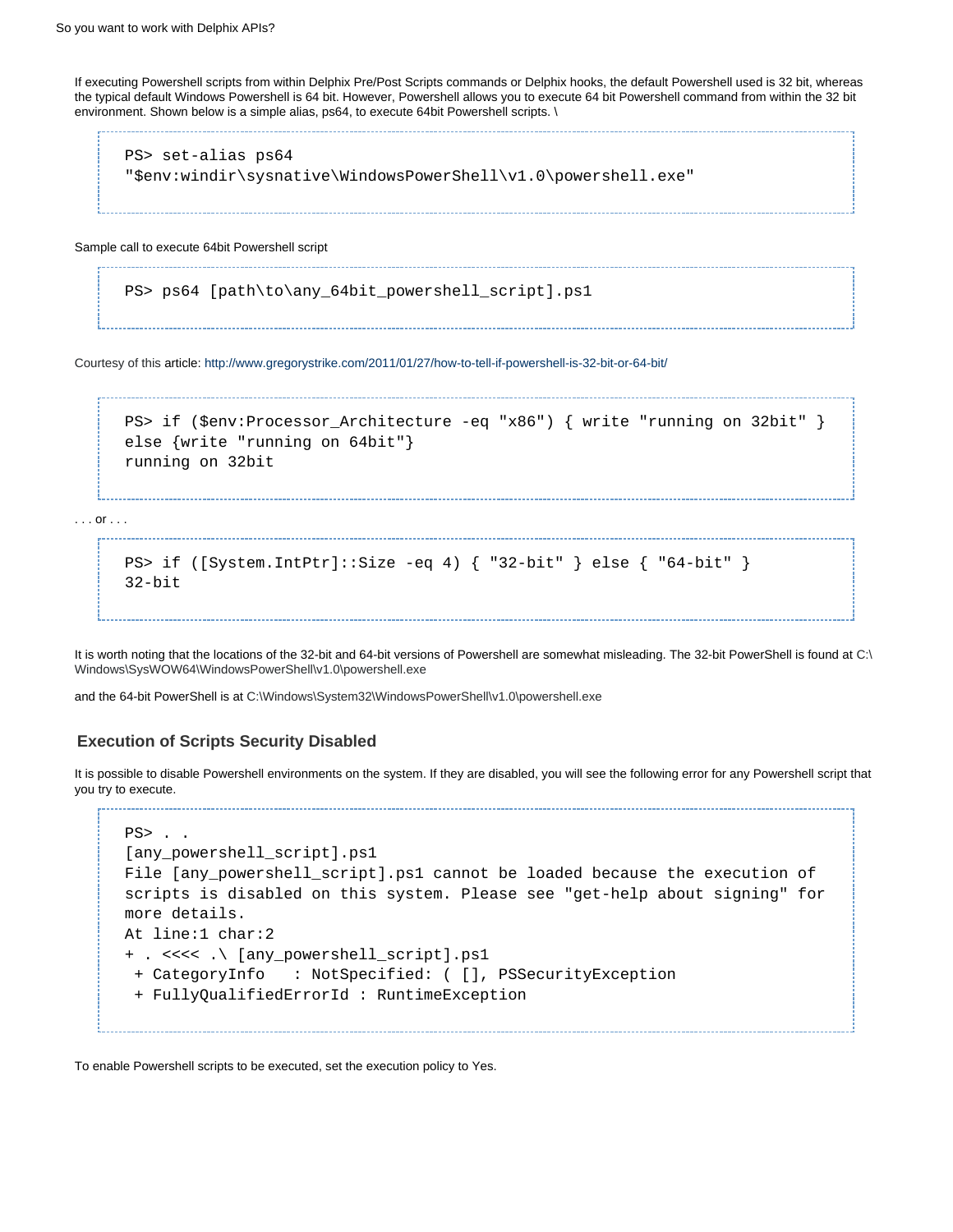If executing Powershell scripts from within Delphix Pre/Post Scripts commands or Delphix hooks, the default Powershell used is 32 bit, whereas the typical default Windows Powershell is 64 bit. However, Powershell allows you to execute 64 bit Powershell command from within the 32 bit environment. Shown below is a simple alias, ps64, to execute 64bit Powershell scripts. \

```
PS> set-alias ps64
"$env:windir\sysnative\WindowsPowerShell\v1.0\powershell.exe"
```

Sample call to execute 64bit Powershell script

```
PS> ps64 [path\to\any_64bit_powershell_script].ps1
```

Courtesy of this article: http://www.gregorystrike.com/2011/01/27/how-to-tell-if-powershell-is-32-bit-or-64-bit/

```
PS> if ($env:Processor_Architecture -eq "x86") { write "running on 32bit" }
else {write "running on 64bit"}
running on 32bit
```

. . . or . . .

```
PS> if ([System.IntPtr]::Size -eq 4) { "32-bit" } else { "64-bit" }
32-bit
```

It is worth noting that the locations of the 32-bit and 64-bit versions of Powershell are somewhat misleading. The 32-bit PowerShell is found at C:\Windows\SysWOW64\WindowsPowerShell\v1.0\powershell.exe

and the 64-bit PowerShell is at C:\Windows\System32\WindowsPowerShell\v1.0\powershell.exe

### Execution of Scripts Security Disabled

It is possible to disable Powershell environments on the system. If they are disabled, you will see the following error for any Powershell script that you try to execute.

```
PS> . .
[any_powershell_script].ps1
File [any_powershell_script].ps1 cannot be loaded because the execution of
scripts is disabled on this system. Please see "get-help about signing" for
more details.
At line:1 char:2
+ . <<<< .\ [any_powershell_script].ps1
 + CategoryInfo    : NotSpecified: ( [], PSSecurityException
 + FullyQualifiedErrorId : RuntimeException
```

To enable Powershell scripts to be executed, set the execution policy to Yes.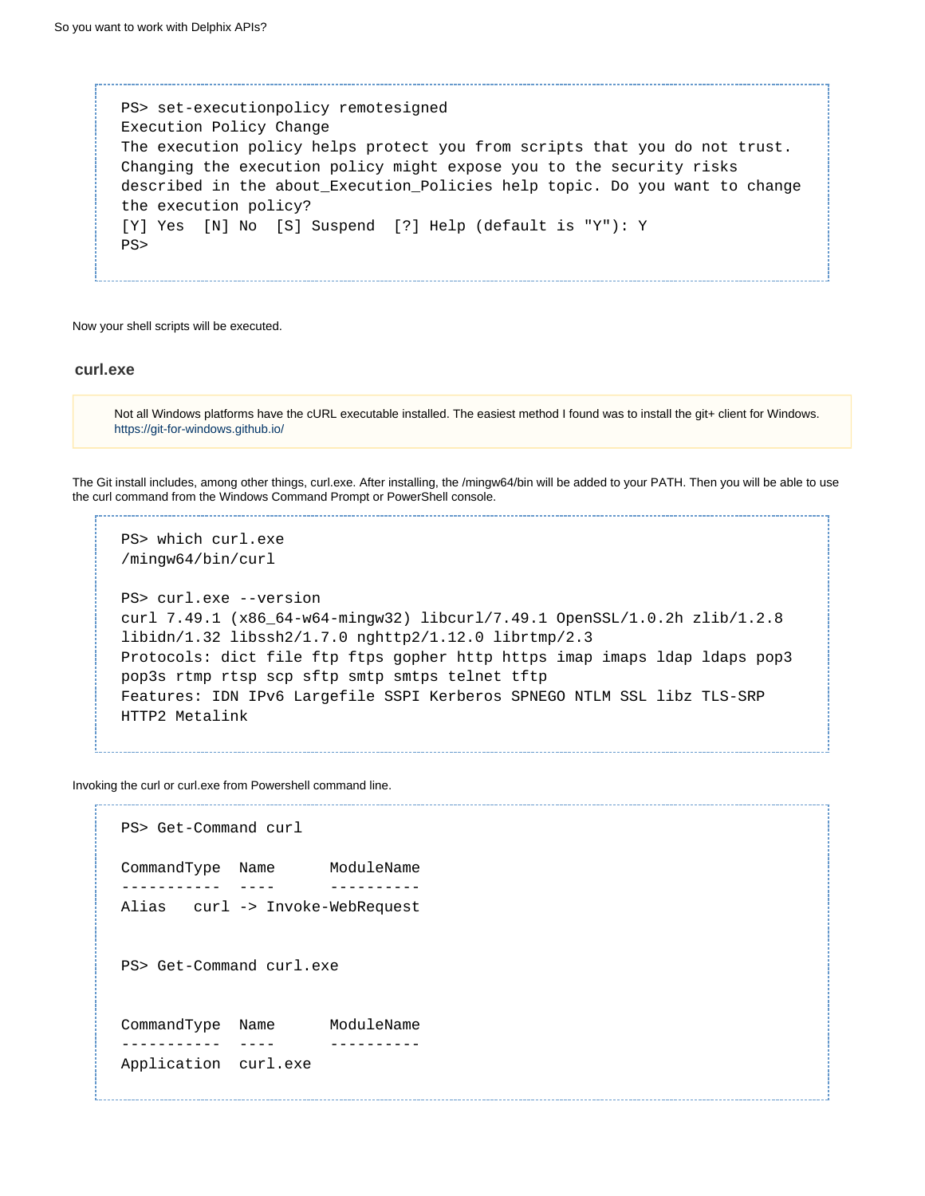```
PS> set-executionpolicy remotesigned
Execution Policy Change
The execution policy helps protect you from scripts that you do not trust.
Changing the execution policy might expose you to the security risks
described in the about_Execution_Policies help topic. Do you want to change
the execution policy?
[Y] Yes  [N] No  [S] Suspend  [?] Help (default is "Y"): Y
PS>
```

Now your shell scripts will be executed.

### curl.exe

Not all Windows platforms have the cURL executable installed. The easiest method I found was to install the git+ client for Windows. https://git-for-windows.github.io/

The Git install includes, among other things, curl.exe. After installing, the /mingw64/bin will be added to your PATH. Then you will be able to use the curl command from the Windows Command Prompt or PowerShell console.

```
PS> which curl.exe
/mingw64/bin/curl

PS> curl.exe --version
curl 7.49.1 (x86_64-w64-mingw32) libcurl/7.49.1 OpenSSL/1.0.2h zlib/1.2.8
libidn/1.32 libssh2/1.7.0 nghttp2/1.12.0 librtmp/2.3
Protocols: dict file ftp ftps gopher http https imap imaps ldap ldaps pop3
pop3s rtmp rtsp scp sftp smtp smtps telnet tftp
Features: IDN IPv6 Largefile SSPI Kerberos SPNEGO NTLM SSL libz TLS-SRP
HTTP2 Metalink
```

Invoking the curl or curl.exe from Powershell command line.

```
PS> Get-Command curl

CommandType   Name      ModuleName
-----------   ----      ----------
Alias    curl -> Invoke-WebRequest


PS> Get-Command curl.exe


CommandType   Name      ModuleName
-----------   ----      ----------
Application   curl.exe
```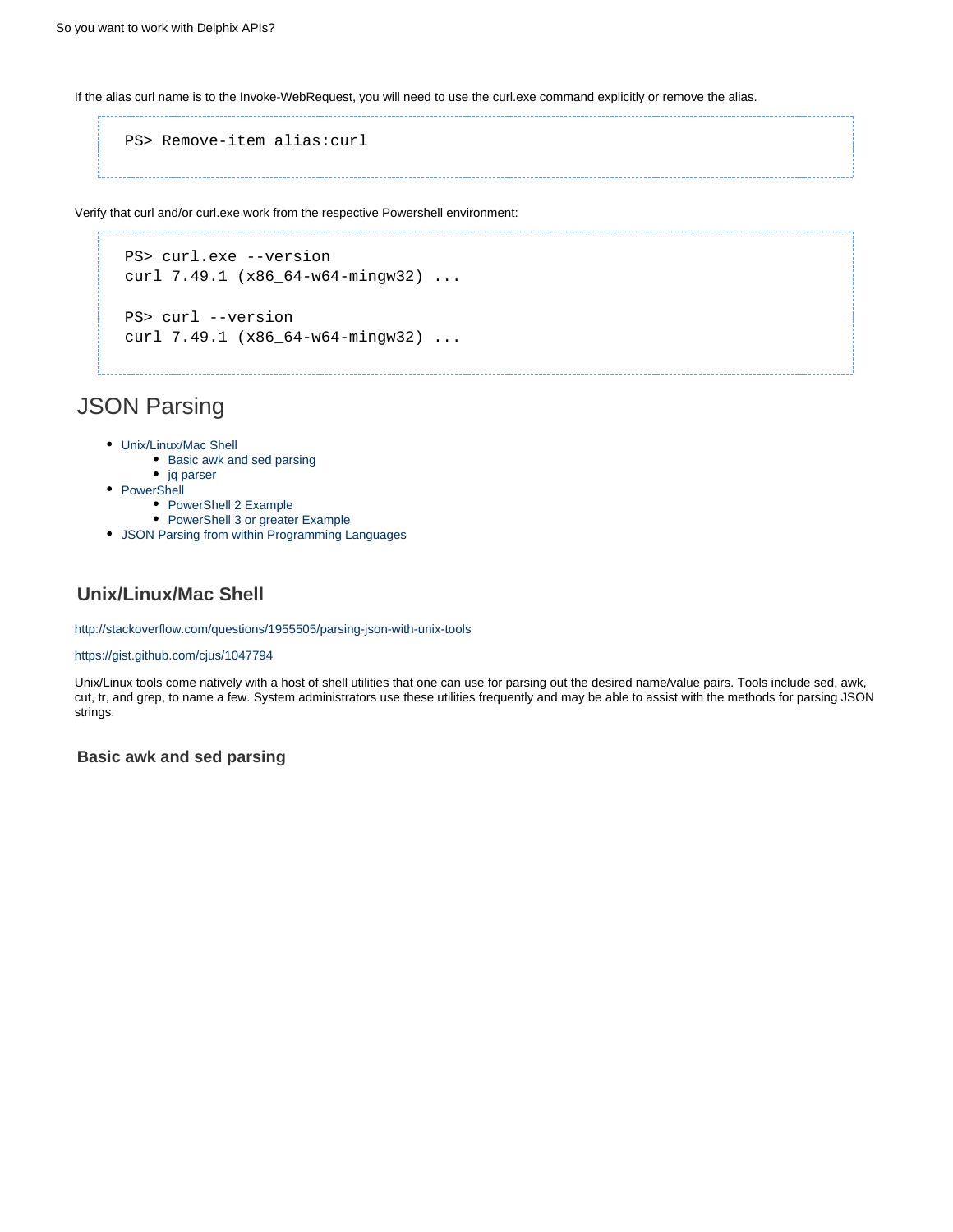If the alias curl name is to the Invoke-WebRequest, you will need to use the curl.exe command explicitly or remove the alias.

```
PS> Remove-item alias:curl
```

Verify that curl and/or curl.exe work from the respective Powershell environment:

```
PS> curl.exe --version
curl 7.49.1 (x86_64-w64-mingw32) ...

PS> curl --version
curl 7.49.1 (x86_64-w64-mingw32) ...
```

# JSON Parsing

- Unix/Linux/Mac Shell
  - Basic awk and sed parsing
  - jq parser
- PowerShell
  - PowerShell 2 Example
  - PowerShell 3 or greater Example
- JSON Parsing from within Programming Languages

## Unix/Linux/Mac Shell

http://stackoverflow.com/questions/1955505/parsing-json-with-unix-tools

https://gist.github.com/cjus/1047794

Unix/Linux tools come natively with a host of shell utilities that one can use for parsing out the desired name/value pairs. Tools include sed, awk, cut, tr, and grep, to name a few. System administrators use these utilities frequently and may be able to assist with the methods for parsing JSON strings.

### Basic awk and sed parsing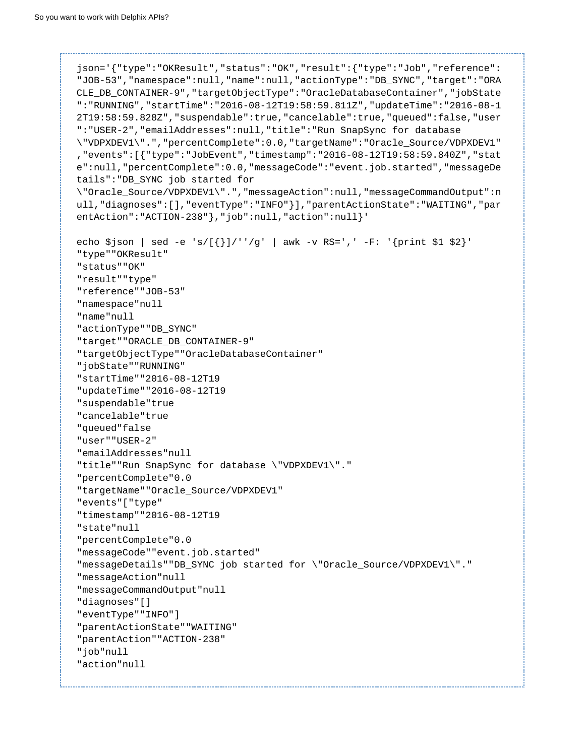```
json='{"type":"OKResult","status":"OK","result":{"type":"Job","reference":
"JOB-53","namespace":null,"name":null,"actionType":"DB_SYNC","target":"ORA
CLE_DB_CONTAINER-9","targetObjectType":"OracleDatabaseContainer","jobState
":"RUNNING","startTime":"2016-08-12T19:58:59.811Z","updateTime":"2016-08-1
2T19:58:59.828Z","suspendable":true,"cancelable":true,"queued":false,"user
":"USER-2","emailAddresses":null,"title":"Run SnapSync for database
\"VDPXDEV1\".","percentComplete":0.0,"targetName":"Oracle_Source/VDPXDEV1"
,"events":[{"type":"JobEvent","timestamp":"2016-08-12T19:58:59.840Z","stat
e":null,"percentComplete":0.0,"messageCode":"event.job.started","messageDe
tails":"DB_SYNC job started for
\"Oracle_Source/VDPXDEV1\".","messageAction":null,"messageCommandOutput":n
ull,"diagnoses":[],"eventType":"INFO"}],"parentActionState":"WAITING","par
entAction":"ACTION-238"},"job":null,"action":null}'

echo $json | sed -e 's/[{}]/''/g' | awk -v RS=',' -F: '{print $1 $2}'
"type""OKResult"
"status""OK"
"result""type"
"reference""JOB-53"
"namespace"null
"name"null
"actionType""DB_SYNC"
"target""ORACLE_DB_CONTAINER-9"
"targetObjectType""OracleDatabaseContainer"
"jobState""RUNNING"
"startTime""2016-08-12T19
"updateTime""2016-08-12T19
"suspendable"true
"cancelable"true
"queued"false
"user""USER-2"
"emailAddresses"null
"title""Run SnapSync for database \"VDPXDEV1\"."
"percentComplete"0.0
"targetName""Oracle_Source/VDPXDEV1"
"events"["type"
"timestamp""2016-08-12T19
"state"null
"percentComplete"0.0
"messageCode""event.job.started"
"messageDetails""DB_SYNC job started for \"Oracle_Source/VDPXDEV1\"."
"messageAction"null
"messageCommandOutput"null
"diagnoses"[]
"eventType""INFO"]
"parentActionState""WAITING"
"parentAction""ACTION-238"
"job"null
"action"null
```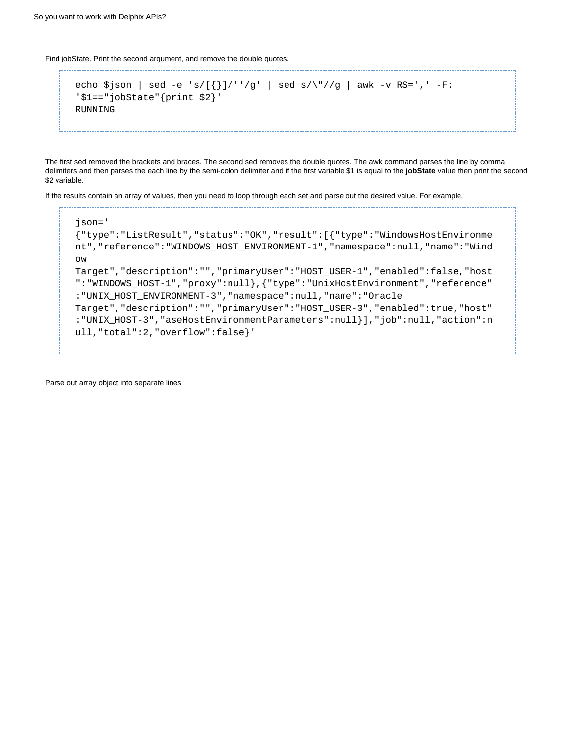Find jobState. Print the second argument, and remove the double quotes.

```
echo $json | sed -e 's/[{}]/''/g' | sed s/\"//g | awk -v RS=',' -F:
'$1=="jobState"{print $2}'
RUNNING
```

The first sed removed the brackets and braces. The second sed removes the double quotes. The awk command parses the line by comma delimiters and then parses the each line by the semi-colon delimiter and if the first variable $1 is equal to the **jobState** value then print the second $2 variable.

If the results contain an array of values, then you need to loop through each set and parse out the desired value. For example,

```
json='
{"type":"ListResult","status":"OK","result":[{"type":"WindowsHostEnvironment","reference":"WINDOWS_HOST_ENVIRONMENT-1","namespace":null,"name":"Window
Target","description":"","primaryUser":"HOST_USER-1","enabled":false,"host":"WINDOWS_HOST-1","proxy":null},{"type":"UnixHostEnvironment","reference":"UNIX_HOST_ENVIRONMENT-3","namespace":null,"name":"Oracle
Target","description":"","primaryUser":"HOST_USER-3","enabled":true,"host":"UNIX_HOST-3","aseHostEnvironmentParameters":null}],"job":null,"action":null,"total":2,"overflow":false}'
```

Parse out array object into separate lines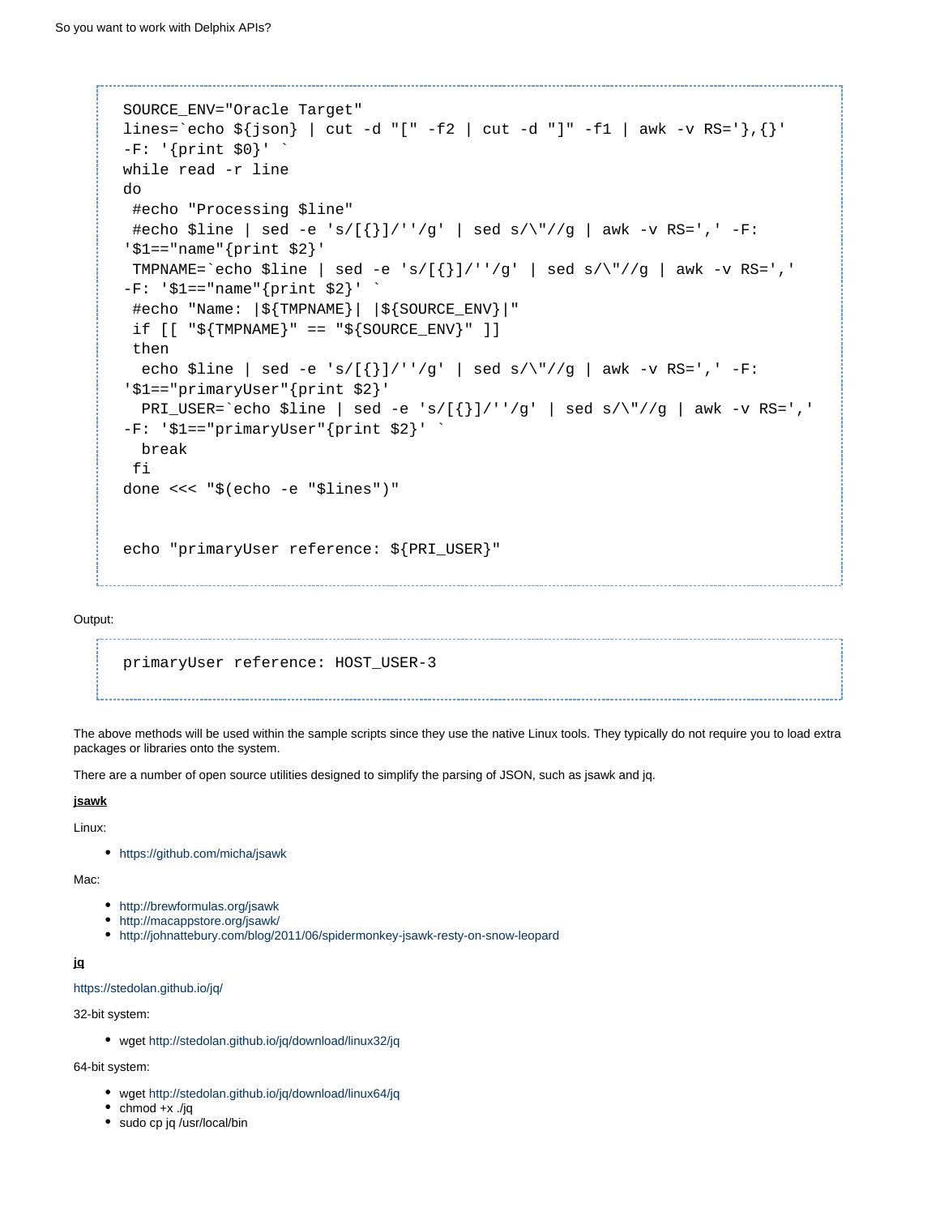```
SOURCE_ENV="Oracle Target"
lines=`echo ${json} | cut -d "[" -f2 | cut -d "]" -f1 | awk -v RS='},{}'
-F: '{print $0}' `
while read -r line
do
 #echo "Processing $line"
 #echo $line | sed -e 's/[{}]/''/g' | sed s/\"//g | awk -v RS=',' -F:
'$1=="name"{print $2}'
 TMPNAME=`echo $line | sed -e 's/[{}]/''/g' | sed s/\"//g | awk -v RS=','
-F: '$1=="name"{print $2}' `
 #echo "Name: |${TMPNAME}| |${SOURCE_ENV}|"
 if [[ "${TMPNAME}" == "${SOURCE_ENV}" ]]
 then
  echo $line | sed -e 's/[{}]/''/g' | sed s/\"//g | awk -v RS=',' -F:
'$1=="primaryUser"{print $2}'
  PRI_USER=`echo $line | sed -e 's/[{}]/''/g' | sed s/\"//g | awk -v RS=','
-F: '$1=="primaryUser"{print $2}' `
  break
 fi
done <<< "$(echo -e "$lines")"


echo "primaryUser reference: ${PRI_USER}"
```

Output:

```
primaryUser reference: HOST_USER-3
```

The above methods will be used within the sample scripts since they use the native Linux tools. They typically do not require you to load extra packages or libraries onto the system.

There are a number of open source utilities designed to simplify the parsing of JSON, such as jsawk and jq.

**jsawk**

Linux:

- https://github.com/micha/jsawk

Mac:

- http://brewformulas.org/jsawk
- http://macappstore.org/jsawk/
- http://johnattebury.com/blog/2011/06/spidermonkey-jsawk-resty-on-snow-leopard

**jq**

https://stedolan.github.io/jq/

32-bit system:

- wget http://stedolan.github.io/jq/download/linux32/jq

64-bit system:

- wget http://stedolan.github.io/jq/download/linux64/jq
- chmod +x ./jq
- sudo cp jq /usr/local/bin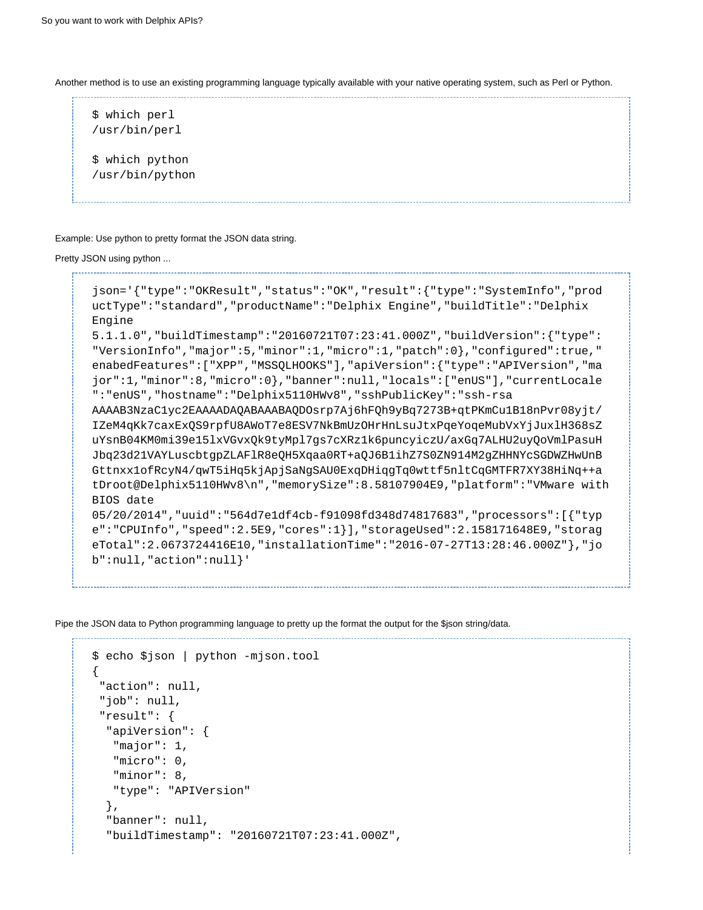Another method is to use an existing programming language typically available with your native operating system, such as Perl or Python.

```
$ which perl
/usr/bin/perl

$ which python
/usr/bin/python
```

Example: Use python to pretty format the JSON data string.

Pretty JSON using python ...

```
json='{"type":"OKResult","status":"OK","result":{"type":"SystemInfo","prod
uctType":"standard","productName":"Delphix Engine","buildTitle":"Delphix
Engine
5.1.1.0","buildTimestamp":"20160721T07:23:41.000Z","buildVersion":{"type":
"VersionInfo","major":5,"minor":1,"micro":1,"patch":0},"configured":true,"
enabedFeatures":["XPP","MSSQLHOOKS"],"apiVersion":{"type":"APIVersion","ma
jor":1,"minor":8,"micro":0},"banner":null,"locals":["enUS"],"currentLocale
":"enUS","hostname":"Delphix5110HWv8","sshPublicKey":"ssh-rsa
AAAAB3NzaC1yc2EAAAADAQABAAABAQDOsrp7Aj6hFQh9yBq7273B+qtPKmCu1B18nPvr08yjt/
IZeM4qKk7caxExQS9rpfU8AWoT7e8ESV7NkBmUzOHrHnLsuJtxPqeYoqeMubVxYjJuxlH368sZ
uYsnB04KM0mi39e15lxVGvxQk9tyMpl7gs7cXRz1k6puncyiczU/axGq7ALHU2uyQoVmlPasuH
Jbq23d21VAYLuscbtgpZLAFlR8eQH5Xqaa0RT+aQJ6B1ihZ7S0ZN914M2gZHHNYcSGDWZHwUnB
Gttnxx1ofRcyN4/qwT5iHq5kjApjSaNgSAU0ExqDHiqgTq0wttf5nltCqGMTFR7XY38HiNq++a
tDroot@Delphix5110HWv8\n","memorySize":8.58107904E9,"platform":"VMware with
BIOS date
05/20/2014","uuid":"564d7e1df4cb-f91098fd348d74817683","processors":[{"typ
e":"CPUInfo","speed":2.5E9,"cores":1}],"storageUsed":2.158171648E9,"storag
eTotal":2.0673724416E10,"installationTime":"2016-07-27T13:28:46.000Z"},"jo
b":null,"action":null}'
```

Pipe the JSON data to Python programming language to pretty up the format the output for the $json string/data.

```
$ echo $json | python -mjson.tool
{
 "action": null,
 "job": null,
 "result": {
  "apiVersion": {
   "major": 1,
   "micro": 0,
   "minor": 8,
   "type": "APIVersion"
  },
  "banner": null,
  "buildTimestamp": "20160721T07:23:41.000Z",
```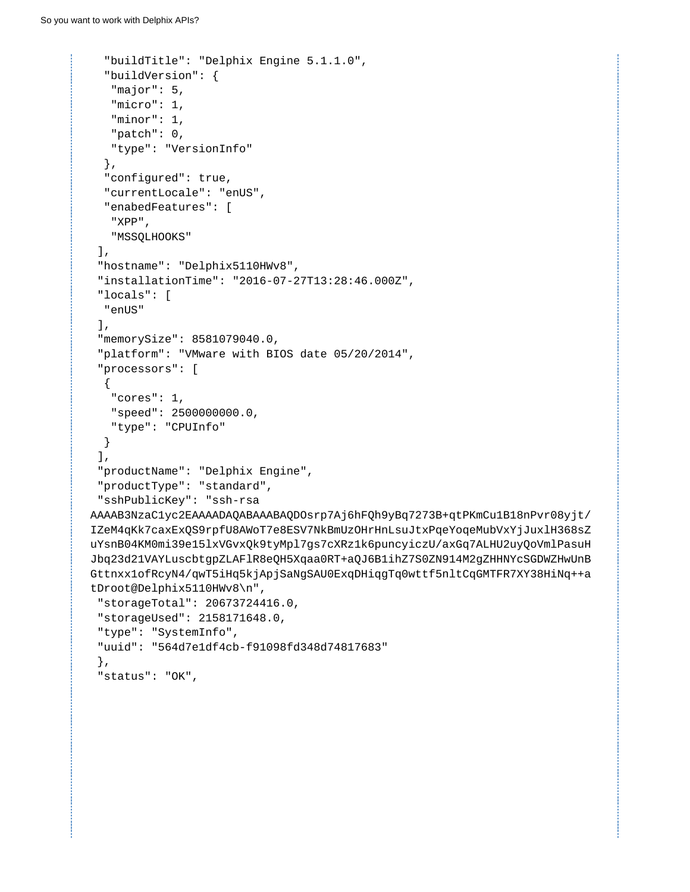```
  "buildTitle": "Delphix Engine 5.1.1.0",
  "buildVersion": {
   "major": 5,
   "micro": 1,
   "minor": 1,
   "patch": 0,
   "type": "VersionInfo"
  },
  "configured": true,
  "currentLocale": "enUS",
  "enabedFeatures": [
   "XPP",
   "MSSQLHOOKS"
 ],
 "hostname": "Delphix5110HWv8",
 "installationTime": "2016-07-27T13:28:46.000Z",
 "locals": [
  "enUS"
 ],
 "memorySize": 8581079040.0,
 "platform": "VMware with BIOS date 05/20/2014",
 "processors": [
  {
   "cores": 1,
   "speed": 2500000000.0,
   "type": "CPUInfo"
  }
 ],
 "productName": "Delphix Engine",
 "productType": "standard",
 "sshPublicKey": "ssh-rsa
AAAAB3NzaC1yc2EAAAADAQABAAABAQDOsrp7Aj6hFQh9yBq7273B+qtPKmCu1B18nPvr08yjt/
IZeM4qKk7caxExQS9rpfU8AWoT7e8ESV7NkBmUzOHrHnLsuJtxPqeYoqeMubVxYjJuxlH368sZ
uYsnB04KM0mi39e15lxVGvxQk9tyMpl7gs7cXRz1k6puncyiczU/axGq7ALHU2uyQoVmlPasuH
Jbq23d21VAYLuscbtgpZLAFlR8eQH5Xqaa0RT+aQJ6B1ihZ7S0ZN914M2gZHHNYcSGDWZHwUnB
Gttnxx1ofRcyN4/qwT5iHq5kjApjSaNgSAU0ExqDHiqgTq0wttf5nltCqGMTFR7XY38HiNq++a
tDroot@Delphix5110HWv8\n",
 "storageTotal": 20673724416.0,
 "storageUsed": 2158171648.0,
 "type": "SystemInfo",
 "uuid": "564d7e1df4cb-f91098fd348d74817683"
 },
 "status": "OK",
```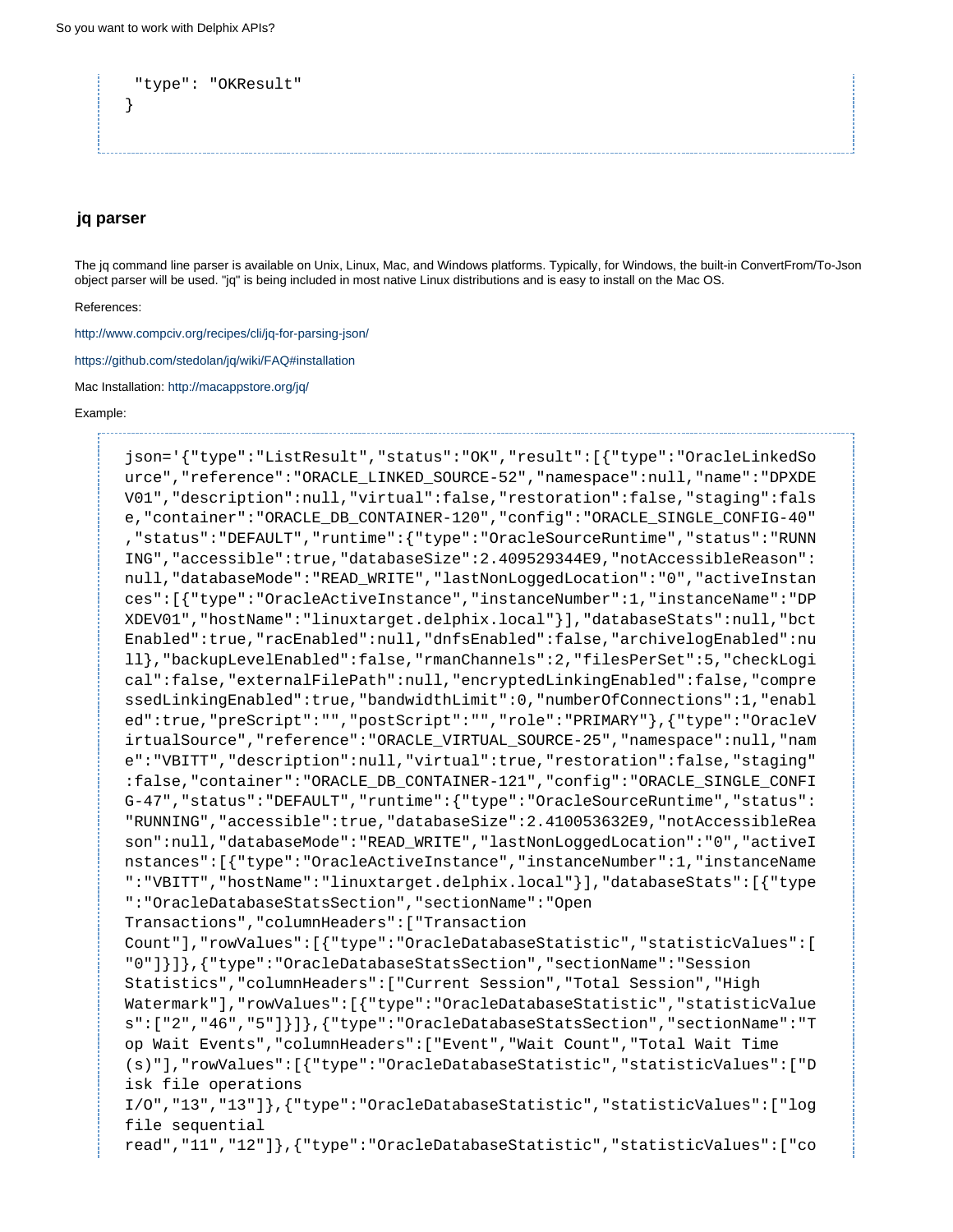```
 "type": "OKResult"
}
```

### jq parser

The jq command line parser is available on Unix, Linux, Mac, and Windows platforms. Typically, for Windows, the built-in ConvertFrom/To-Json object parser will be used. "jq" is being included in most native Linux distributions and is easy to install on the Mac OS.

References:

http://www.compciv.org/recipes/cli/jq-for-parsing-json/

https://github.com/stedolan/jq/wiki/FAQ#installation

Mac Installation: http://macappstore.org/jq/

Example:

```
json='{"type":"ListResult","status":"OK","result":[{"type":"OracleLinkedSource","reference":"ORACLE_LINKED_SOURCE-52","namespace":null,"name":"DPXDEV01","description":null,"virtual":false,"restoration":false,"staging":false,"container":"ORACLE_DB_CONTAINER-120","config":"ORACLE_SINGLE_CONFIG-40","status":"DEFAULT","runtime":{"type":"OracleSourceRuntime","status":"RUNNING","accessible":true,"databaseSize":2.409529344E9,"notAccessibleReason":null,"databaseMode":"READ_WRITE","lastNonLoggedLocation":"0","activeInstances":[{"type":"OracleActiveInstance","instanceNumber":1,"instanceName":"DPXDEV01","hostName":"linuxtarget.delphix.local"}],"databaseStats":null,"bctEnabled":true,"racEnabled":null,"dnfsEnabled":false,"archivelogEnabled":null},"backupLevelEnabled":false,"rmanChannels":2,"filesPerSet":5,"checkLogical":false,"externalFilePath":null,"encryptedLinkingEnabled":false,"compressedLinkingEnabled":true,"bandwidthLimit":0,"numberOfConnections":1,"enabled":true,"preScript":"","postScript":"","role":"PRIMARY"},{"type":"OracleVirtualSource","reference":"ORACLE_VIRTUAL_SOURCE-25","namespace":null,"name":"VBITT","description":null,"virtual":true,"restoration":false,"staging":false,"container":"ORACLE_DB_CONTAINER-121","config":"ORACLE_SINGLE_CONFIG-47","status":"DEFAULT","runtime":{"type":"OracleSourceRuntime","status":"RUNNING","accessible":true,"databaseSize":2.410053632E9,"notAccessibleReason":null,"databaseMode":"READ_WRITE","lastNonLoggedLocation":"0","activeInstances":[{"type":"OracleActiveInstance","instanceNumber":1,"instanceName":"VBITT","hostName":"linuxtarget.delphix.local"}],"databaseStats":[{"type":"OracleDatabaseStatsSection","sectionName":"Open
Transactions","columnHeaders":["Transaction
Count"],"rowValues":[{"type":"OracleDatabaseStatistic","statisticValues":["0"]}]},{"type":"OracleDatabaseStatsSection","sectionName":"Session
Statistics","columnHeaders":["Current Session","Total Session","High
Watermark"],"rowValues":[{"type":"OracleDatabaseStatistic","statisticValues":["2","46","5"]}]},{"type":"OracleDatabaseStatsSection","sectionName":"Top Wait Events","columnHeaders":["Event","Wait Count","Total Wait Time
(s)"],"rowValues":[{"type":"OracleDatabaseStatistic","statisticValues":["Disk file operations
I/O","13","13"]},{"type":"OracleDatabaseStatistic","statisticValues":["log
file sequential
read","11","12"]},{"type":"OracleDatabaseStatistic","statisticValues":["co
```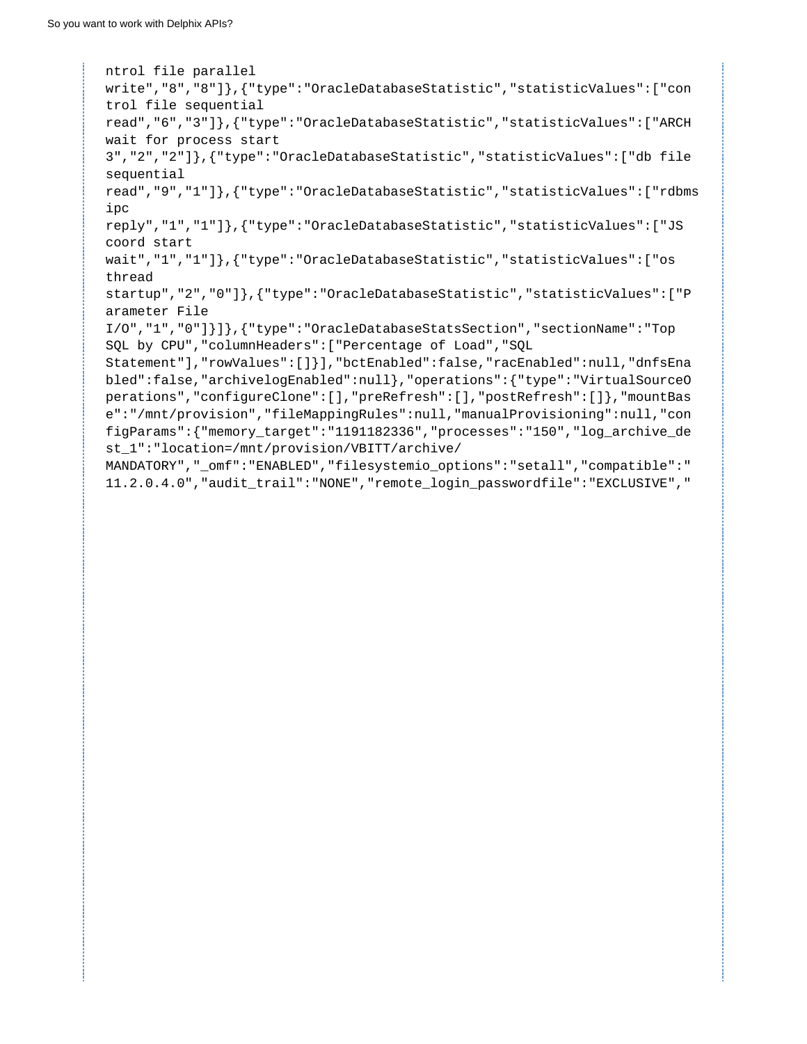```
ntrol file parallel
write","8","8"]},{"type":"OracleDatabaseStatistic","statisticValues":["con
trol file sequential
read","6","3"]},{"type":"OracleDatabaseStatistic","statisticValues":["ARCH
wait for process start
3","2","2"]},{"type":"OracleDatabaseStatistic","statisticValues":["db file
sequential
read","9","1"]},{"type":"OracleDatabaseStatistic","statisticValues":["rdbms
ipc
reply","1","1"]},{"type":"OracleDatabaseStatistic","statisticValues":["JS
coord start
wait","1","1"]},{"type":"OracleDatabaseStatistic","statisticValues":["os
thread
startup","2","0"]},{"type":"OracleDatabaseStatistic","statisticValues":["P
arameter File
I/O","1","0"]}]},{"type":"OracleDatabaseStatsSection","sectionName":"Top
SQL by CPU","columnHeaders":["Percentage of Load","SQL
Statement"],"rowValues":[]}],"bctEnabled":false,"racEnabled":null,"dnfsEna
bled":false,"archivelogEnabled":null},"operations":{"type":"VirtualSourceO
perations","configureClone":[],"preRefresh":[],"postRefresh":[]},"mountBas
e":"/mnt/provision","fileMappingRules":null,"manualProvisioning":null,"con
figParams":{"memory_target":"1191182336","processes":"150","log_archive_de
st_1":"location=/mnt/provision/VBITT/archive/
MANDATORY","_omf":"ENABLED","filesystemio_options":"setall","compatible":"
11.2.0.4.0","audit_trail":"NONE","remote_login_passwordfile":"EXCLUSIVE","
```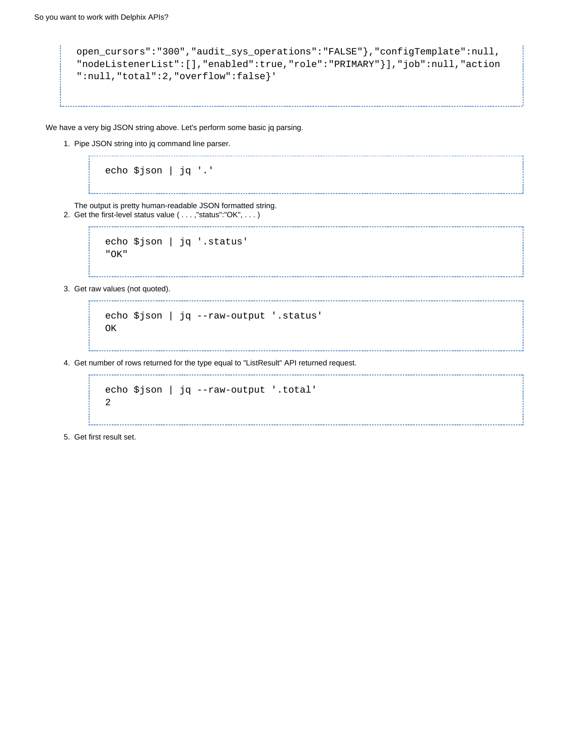```
open_cursors":"300","audit_sys_operations":"FALSE"},"configTemplate":null,
"nodeListenerList":[],"enabled":true,"role":"PRIMARY"}],"job":null,"action
":null,"total":2,"overflow":false}'
```

We have a very big JSON string above. Let's perform some basic jq parsing.

1. Pipe JSON string into jq command line parser.

   ```
   echo $json | jq '.'
   ```

   The output is pretty human-readable JSON formatted string.
2. Get the first-level status value ( . . . ,"status":"OK", . . . )

   ```
   echo $json | jq '.status'
   "OK"
   ```

3. Get raw values (not quoted).

   ```
   echo $json | jq --raw-output '.status'
   OK
   ```

4. Get number of rows returned for the type equal to "ListResult" API returned request.

   ```
   echo $json | jq --raw-output '.total'
   2
   ```

5. Get first result set.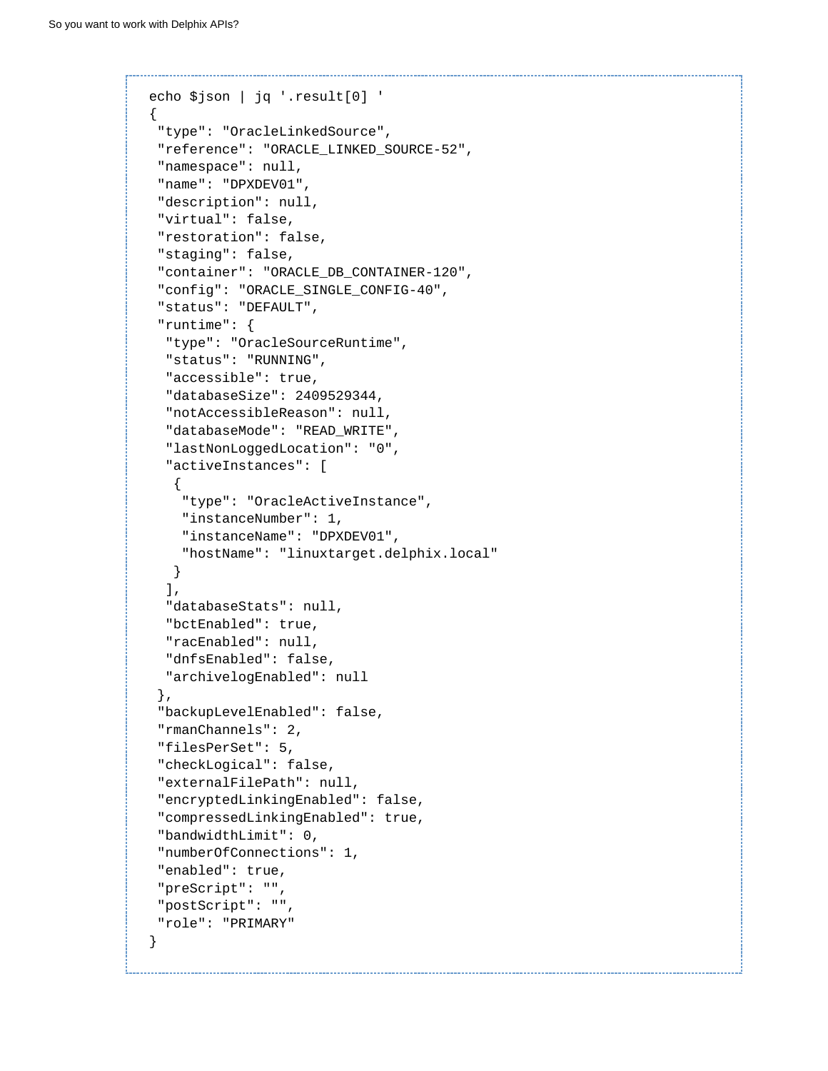```
echo $json | jq '.result[0] '
{
 "type": "OracleLinkedSource",
 "reference": "ORACLE_LINKED_SOURCE-52",
 "namespace": null,
 "name": "DPXDEV01",
 "description": null,
 "virtual": false,
 "restoration": false,
 "staging": false,
 "container": "ORACLE_DB_CONTAINER-120",
 "config": "ORACLE_SINGLE_CONFIG-40",
 "status": "DEFAULT",
 "runtime": {
  "type": "OracleSourceRuntime",
  "status": "RUNNING",
  "accessible": true,
  "databaseSize": 2409529344,
  "notAccessibleReason": null,
  "databaseMode": "READ_WRITE",
  "lastNonLoggedLocation": "0",
  "activeInstances": [
   {
    "type": "OracleActiveInstance",
    "instanceNumber": 1,
    "instanceName": "DPXDEV01",
    "hostName": "linuxtarget.delphix.local"
   }
  ],
  "databaseStats": null,
  "bctEnabled": true,
  "racEnabled": null,
  "dnfsEnabled": false,
  "archivelogEnabled": null
 },
 "backupLevelEnabled": false,
 "rmanChannels": 2,
 "filesPerSet": 5,
 "checkLogical": false,
 "externalFilePath": null,
 "encryptedLinkingEnabled": false,
 "compressedLinkingEnabled": true,
 "bandwidthLimit": 0,
 "numberOfConnections": 1,
 "enabled": true,
 "preScript": "",
 "postScript": "",
 "role": "PRIMARY"
}
```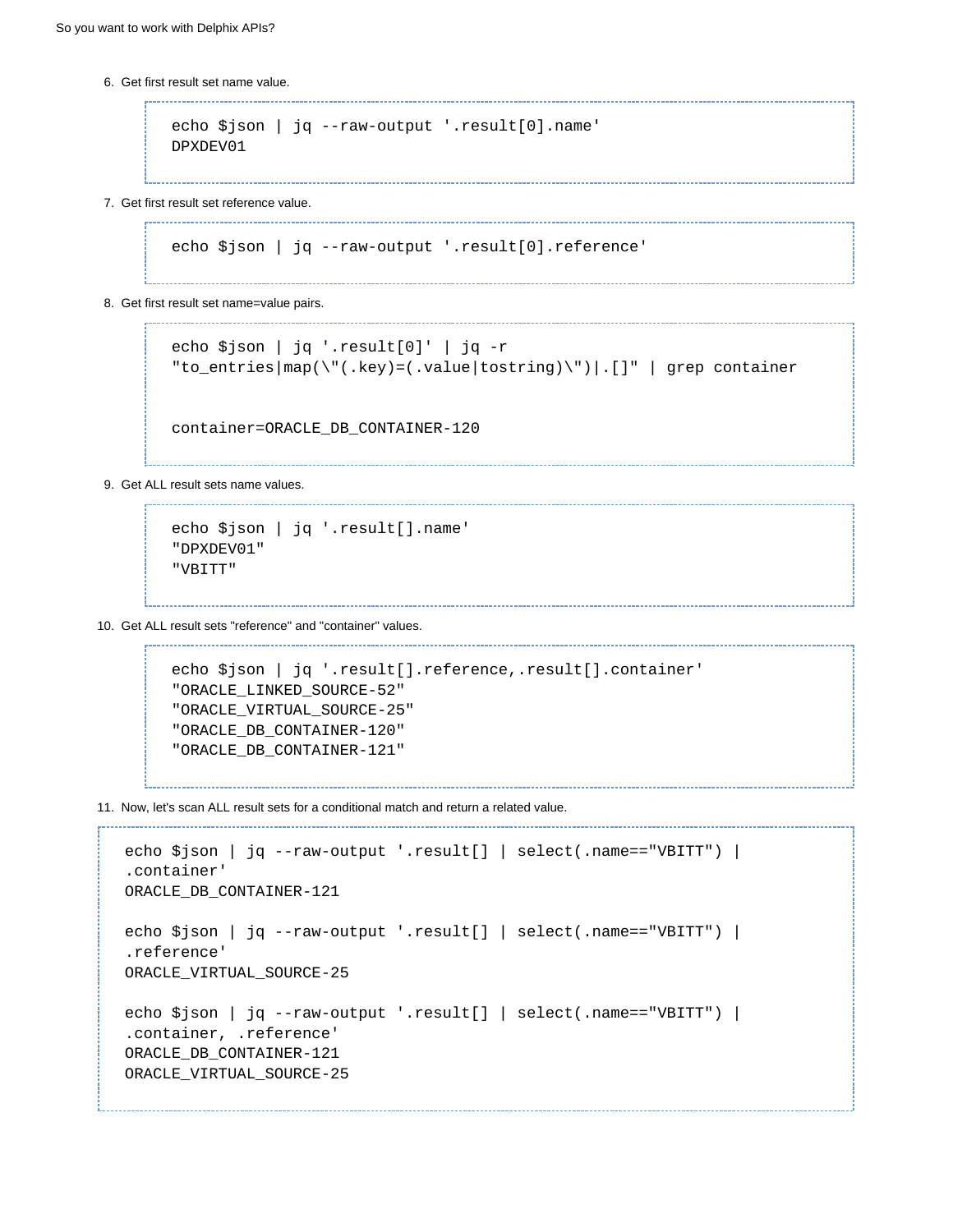6. Get first result set name value.

```
echo $json | jq --raw-output '.result[0].name'
DPXDEV01
```

7. Get first result set reference value.

```
echo $json | jq --raw-output '.result[0].reference'
```

8. Get first result set name=value pairs.

```
echo $json | jq '.result[0]' | jq -r
"to_entries|map(\"(.key)=(.value|tostring)\")|.[]" | grep container


container=ORACLE_DB_CONTAINER-120
```

9. Get ALL result sets name values.

```
echo $json | jq '.result[].name'
"DPXDEV01"
"VBITT"
```

10. Get ALL result sets "reference" and "container" values.

```
echo $json | jq '.result[].reference,.result[].container'
"ORACLE_LINKED_SOURCE-52"
"ORACLE_VIRTUAL_SOURCE-25"
"ORACLE_DB_CONTAINER-120"
"ORACLE_DB_CONTAINER-121"
```

11. Now, let's scan ALL result sets for a conditional match and return a related value.

```
echo $json | jq --raw-output '.result[] | select(.name=="VBITT") |
.container'
ORACLE_DB_CONTAINER-121

echo $json | jq --raw-output '.result[] | select(.name=="VBITT") |
.reference'
ORACLE_VIRTUAL_SOURCE-25

echo $json | jq --raw-output '.result[] | select(.name=="VBITT") |
.container, .reference'
ORACLE_DB_CONTAINER-121
ORACLE_VIRTUAL_SOURCE-25
```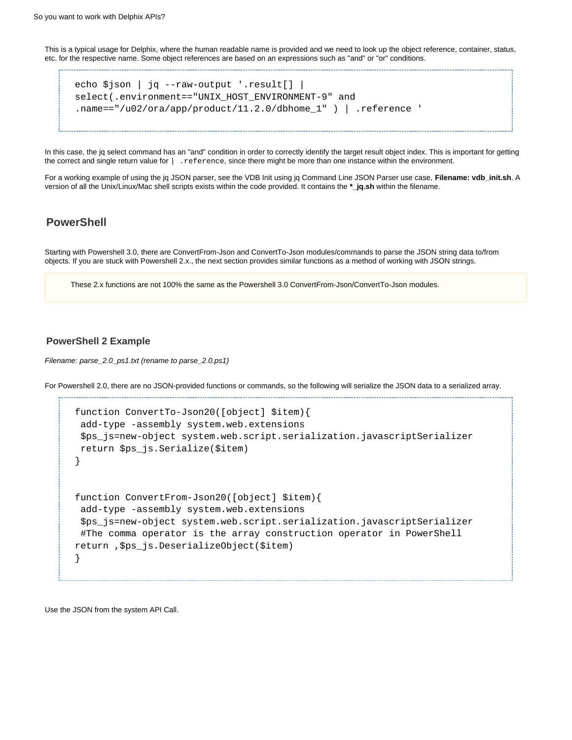This is a typical usage for Delphix, where the human readable name is provided and we need to look up the object reference, container, status, etc. for the respective name. Some object references are based on an expressions such as "and" or "or" conditions.

```
echo $json | jq --raw-output '.result[] |
select(.environment=="UNIX_HOST_ENVIRONMENT-9" and
.name=="/u02/ora/app/product/11.2.0/dbhome_1" ) | .reference '
```

In this case, the jq select command has an "and" condition in order to correctly identify the target result object index. This is important for getting the correct and single return value for `| .reference`, since there might be more than one instance within the environment.

For a working example of using the jq JSON parser, see the VDB Init using jq Command Line JSON Parser use case, **Filename: vdb_init.sh**. A version of all the Unix/Linux/Mac shell scripts exists within the code provided. It contains the ***_jq.sh** within the filename.

## PowerShell

Starting with Powershell 3.0, there are ConvertFrom-Json and ConvertTo-Json modules/commands to parse the JSON string data to/from objects. If you are stuck with Powershell 2.x., the next section provides similar functions as a method of working with JSON strings.

> These 2.x functions are not 100% the same as the Powershell 3.0 ConvertFrom-Json/ConvertTo-Json modules.

### PowerShell 2 Example

*Filename: parse_2.0_ps1.txt (rename to parse_2.0.ps1)*

For Powershell 2.0, there are no JSON-provided functions or commands, so the following will serialize the JSON data to a serialized array.

```
function ConvertTo-Json20([object] $item){
 add-type -assembly system.web.extensions
 $ps_js=new-object system.web.script.serialization.javascriptSerializer
 return $ps_js.Serialize($item)
}


function ConvertFrom-Json20([object] $item){
 add-type -assembly system.web.extensions
 $ps_js=new-object system.web.script.serialization.javascriptSerializer
 #The comma operator is the array construction operator in PowerShell
return ,$ps_js.DeserializeObject($item)
}
```

Use the JSON from the system API Call.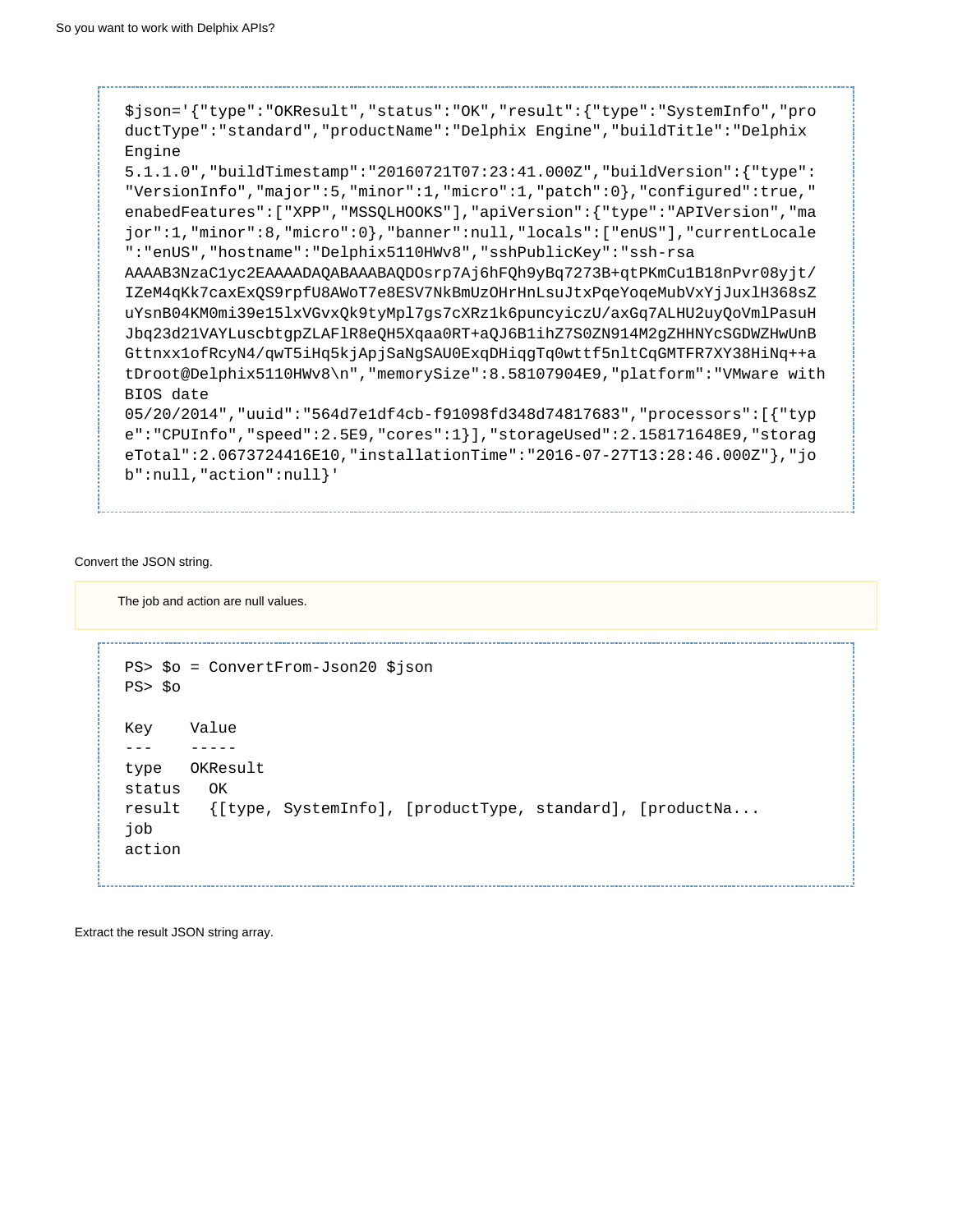```
$json='{"type":"OKResult","status":"OK","result":{"type":"SystemInfo","productType":"standard","productName":"Delphix Engine","buildTitle":"Delphix Engine 5.1.1.0","buildTimestamp":"20160721T07:23:41.000Z","buildVersion":{"type":"VersionInfo","major":5,"minor":1,"micro":1,"patch":0},"configured":true,"enabedFeatures":["XPP","MSSQLHOOKS"],"apiVersion":{"type":"APIVersion","major":1,"minor":8,"micro":0},"banner":null,"locals":["enUS"],"currentLocale":"enUS","hostname":"Delphix5110HWv8","sshPublicKey":"ssh-rsa AAAAB3NzaC1yc2EAAAADAQABAAABAQDOsrp7Aj6hFQh9yBq7273B+qtPKmCu1B18nPvr08yjt/IZeM4qKk7caxExQS9rpfU8AWoT7e8ESV7NkBmUzOHrHnLsuJtxPqeYoqeMubVxYjJuxlH368sZuYsnB04KM0mi39e15lxVGvxQk9tyMpl7gs7cXRz1k6puncyiczU/axGq7ALHU2uyQoVmlPasuHJbq23d21VAYLuscbtgpZLAFlR8eQH5Xqaa0RT+aQJ6B1ihZ7S0ZN914M2gZHHNYcSGDWZHwUnBGttnxx1ofRcyN4/qwT5iHq5kjApjSaNgSAU0ExqDHiqgTq0wttf5nltCqGMTFR7XY38HiNq++atDroot@Delphix5110HWv8\n","memorySize":8.58107904E9,"platform":"VMware with BIOS date 05/20/2014","uuid":"564d7e1df4cb-f91098fd348d74817683","processors":[{"type":"CPUInfo","speed":2.5E9,"cores":1}],"storageUsed":2.158171648E9,"storageTotal":2.0673724416E10,"installationTime":"2016-07-27T13:28:46.000Z"},"job":null,"action":null}'
```

Convert the JSON string.

> The job and action are null values.

```
PS> $o = ConvertFrom-Json20 $json
PS> $o

Key    Value
---    -----
type   OKResult
status   OK
result   {[type, SystemInfo], [productType, standard], [productNa...
job
action
```

Extract the result JSON string array.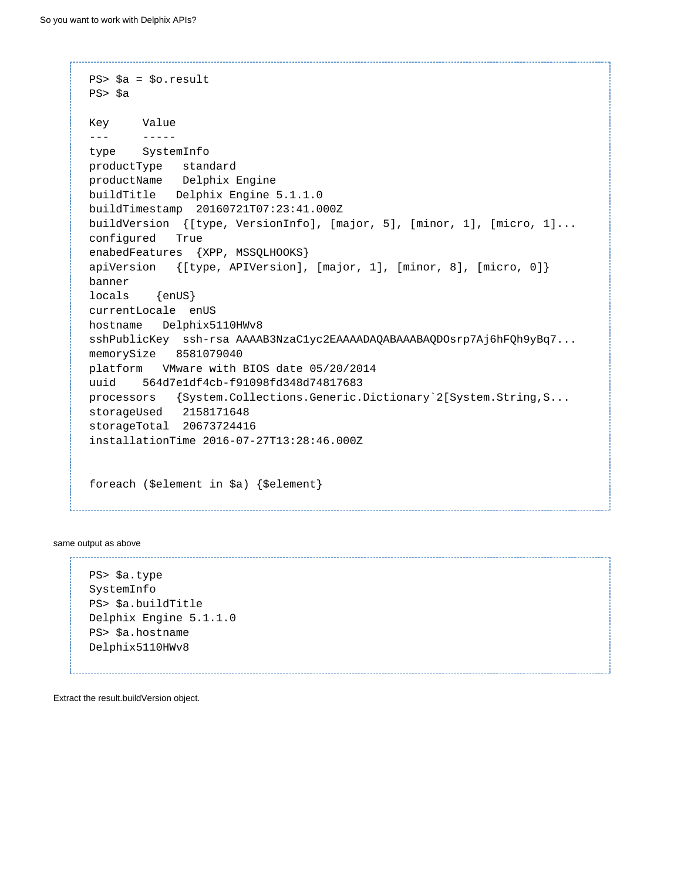```
PS> $a = $o.result
PS> $a

Key      Value
---      -----
type     SystemInfo
productType   standard
productName   Delphix Engine
buildTitle   Delphix Engine 5.1.1.0
buildTimestamp  20160721T07:23:41.000Z
buildVersion  {[type, VersionInfo], [major, 5], [minor, 1], [micro, 1]...
configured   True
enabedFeatures  {XPP, MSSQLHOOKS}
apiVersion   {[type, APIVersion], [major, 1], [minor, 8], [micro, 0]}
banner
locals    {enUS}
currentLocale  enUS
hostname   Delphix5110HWv8
sshPublicKey  ssh-rsa AAAAB3NzaC1yc2EAAAADAQABAAABAQDOsrp7Aj6hFQh9yBq7...
memorySize   8581079040
platform   VMware with BIOS date 05/20/2014
uuid    564d7e1df4cb-f91098fd348d74817683
processors   {System.Collections.Generic.Dictionary`2[System.String,S...
storageUsed   2158171648
storageTotal  20673724416
installationTime 2016-07-27T13:28:46.000Z


foreach ($element in $a) {$element}
```

same output as above

```
PS> $a.type
SystemInfo
PS> $a.buildTitle
Delphix Engine 5.1.1.0
PS> $a.hostname
Delphix5110HWv8
```

Extract the result.buildVersion object.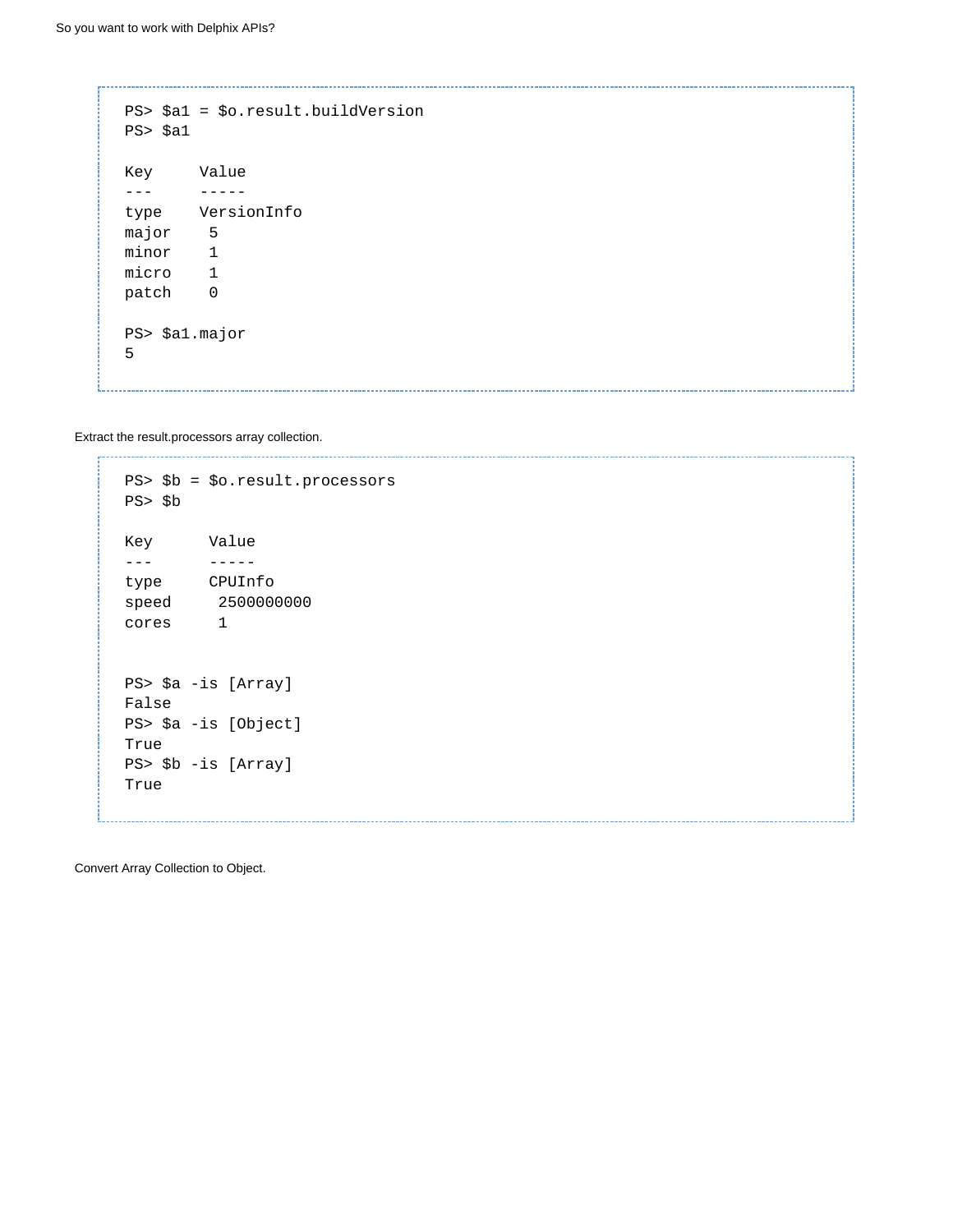```
PS> $a1 = $o.result.buildVersion
PS> $a1

Key      Value
---      -----
type     VersionInfo
major     5
minor     1
micro     1
patch     0

PS> $a1.major
5
```

Extract the result.processors array collection.

```
PS> $b = $o.result.processors
PS> $b

Key       Value
---       -----
type      CPUInfo
speed      2500000000
cores      1


PS> $a -is [Array]
False
PS> $a -is [Object]
True
PS> $b -is [Array]
True
```

Convert Array Collection to Object.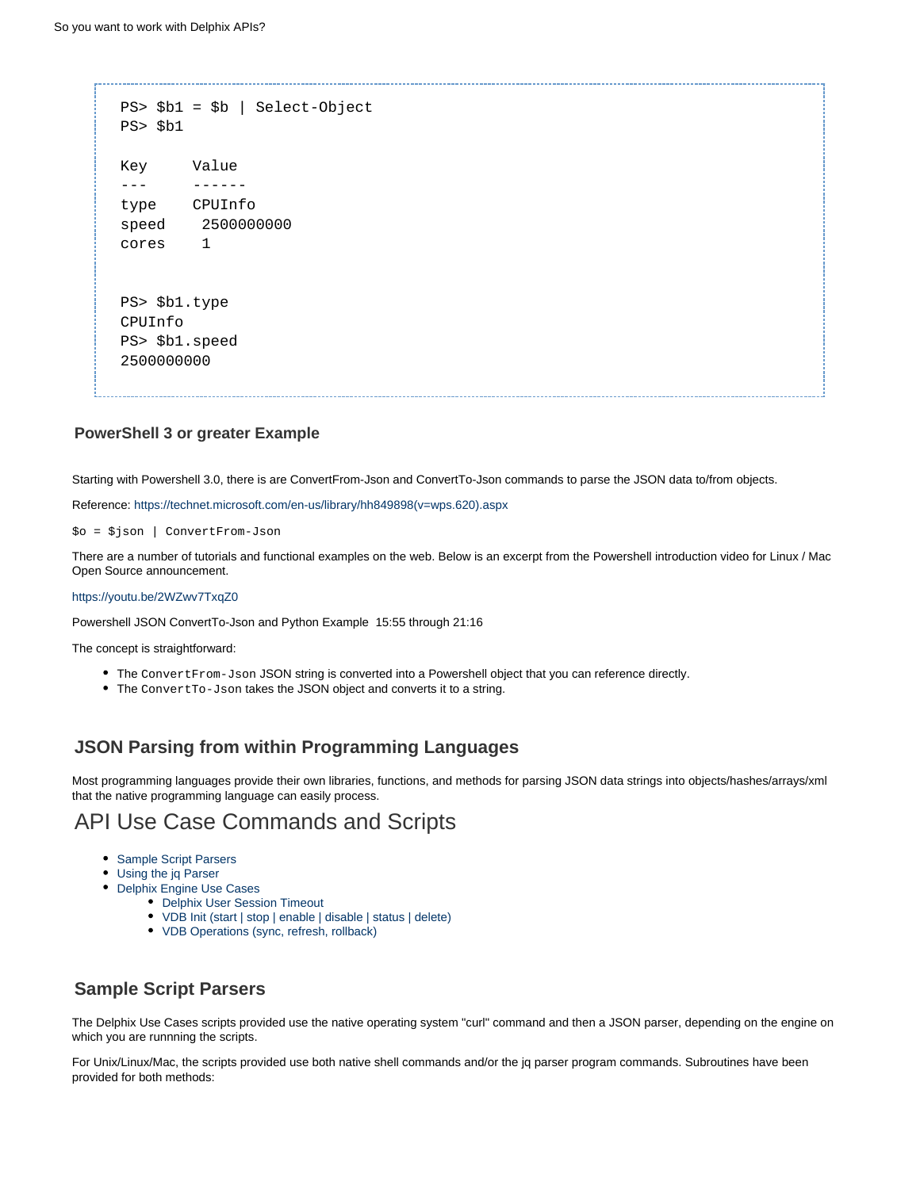```
PS> $b1 = $b | Select-Object
PS> $b1

Key      Value
---      ------
type     CPUInfo
speed     2500000000
cores     1


PS> $b1.type
CPUInfo
PS> $b1.speed
2500000000
```

### PowerShell 3 or greater Example

Starting with Powershell 3.0, there is are ConvertFrom-Json and ConvertTo-Json commands to parse the JSON data to/from objects.

Reference: https://technet.microsoft.com/en-us/library/hh849898(v=wps.620).aspx

`$o = $json | ConvertFrom-Json`

There are a number of tutorials and functional examples on the web. Below is an excerpt from the Powershell introduction video for Linux / Mac Open Source announcement.

https://youtu.be/2WZwv7TxqZ0

Powershell JSON ConvertTo-Json and Python Example 15:55 through 21:16

The concept is straightforward:

- The `ConvertFrom-Json` JSON string is converted into a Powershell object that you can reference directly.
- The `ConvertTo-Json` takes the JSON object and converts it to a string.

### JSON Parsing from within Programming Languages

Most programming languages provide their own libraries, functions, and methods for parsing JSON data strings into objects/hashes/arrays/xml that the native programming language can easily process.

## API Use Case Commands and Scripts

- Sample Script Parsers
- Using the jq Parser
- Delphix Engine Use Cases
  - Delphix User Session Timeout
  - VDB Init (start | stop | enable | disable | status | delete)
  - VDB Operations (sync, refresh, rollback)

### Sample Script Parsers

The Delphix Use Cases scripts provided use the native operating system "curl" command and then a JSON parser, depending on the engine on which you are runnning the scripts.

For Unix/Linux/Mac, the scripts provided use both native shell commands and/or the jq parser program commands. Subroutines have been provided for both methods: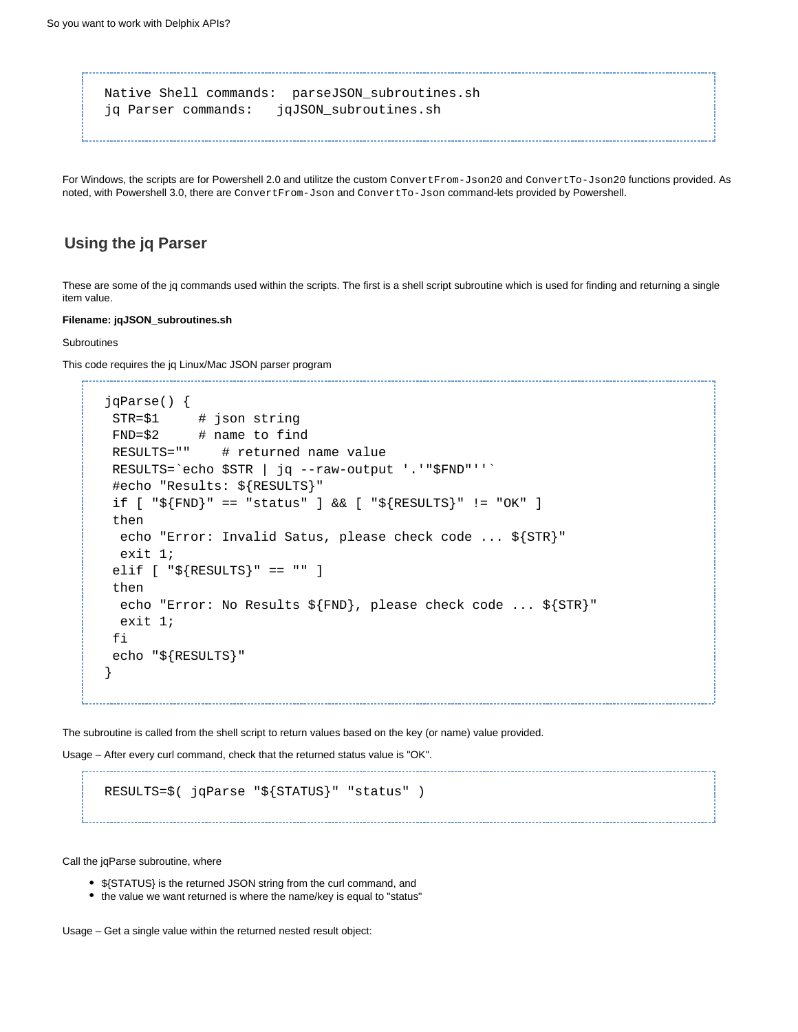```
Native Shell commands:  parseJSON_subroutines.sh
jq Parser commands:   jqJSON_subroutines.sh
```

For Windows, the scripts are for Powershell 2.0 and utilitze the custom `ConvertFrom-Json20` and `ConvertTo-Json20` functions provided. As noted, with Powershell 3.0, there are `ConvertFrom-Json` and `ConvertTo-Json` command-lets provided by Powershell.

## Using the jq Parser

These are some of the jq commands used within the scripts. The first is a shell script subroutine which is used for finding and returning a single item value.

**Filename: jqJSON_subroutines.sh**

Subroutines

This code requires the jq Linux/Mac JSON parser program

```
jqParse() {
 STR=$1     # json string
 FND=$2     # name to find
 RESULTS=""    # returned name value
 RESULTS=`echo $STR | jq --raw-output '.'"$FND"''`
 #echo "Results: ${RESULTS}"
 if [ "${FND}" == "status" ] && [ "${RESULTS}" != "OK" ]
 then
  echo "Error: Invalid Satus, please check code ... ${STR}"
  exit 1;
 elif [ "${RESULTS}" == "" ]
 then
  echo "Error: No Results ${FND}, please check code ... ${STR}"
  exit 1;
 fi
 echo "${RESULTS}"
}
```

The subroutine is called from the shell script to return values based on the key (or name) value provided.

Usage – After every curl command, check that the returned status value is "OK".

```
RESULTS=$( jqParse "${STATUS}" "status" )
```

Call the jqParse subroutine, where

- ${STATUS} is the returned JSON string from the curl command, and
- the value we want returned is where the name/key is equal to "status"

Usage – Get a single value within the returned nested result object: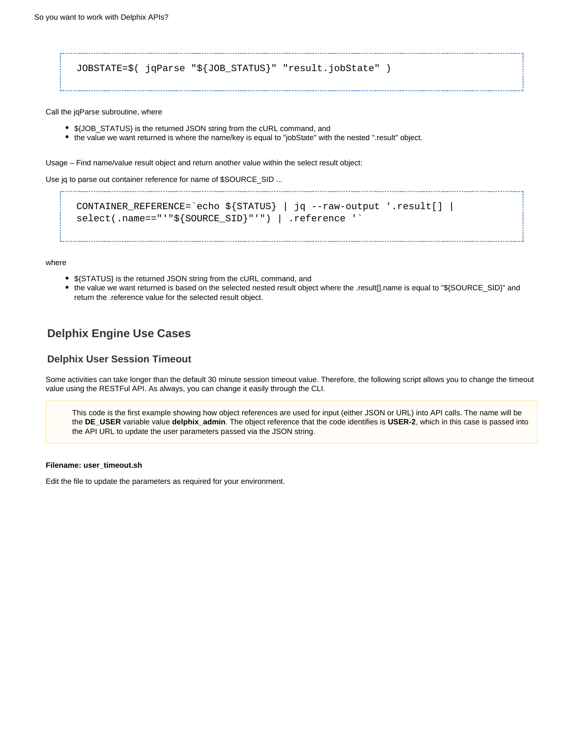```
JOBSTATE=$( jqParse "${JOB_STATUS}" "result.jobState" )
```

Call the jqParse subroutine, where

- ${JOB_STATUS} is the returned JSON string from the cURL command, and
- the value we want returned is where the name/key is equal to "jobState" with the nested ".result" object.

Usage – Find name/value result object and return another value within the select result object:

Use jq to parse out container reference for name of $SOURCE_SID ...

```
CONTAINER_REFERENCE=`echo ${STATUS} | jq --raw-output '.result[] |
select(.name=="'"${SOURCE_SID}"'") | .reference '`
```

where

- ${STATUS} is the returned JSON string from the cURL command, and
- the value we want returned is based on the selected nested result object where the .result[].name is equal to "${SOURCE_SID}" and return the .reference value for the selected result object.

## Delphix Engine Use Cases

### Delphix User Session Timeout

Some activities can take longer than the default 30 minute session timeout value. Therefore, the following script allows you to change the timeout value using the RESTFul API. As always, you can change it easily through the CLI.

> This code is the first example showing how object references are used for input (either JSON or URL) into API calls. The name will be the **DE_USER** variable value **delphix_admin**. The object reference that the code identifies is **USER-2**, which in this case is passed into the API URL to update the user parameters passed via the JSON string.

**Filename: user_timeout.sh**

Edit the file to update the parameters as required for your environment.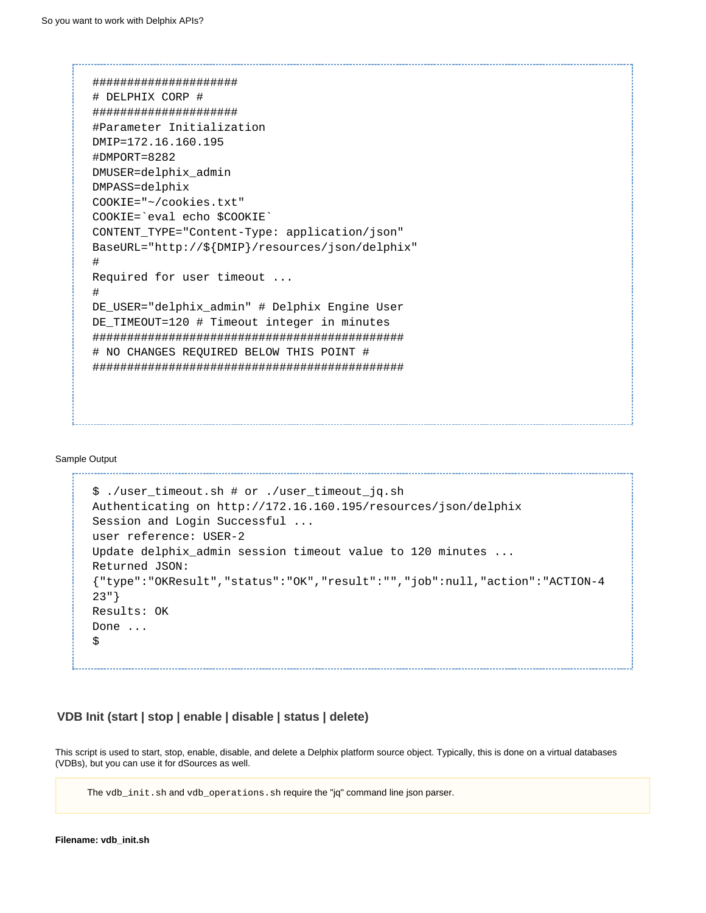```
#####################
# DELPHIX CORP #
#####################
#Parameter Initialization
DMIP=172.16.160.195
#DMPORT=8282
DMUSER=delphix_admin
DMPASS=delphix
COOKIE="~/cookies.txt"
COOKIE=`eval echo $COOKIE`
CONTENT_TYPE="Content-Type: application/json"
BaseURL="http://${DMIP}/resources/json/delphix"
#
Required for user timeout ...
#
DE_USER="delphix_admin" # Delphix Engine User
DE_TIMEOUT=120 # Timeout integer in minutes
#############################################
# NO CHANGES REQUIRED BELOW THIS POINT #
#############################################
```

Sample Output

```
$ ./user_timeout.sh # or ./user_timeout_jq.sh
Authenticating on http://172.16.160.195/resources/json/delphix
Session and Login Successful ...
user reference: USER-2
Update delphix_admin session timeout value to 120 minutes ...
Returned JSON:
{"type":"OKResult","status":"OK","result":"","job":null,"action":"ACTION-4
23"}
Results: OK
Done ...
$
```

### VDB Init (start | stop | enable | disable | status | delete)

This script is used to start, stop, enable, disable, and delete a Delphix platform source object. Typically, this is done on a virtual databases (VDBs), but you can use it for dSources as well.

> The `vdb_init.sh` and `vdb_operations.sh` require the "jq" command line json parser.

**Filename: vdb_init.sh**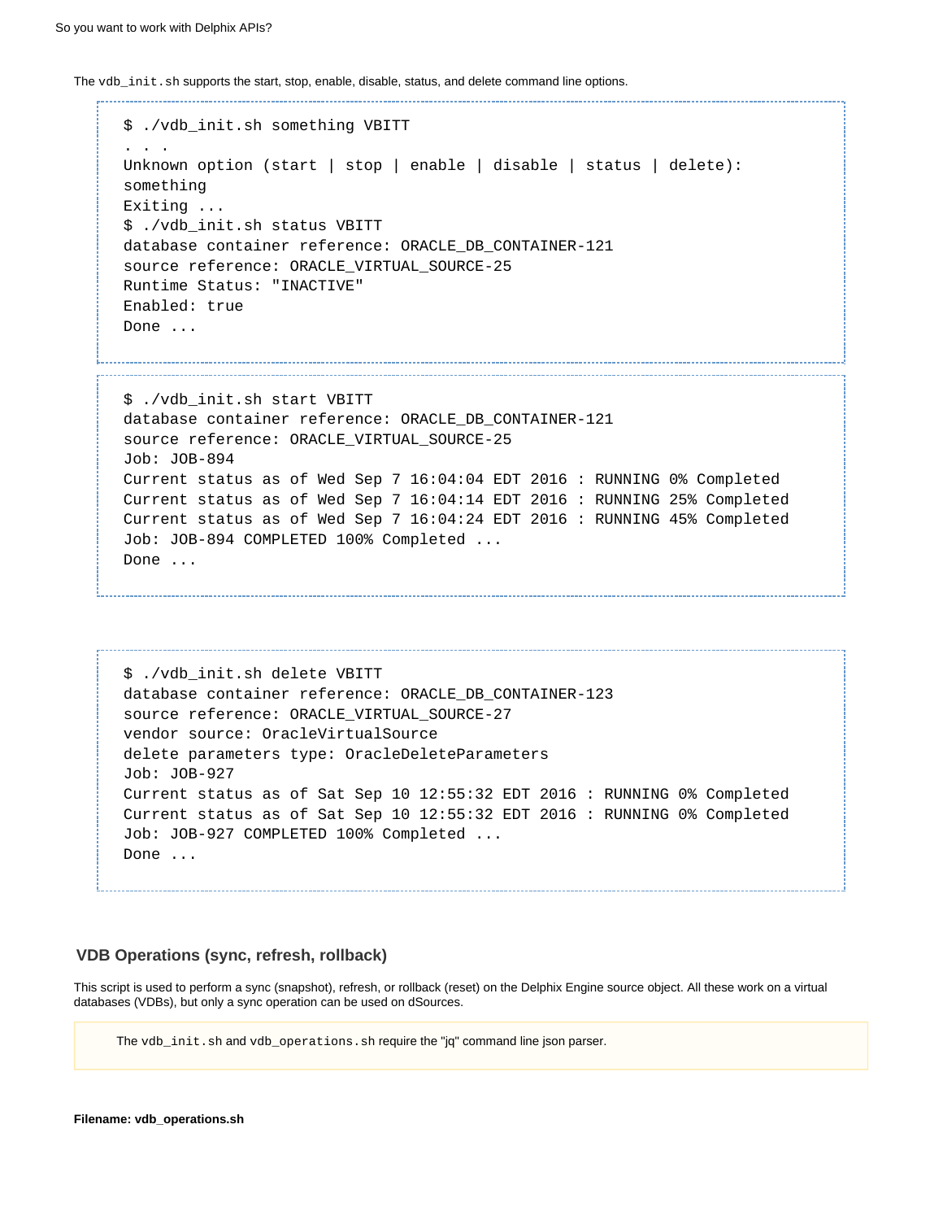The `vdb_init.sh` supports the start, stop, enable, disable, status, and delete command line options.

```
$ ./vdb_init.sh something VBITT
. . .
Unknown option (start | stop | enable | disable | status | delete):
something
Exiting ...
$ ./vdb_init.sh status VBITT
database container reference: ORACLE_DB_CONTAINER-121
source reference: ORACLE_VIRTUAL_SOURCE-25
Runtime Status: "INACTIVE"
Enabled: true
Done ...
```

```
$ ./vdb_init.sh start VBITT
database container reference: ORACLE_DB_CONTAINER-121
source reference: ORACLE_VIRTUAL_SOURCE-25
Job: JOB-894
Current status as of Wed Sep 7 16:04:04 EDT 2016 : RUNNING 0% Completed
Current status as of Wed Sep 7 16:04:14 EDT 2016 : RUNNING 25% Completed
Current status as of Wed Sep 7 16:04:24 EDT 2016 : RUNNING 45% Completed
Job: JOB-894 COMPLETED 100% Completed ...
Done ...
```

```
$ ./vdb_init.sh delete VBITT
database container reference: ORACLE_DB_CONTAINER-123
source reference: ORACLE_VIRTUAL_SOURCE-27
vendor source: OracleVirtualSource
delete parameters type: OracleDeleteParameters
Job: JOB-927
Current status as of Sat Sep 10 12:55:32 EDT 2016 : RUNNING 0% Completed
Current status as of Sat Sep 10 12:55:32 EDT 2016 : RUNNING 0% Completed
Job: JOB-927 COMPLETED 100% Completed ...
Done ...
```

### VDB Operations (sync, refresh, rollback)

This script is used to perform a sync (snapshot), refresh, or rollback (reset) on the Delphix Engine source object. All these work on a virtual databases (VDBs), but only a sync operation can be used on dSources.

> The `vdb_init.sh` and `vdb_operations.sh` require the "jq" command line json parser.

**Filename: vdb_operations.sh**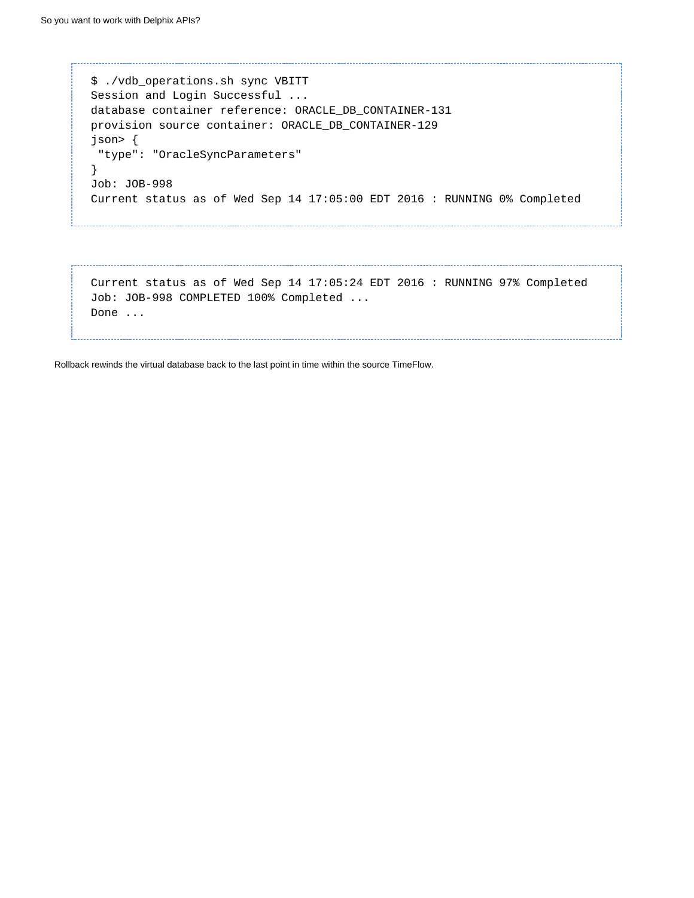```
$ ./vdb_operations.sh sync VBITT
Session and Login Successful ...
database container reference: ORACLE_DB_CONTAINER-131
provision source container: ORACLE_DB_CONTAINER-129
json> {
 "type": "OracleSyncParameters"
}
Job: JOB-998
Current status as of Wed Sep 14 17:05:00 EDT 2016 : RUNNING 0% Completed
```

```
Current status as of Wed Sep 14 17:05:24 EDT 2016 : RUNNING 97% Completed
Job: JOB-998 COMPLETED 100% Completed ...
Done ...
```

Rollback rewinds the virtual database back to the last point in time within the source TimeFlow.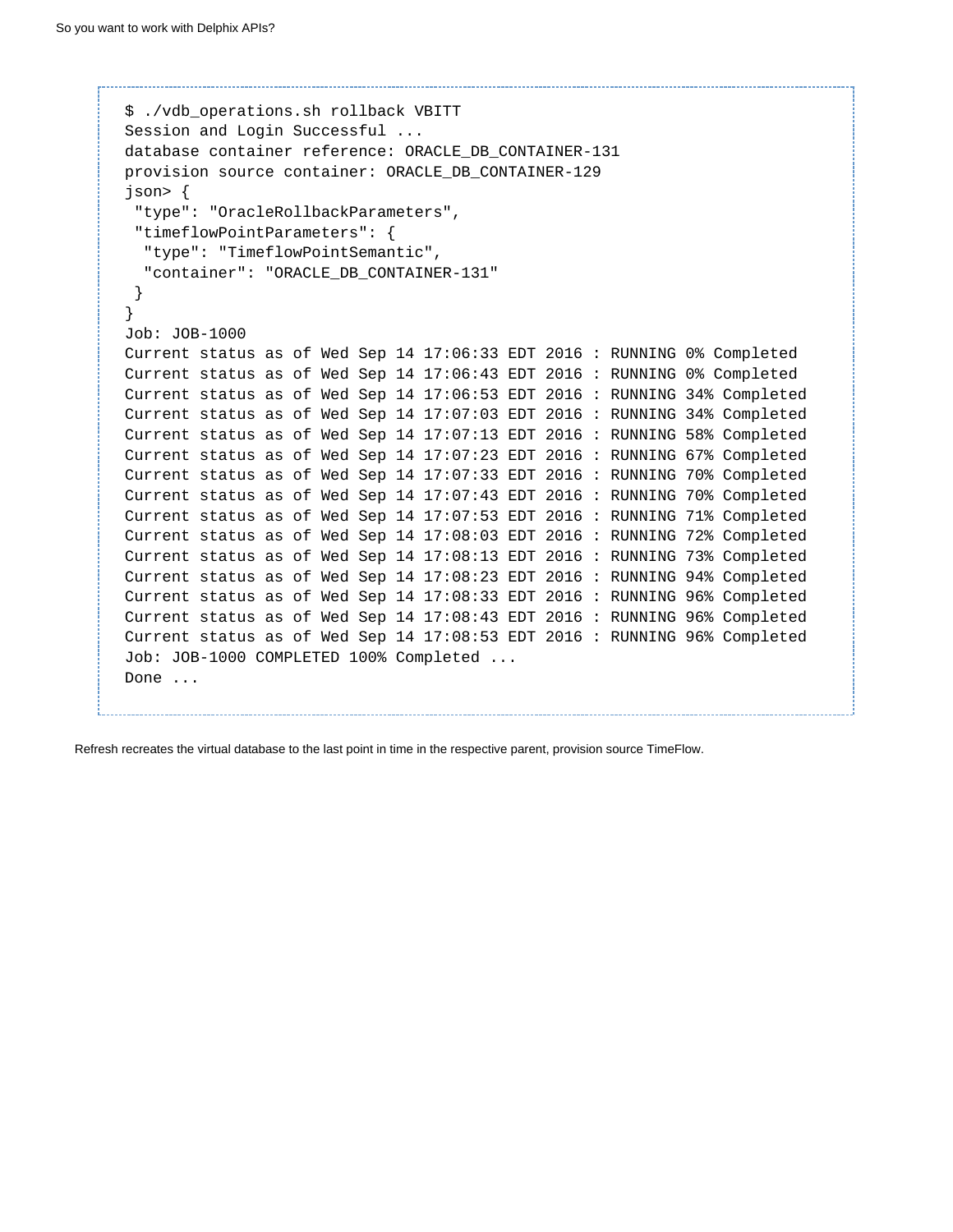```
$ ./vdb_operations.sh rollback VBITT
Session and Login Successful ...
database container reference: ORACLE_DB_CONTAINER-131
provision source container: ORACLE_DB_CONTAINER-129
json> {
 "type": "OracleRollbackParameters",
 "timeflowPointParameters": {
  "type": "TimeflowPointSemantic",
  "container": "ORACLE_DB_CONTAINER-131"
 }
}
Job: JOB-1000
Current status as of Wed Sep 14 17:06:33 EDT 2016 : RUNNING 0% Completed
Current status as of Wed Sep 14 17:06:43 EDT 2016 : RUNNING 0% Completed
Current status as of Wed Sep 14 17:06:53 EDT 2016 : RUNNING 34% Completed
Current status as of Wed Sep 14 17:07:03 EDT 2016 : RUNNING 34% Completed
Current status as of Wed Sep 14 17:07:13 EDT 2016 : RUNNING 58% Completed
Current status as of Wed Sep 14 17:07:23 EDT 2016 : RUNNING 67% Completed
Current status as of Wed Sep 14 17:07:33 EDT 2016 : RUNNING 70% Completed
Current status as of Wed Sep 14 17:07:43 EDT 2016 : RUNNING 70% Completed
Current status as of Wed Sep 14 17:07:53 EDT 2016 : RUNNING 71% Completed
Current status as of Wed Sep 14 17:08:03 EDT 2016 : RUNNING 72% Completed
Current status as of Wed Sep 14 17:08:13 EDT 2016 : RUNNING 73% Completed
Current status as of Wed Sep 14 17:08:23 EDT 2016 : RUNNING 94% Completed
Current status as of Wed Sep 14 17:08:33 EDT 2016 : RUNNING 96% Completed
Current status as of Wed Sep 14 17:08:43 EDT 2016 : RUNNING 96% Completed
Current status as of Wed Sep 14 17:08:53 EDT 2016 : RUNNING 96% Completed
Job: JOB-1000 COMPLETED 100% Completed ...
Done ...
```

Refresh recreates the virtual database to the last point in time in the respective parent, provision source TimeFlow.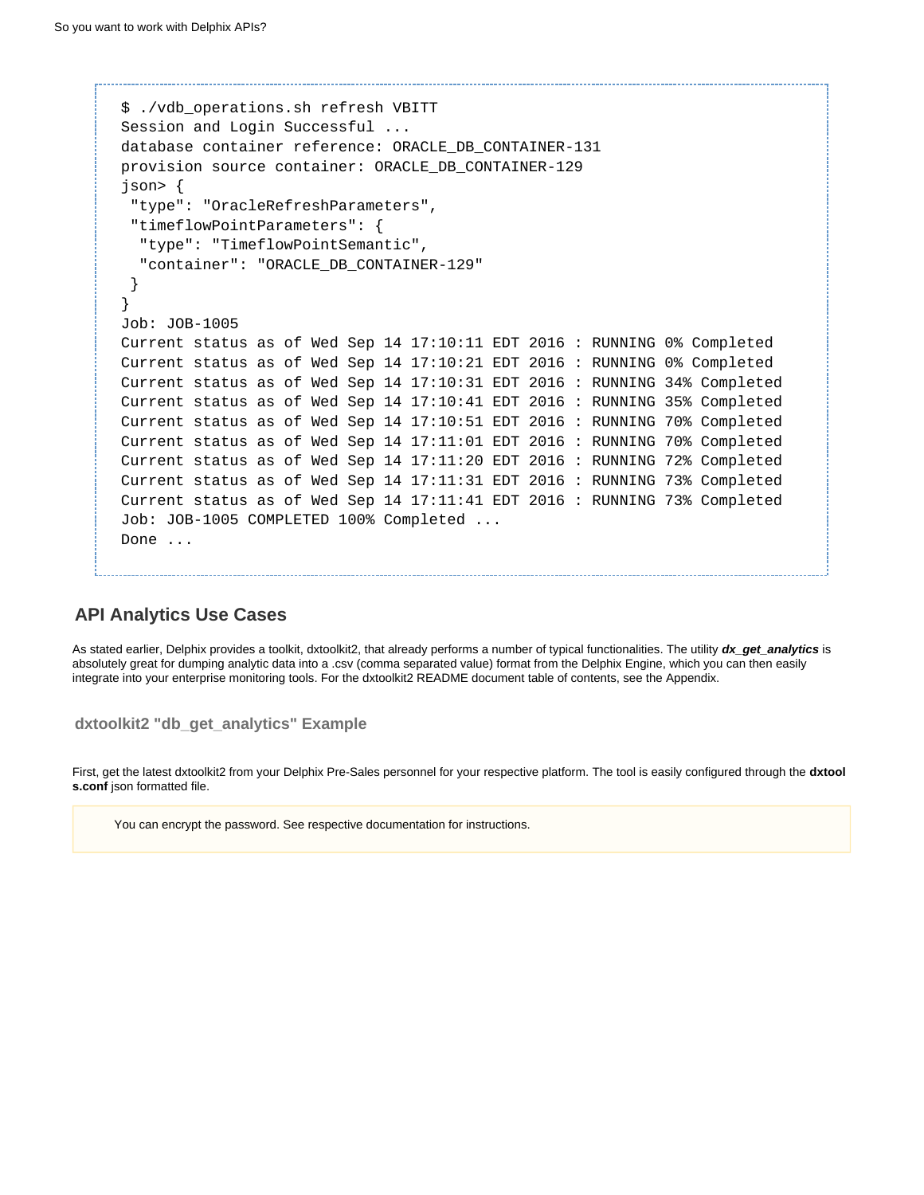```
$ ./vdb_operations.sh refresh VBITT
Session and Login Successful ...
database container reference: ORACLE_DB_CONTAINER-131
provision source container: ORACLE_DB_CONTAINER-129
json> {
 "type": "OracleRefreshParameters",
 "timeflowPointParameters": {
  "type": "TimeflowPointSemantic",
  "container": "ORACLE_DB_CONTAINER-129"
 }
}
Job: JOB-1005
Current status as of Wed Sep 14 17:10:11 EDT 2016 : RUNNING 0% Completed
Current status as of Wed Sep 14 17:10:21 EDT 2016 : RUNNING 0% Completed
Current status as of Wed Sep 14 17:10:31 EDT 2016 : RUNNING 34% Completed
Current status as of Wed Sep 14 17:10:41 EDT 2016 : RUNNING 35% Completed
Current status as of Wed Sep 14 17:10:51 EDT 2016 : RUNNING 70% Completed
Current status as of Wed Sep 14 17:11:01 EDT 2016 : RUNNING 70% Completed
Current status as of Wed Sep 14 17:11:20 EDT 2016 : RUNNING 72% Completed
Current status as of Wed Sep 14 17:11:31 EDT 2016 : RUNNING 73% Completed
Current status as of Wed Sep 14 17:11:41 EDT 2016 : RUNNING 73% Completed
Job: JOB-1005 COMPLETED 100% Completed ...
Done ...
```

## API Analytics Use Cases

As stated earlier, Delphix provides a toolkit, dxtoolkit2, that already performs a number of typical functionalities. The utility ***dx_get_analytics*** is absolutely great for dumping analytic data into a .csv (comma separated value) format from the Delphix Engine, which you can then easily integrate into your enterprise monitoring tools. For the dxtoolkit2 README document table of contents, see the Appendix.

### dxtoolkit2 "db_get_analytics" Example

First, get the latest dxtoolkit2 from your Delphix Pre-Sales personnel for your respective platform. The tool is easily configured through the **dxtools.conf** json formatted file.

> You can encrypt the password. See respective documentation for instructions.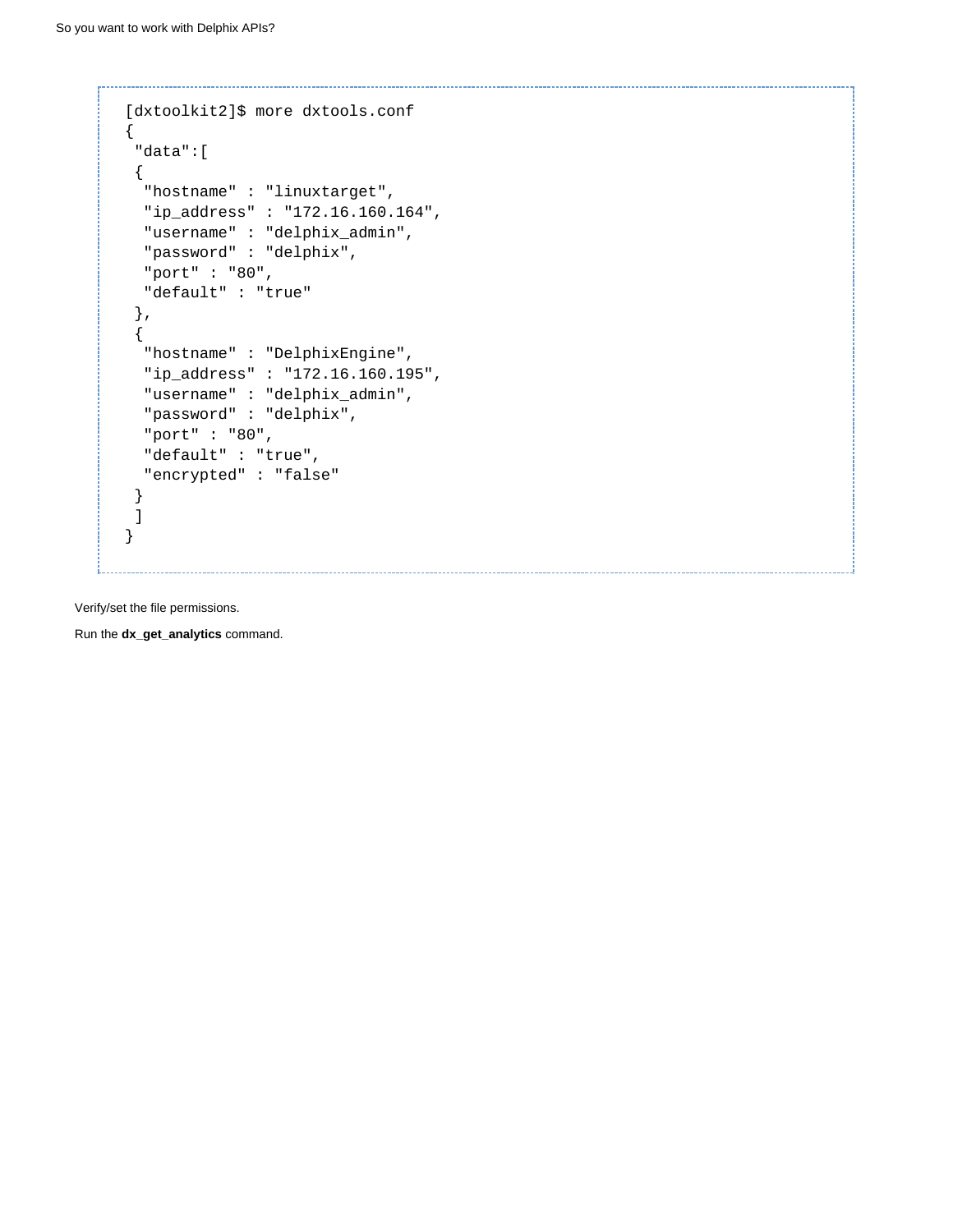```
[dxtoolkit2]$ more dxtools.conf
{
 "data":[
 {
  "hostname" : "linuxtarget",
  "ip_address" : "172.16.160.164",
  "username" : "delphix_admin",
  "password" : "delphix",
  "port" : "80",
  "default" : "true"
 },
 {
  "hostname" : "DelphixEngine",
  "ip_address" : "172.16.160.195",
  "username" : "delphix_admin",
  "password" : "delphix",
  "port" : "80",
  "default" : "true",
  "encrypted" : "false"
 }
 ]
}
```

Verify/set the file permissions.

Run the **dx_get_analytics** command.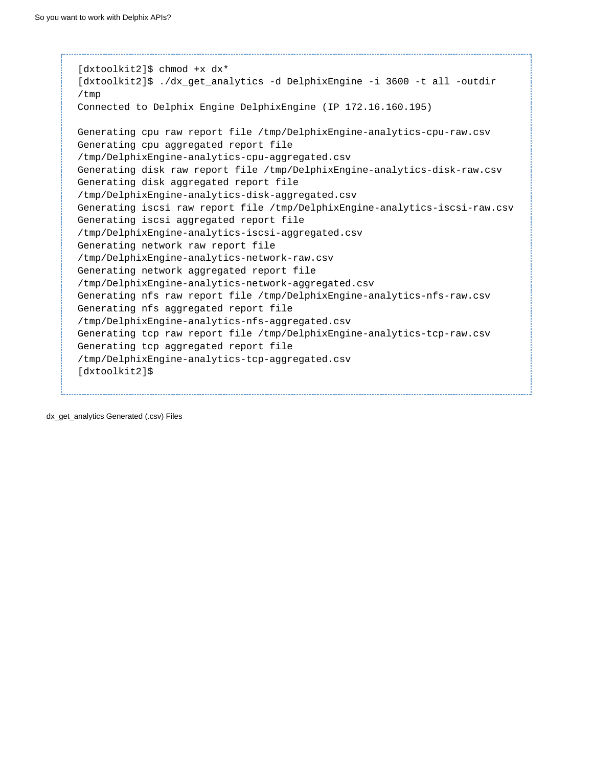```
[dxtoolkit2]$ chmod +x dx*
[dxtoolkit2]$ ./dx_get_analytics -d DelphixEngine -i 3600 -t all -outdir
/tmp
Connected to Delphix Engine DelphixEngine (IP 172.16.160.195)

Generating cpu raw report file /tmp/DelphixEngine-analytics-cpu-raw.csv
Generating cpu aggregated report file
/tmp/DelphixEngine-analytics-cpu-aggregated.csv
Generating disk raw report file /tmp/DelphixEngine-analytics-disk-raw.csv
Generating disk aggregated report file
/tmp/DelphixEngine-analytics-disk-aggregated.csv
Generating iscsi raw report file /tmp/DelphixEngine-analytics-iscsi-raw.csv
Generating iscsi aggregated report file
/tmp/DelphixEngine-analytics-iscsi-aggregated.csv
Generating network raw report file
/tmp/DelphixEngine-analytics-network-raw.csv
Generating network aggregated report file
/tmp/DelphixEngine-analytics-network-aggregated.csv
Generating nfs raw report file /tmp/DelphixEngine-analytics-nfs-raw.csv
Generating nfs aggregated report file
/tmp/DelphixEngine-analytics-nfs-aggregated.csv
Generating tcp raw report file /tmp/DelphixEngine-analytics-tcp-raw.csv
Generating tcp aggregated report file
/tmp/DelphixEngine-analytics-tcp-aggregated.csv
[dxtoolkit2]$
```

dx_get_analytics Generated (.csv) Files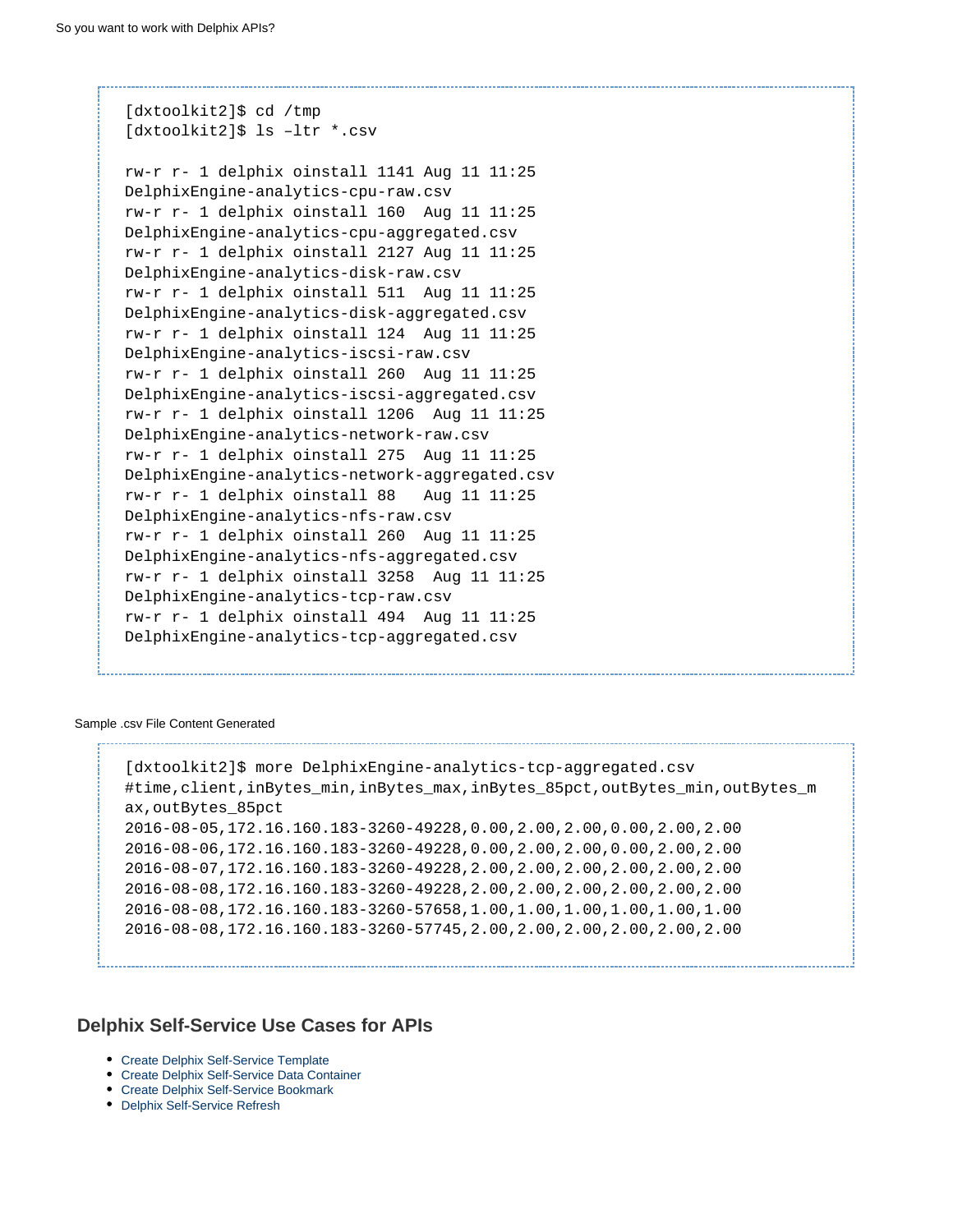```
[dxtoolkit2]$ cd /tmp
[dxtoolkit2]$ ls –ltr *.csv

rw-r r- 1 delphix oinstall 1141 Aug 11 11:25
DelphixEngine-analytics-cpu-raw.csv
rw-r r- 1 delphix oinstall 160  Aug 11 11:25
DelphixEngine-analytics-cpu-aggregated.csv
rw-r r- 1 delphix oinstall 2127 Aug 11 11:25
DelphixEngine-analytics-disk-raw.csv
rw-r r- 1 delphix oinstall 511  Aug 11 11:25
DelphixEngine-analytics-disk-aggregated.csv
rw-r r- 1 delphix oinstall 124  Aug 11 11:25
DelphixEngine-analytics-iscsi-raw.csv
rw-r r- 1 delphix oinstall 260  Aug 11 11:25
DelphixEngine-analytics-iscsi-aggregated.csv
rw-r r- 1 delphix oinstall 1206  Aug 11 11:25
DelphixEngine-analytics-network-raw.csv
rw-r r- 1 delphix oinstall 275  Aug 11 11:25
DelphixEngine-analytics-network-aggregated.csv
rw-r r- 1 delphix oinstall 88   Aug 11 11:25
DelphixEngine-analytics-nfs-raw.csv
rw-r r- 1 delphix oinstall 260  Aug 11 11:25
DelphixEngine-analytics-nfs-aggregated.csv
rw-r r- 1 delphix oinstall 3258  Aug 11 11:25
DelphixEngine-analytics-tcp-raw.csv
rw-r r- 1 delphix oinstall 494  Aug 11 11:25
DelphixEngine-analytics-tcp-aggregated.csv
```

Sample .csv File Content Generated

```
[dxtoolkit2]$ more DelphixEngine-analytics-tcp-aggregated.csv
#time,client,inBytes_min,inBytes_max,inBytes_85pct,outBytes_min,outBytes_m
ax,outBytes_85pct
2016-08-05,172.16.160.183-3260-49228,0.00,2.00,2.00,0.00,2.00,2.00
2016-08-06,172.16.160.183-3260-49228,0.00,2.00,2.00,0.00,2.00,2.00
2016-08-07,172.16.160.183-3260-49228,2.00,2.00,2.00,2.00,2.00,2.00
2016-08-08,172.16.160.183-3260-49228,2.00,2.00,2.00,2.00,2.00,2.00
2016-08-08,172.16.160.183-3260-57658,1.00,1.00,1.00,1.00,1.00,1.00
2016-08-08,172.16.160.183-3260-57745,2.00,2.00,2.00,2.00,2.00,2.00
```

## Delphix Self-Service Use Cases for APIs

- Create Delphix Self-Service Template
- Create Delphix Self-Service Data Container
- Create Delphix Self-Service Bookmark
- Delphix Self-Service Refresh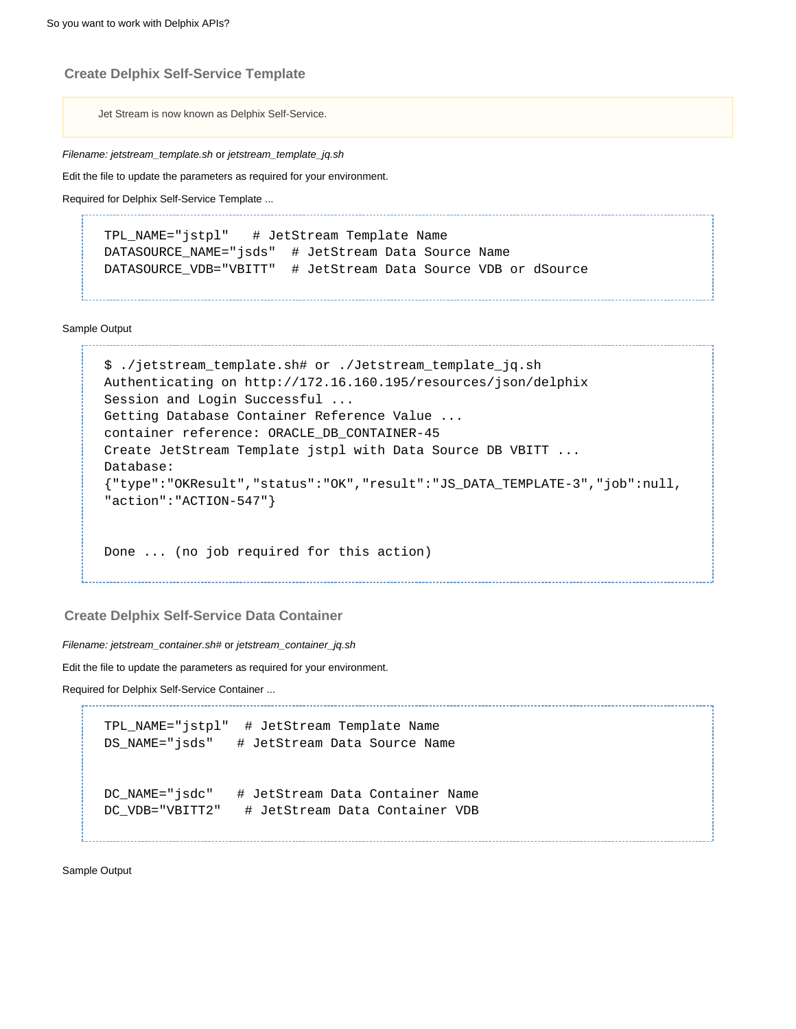## Create Delphix Self-Service Template

> Jet Stream is now known as Delphix Self-Service.

*Filename: jetstream_template.sh* or *jetstream_template_jq.sh*

Edit the file to update the parameters as required for your environment.

Required for Delphix Self-Service Template ...

```
TPL_NAME="jstpl"   # JetStream Template Name
DATASOURCE_NAME="jsds"  # JetStream Data Source Name
DATASOURCE_VDB="VBITT"  # JetStream Data Source VDB or dSource
```

Sample Output

```
$ ./jetstream_template.sh# or ./Jetstream_template_jq.sh
Authenticating on http://172.16.160.195/resources/json/delphix
Session and Login Successful ...
Getting Database Container Reference Value ...
container reference: ORACLE_DB_CONTAINER-45
Create JetStream Template jstpl with Data Source DB VBITT ...
Database:
{"type":"OKResult","status":"OK","result":"JS_DATA_TEMPLATE-3","job":null,
"action":"ACTION-547"}


Done ... (no job required for this action)
```

## Create Delphix Self-Service Data Container

*Filename: jetstream_container.sh#* or *jetstream_container_jq.sh*

Edit the file to update the parameters as required for your environment.

Required for Delphix Self-Service Container ...

```
TPL_NAME="jstpl"  # JetStream Template Name
DS_NAME="jsds"   # JetStream Data Source Name


DC_NAME="jsdc"   # JetStream Data Container Name
DC_VDB="VBITT2"   # JetStream Data Container VDB
```

Sample Output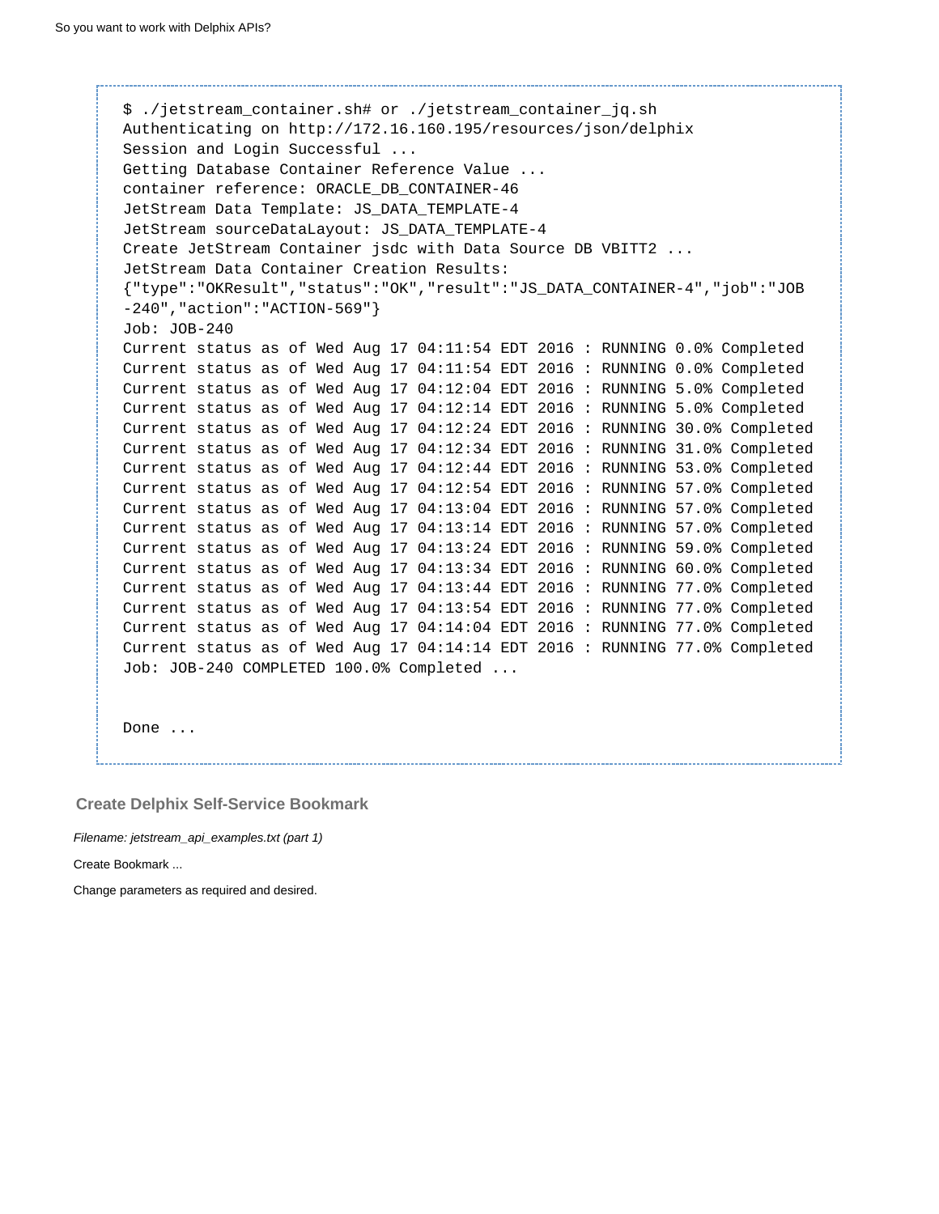```
$ ./jetstream_container.sh# or ./jetstream_container_jq.sh
Authenticating on http://172.16.160.195/resources/json/delphix
Session and Login Successful ...
Getting Database Container Reference Value ...
container reference: ORACLE_DB_CONTAINER-46
JetStream Data Template: JS_DATA_TEMPLATE-4
JetStream sourceDataLayout: JS_DATA_TEMPLATE-4
Create JetStream Container jsdc with Data Source DB VBITT2 ...
JetStream Data Container Creation Results:
{"type":"OKResult","status":"OK","result":"JS_DATA_CONTAINER-4","job":"JOB
-240","action":"ACTION-569"}
Job: JOB-240
Current status as of Wed Aug 17 04:11:54 EDT 2016 : RUNNING 0.0% Completed
Current status as of Wed Aug 17 04:11:54 EDT 2016 : RUNNING 0.0% Completed
Current status as of Wed Aug 17 04:12:04 EDT 2016 : RUNNING 5.0% Completed
Current status as of Wed Aug 17 04:12:14 EDT 2016 : RUNNING 5.0% Completed
Current status as of Wed Aug 17 04:12:24 EDT 2016 : RUNNING 30.0% Completed
Current status as of Wed Aug 17 04:12:34 EDT 2016 : RUNNING 31.0% Completed
Current status as of Wed Aug 17 04:12:44 EDT 2016 : RUNNING 53.0% Completed
Current status as of Wed Aug 17 04:12:54 EDT 2016 : RUNNING 57.0% Completed
Current status as of Wed Aug 17 04:13:04 EDT 2016 : RUNNING 57.0% Completed
Current status as of Wed Aug 17 04:13:14 EDT 2016 : RUNNING 57.0% Completed
Current status as of Wed Aug 17 04:13:24 EDT 2016 : RUNNING 59.0% Completed
Current status as of Wed Aug 17 04:13:34 EDT 2016 : RUNNING 60.0% Completed
Current status as of Wed Aug 17 04:13:44 EDT 2016 : RUNNING 77.0% Completed
Current status as of Wed Aug 17 04:13:54 EDT 2016 : RUNNING 77.0% Completed
Current status as of Wed Aug 17 04:14:04 EDT 2016 : RUNNING 77.0% Completed
Current status as of Wed Aug 17 04:14:14 EDT 2016 : RUNNING 77.0% Completed
Job: JOB-240 COMPLETED 100.0% Completed ...


Done ...
```

### Create Delphix Self-Service Bookmark

*Filename: jetstream_api_examples.txt (part 1)*

Create Bookmark ...

Change parameters as required and desired.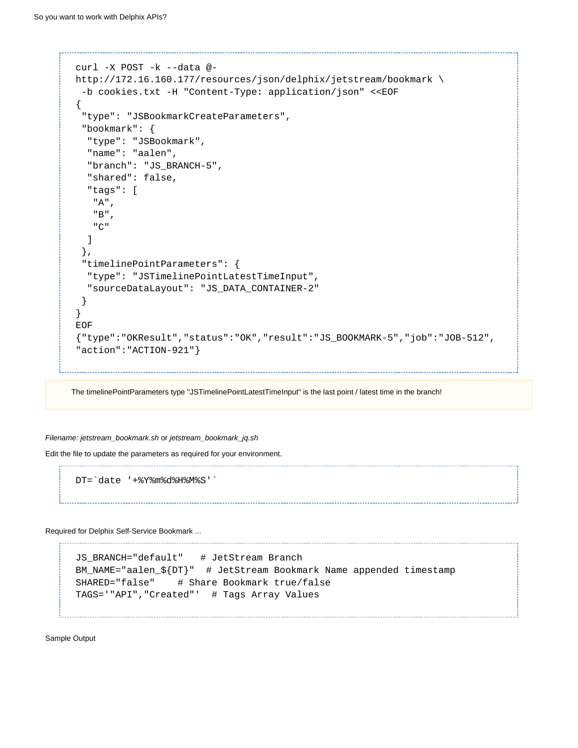```
curl -X POST -k --data @- 
http://172.16.160.177/resources/json/delphix/jetstream/bookmark \
 -b cookies.txt -H "Content-Type: application/json" <<EOF
{
 "type": "JSBookmarkCreateParameters",
 "bookmark": {
  "type": "JSBookmark",
  "name": "aalen",
  "branch": "JS_BRANCH-5",
  "shared": false,
  "tags": [
   "A",
   "B",
   "C"
  ]
 },
 "timelinePointParameters": {
  "type": "JSTimelinePointLatestTimeInput",
  "sourceDataLayout": "JS_DATA_CONTAINER-2"
 }
}
EOF
{"type":"OKResult","status":"OK","result":"JS_BOOKMARK-5","job":"JOB-512",
"action":"ACTION-921"}
```

The timelinePointParameters type "JSTimelinePointLatestTimeInput" is the last point / latest time in the branch!

*Filename: jetstream_bookmark.sh* or *jetstream_bookmark_jq.sh*

Edit the file to update the parameters as required for your environment.

```
DT=`date '+%Y%m%d%H%M%S'`
```

Required for Delphix Self-Service Bookmark ...

```
JS_BRANCH="default"   # JetStream Branch
BM_NAME="aalen_${DT}"  # JetStream Bookmark Name appended timestamp
SHARED="false"    # Share Bookmark true/false
TAGS='"API","Created"'  # Tags Array Values
```

Sample Output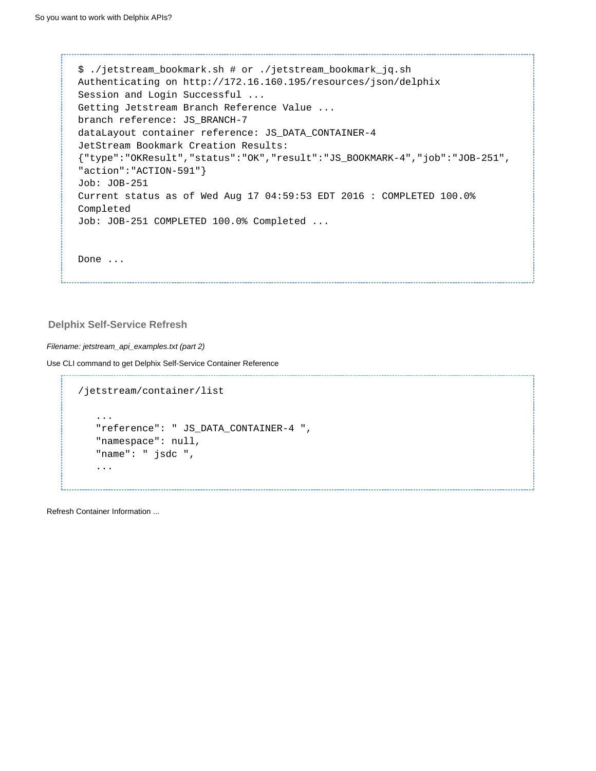```
$ ./jetstream_bookmark.sh # or ./jetstream_bookmark_jq.sh
Authenticating on http://172.16.160.195/resources/json/delphix
Session and Login Successful ...
Getting Jetstream Branch Reference Value ...
branch reference: JS_BRANCH-7
dataLayout container reference: JS_DATA_CONTAINER-4
JetStream Bookmark Creation Results:
{"type":"OKResult","status":"OK","result":"JS_BOOKMARK-4","job":"JOB-251",
"action":"ACTION-591"}
Job: JOB-251
Current status as of Wed Aug 17 04:59:53 EDT 2016 : COMPLETED 100.0%
Completed
Job: JOB-251 COMPLETED 100.0% Completed ...


Done ...
```

### Delphix Self-Service Refresh

*Filename: jetstream_api_examples.txt (part 2)*

Use CLI command to get Delphix Self-Service Container Reference

```
/jetstream/container/list

    ...
    "reference": " JS_DATA_CONTAINER-4 ",
    "namespace": null,
    "name": " jsdc ",
    ...
```

Refresh Container Information ...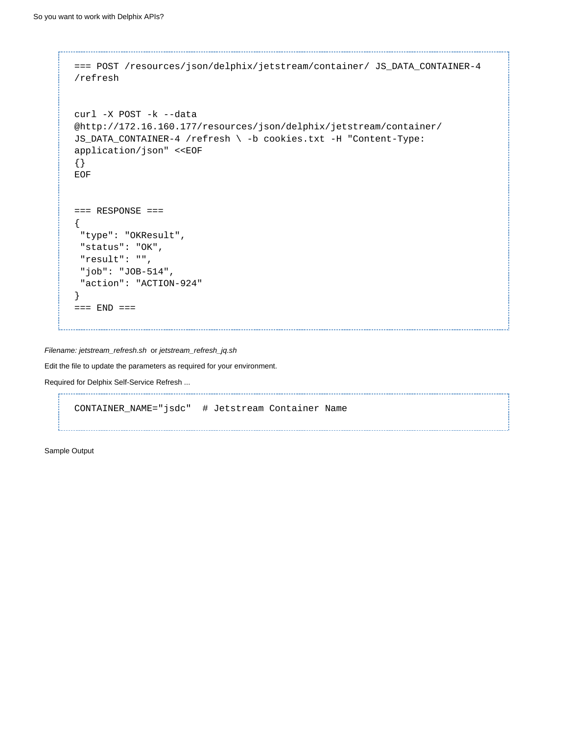```
=== POST /resources/json/delphix/jetstream/container/ JS_DATA_CONTAINER-4
/refresh


curl -X POST -k --data
@http://172.16.160.177/resources/json/delphix/jetstream/container/
JS_DATA_CONTAINER-4 /refresh \ -b cookies.txt -H "Content-Type:
application/json" <<EOF
{}
EOF


=== RESPONSE ===
{
 "type": "OKResult",
 "status": "OK",
 "result": "",
 "job": "JOB-514",
 "action": "ACTION-924"
}
=== END ===
```

*Filename: jetstream_refresh.sh* or *jetstream_refresh_jq.sh*

Edit the file to update the parameters as required for your environment.

Required for Delphix Self-Service Refresh ...

```
CONTAINER_NAME="jsdc"  # Jetstream Container Name
```

Sample Output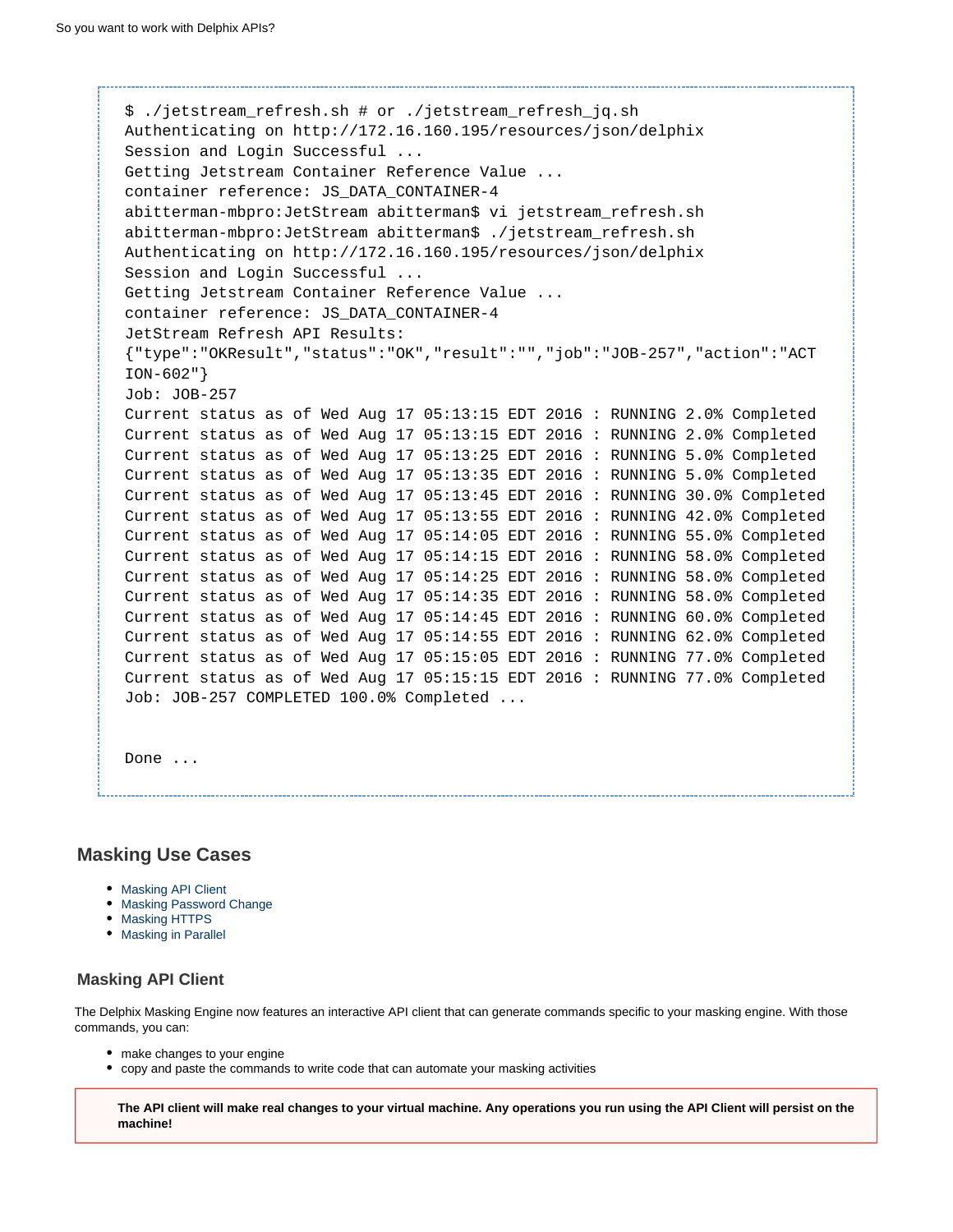```
$ ./jetstream_refresh.sh # or ./jetstream_refresh_jq.sh
Authenticating on http://172.16.160.195/resources/json/delphix
Session and Login Successful ...
Getting Jetstream Container Reference Value ...
container reference: JS_DATA_CONTAINER-4
abitterman-mbpro:JetStream abitterman$ vi jetstream_refresh.sh
abitterman-mbpro:JetStream abitterman$ ./jetstream_refresh.sh
Authenticating on http://172.16.160.195/resources/json/delphix
Session and Login Successful ...
Getting Jetstream Container Reference Value ...
container reference: JS_DATA_CONTAINER-4
JetStream Refresh API Results:
{"type":"OKResult","status":"OK","result":"","job":"JOB-257","action":"ACTION-602"}
Job: JOB-257
Current status as of Wed Aug 17 05:13:15 EDT 2016 : RUNNING 2.0% Completed
Current status as of Wed Aug 17 05:13:15 EDT 2016 : RUNNING 2.0% Completed
Current status as of Wed Aug 17 05:13:25 EDT 2016 : RUNNING 5.0% Completed
Current status as of Wed Aug 17 05:13:35 EDT 2016 : RUNNING 5.0% Completed
Current status as of Wed Aug 17 05:13:45 EDT 2016 : RUNNING 30.0% Completed
Current status as of Wed Aug 17 05:13:55 EDT 2016 : RUNNING 42.0% Completed
Current status as of Wed Aug 17 05:14:05 EDT 2016 : RUNNING 55.0% Completed
Current status as of Wed Aug 17 05:14:15 EDT 2016 : RUNNING 58.0% Completed
Current status as of Wed Aug 17 05:14:25 EDT 2016 : RUNNING 58.0% Completed
Current status as of Wed Aug 17 05:14:35 EDT 2016 : RUNNING 58.0% Completed
Current status as of Wed Aug 17 05:14:45 EDT 2016 : RUNNING 60.0% Completed
Current status as of Wed Aug 17 05:14:55 EDT 2016 : RUNNING 62.0% Completed
Current status as of Wed Aug 17 05:15:05 EDT 2016 : RUNNING 77.0% Completed
Current status as of Wed Aug 17 05:15:15 EDT 2016 : RUNNING 77.0% Completed
Job: JOB-257 COMPLETED 100.0% Completed ...


Done ...
```

## Masking Use Cases

- Masking API Client
- Masking Password Change
- Masking HTTPS
- Masking in Parallel

### Masking API Client

The Delphix Masking Engine now features an interactive API client that can generate commands specific to your masking engine. With those commands, you can:

- make changes to your engine
- copy and paste the commands to write code that can automate your masking activities

**The API client will make real changes to your virtual machine. Any operations you run using the API Client will persist on the machine!**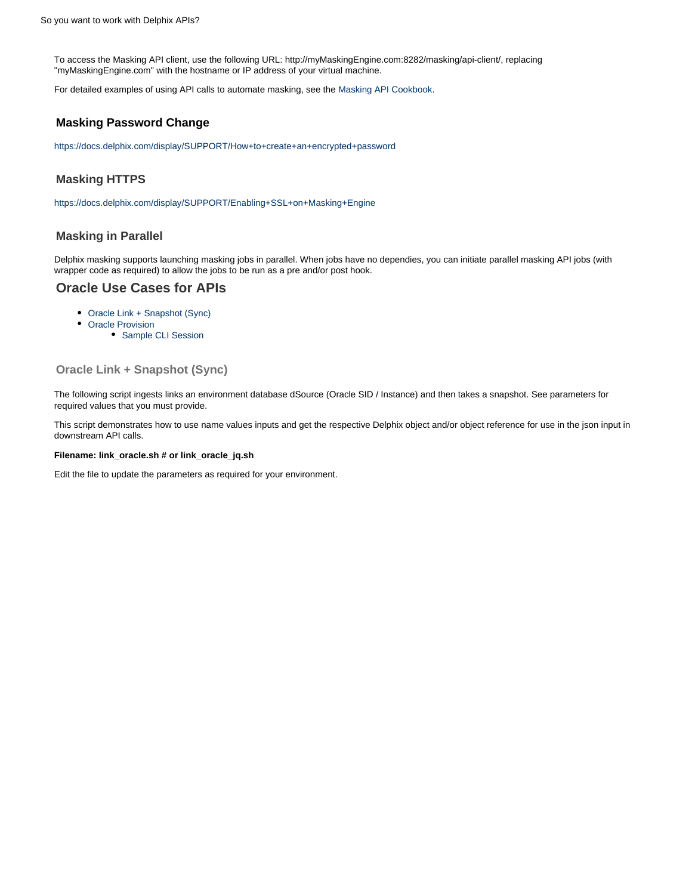To access the Masking API client, use the following URL: http://myMaskingEngine.com:8282/masking/api-client/, replacing "myMaskingEngine.com" with the hostname or IP address of your virtual machine.

For detailed examples of using API calls to automate masking, see the Masking API Cookbook.

### Masking Password Change

https://docs.delphix.com/display/SUPPORT/How+to+create+an+encrypted+password

### Masking HTTPS

https://docs.delphix.com/display/SUPPORT/Enabling+SSL+on+Masking+Engine

### Masking in Parallel

Delphix masking supports launching masking jobs in parallel. When jobs have no dependies, you can initiate parallel masking API jobs (with wrapper code as required) to allow the jobs to be run as a pre and/or post hook.

## Oracle Use Cases for APIs

- Oracle Link + Snapshot (Sync)
- Oracle Provision
    - Sample CLI Session

### Oracle Link + Snapshot (Sync)

The following script ingests links an environment database dSource (Oracle SID / Instance) and then takes a snapshot. See parameters for required values that you must provide.

This script demonstrates how to use name values inputs and get the respective Delphix object and/or object reference for use in the json input in downstream API calls.

**Filename: link_oracle.sh # or link_oracle_jq.sh**

Edit the file to update the parameters as required for your environment.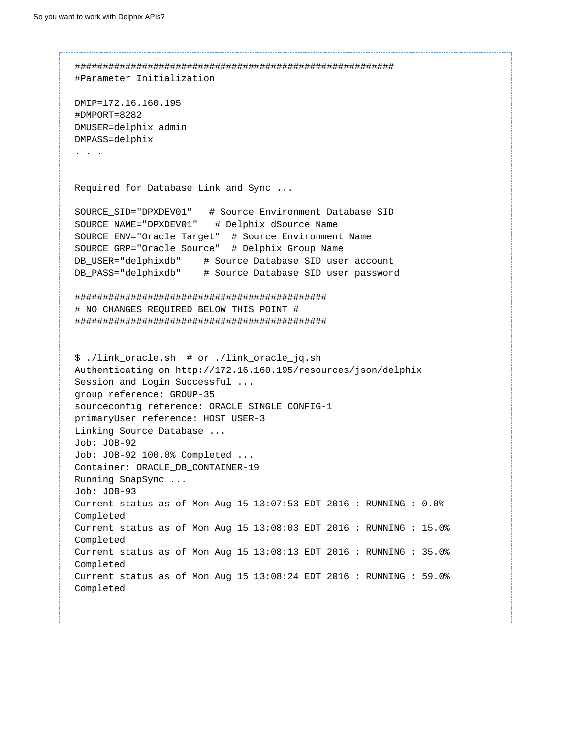```
############################################################
#Parameter Initialization

DMIP=172.16.160.195
#DMPORT=8282
DMUSER=delphix_admin
DMPASS=delphix
. . .


Required for Database Link and Sync ...

SOURCE_SID="DPXDEV01"   # Source Environment Database SID
SOURCE_NAME="DPXDEV01"   # Delphix dSource Name
SOURCE_ENV="Oracle Target"  # Source Environment Name
SOURCE_GRP="Oracle_Source"  # Delphix Group Name
DB_USER="delphixdb"    # Source Database SID user account
DB_PASS="delphixdb"    # Source Database SID user password

#############################################
# NO CHANGES REQUIRED BELOW THIS POINT #
#############################################


$ ./link_oracle.sh  # or ./link_oracle_jq.sh
Authenticating on http://172.16.160.195/resources/json/delphix
Session and Login Successful ...
group reference: GROUP-35
sourceconfig reference: ORACLE_SINGLE_CONFIG-1
primaryUser reference: HOST_USER-3
Linking Source Database ...
Job: JOB-92
Job: JOB-92 100.0% Completed ...
Container: ORACLE_DB_CONTAINER-19
Running SnapSync ...
Job: JOB-93
Current status as of Mon Aug 15 13:07:53 EDT 2016 : RUNNING : 0.0%
Completed
Current status as of Mon Aug 15 13:08:03 EDT 2016 : RUNNING : 15.0%
Completed
Current status as of Mon Aug 15 13:08:13 EDT 2016 : RUNNING : 35.0%
Completed
Current status as of Mon Aug 15 13:08:24 EDT 2016 : RUNNING : 59.0%
Completed
```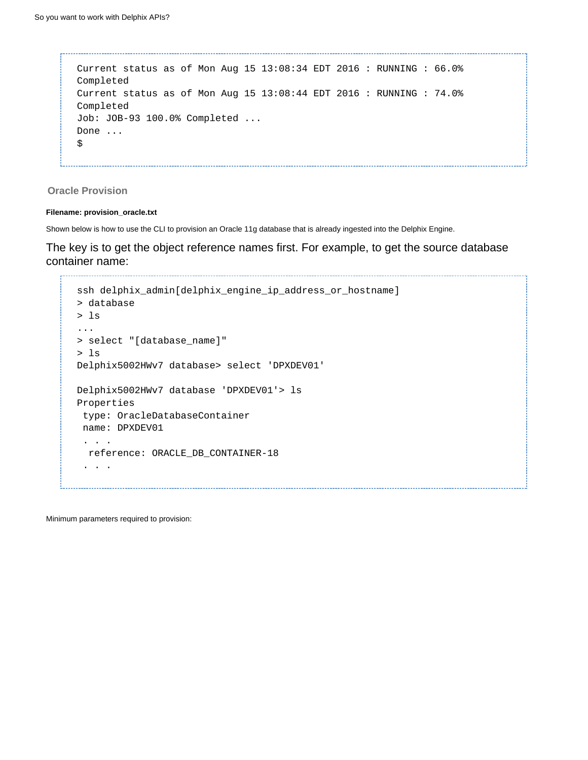```
Current status as of Mon Aug 15 13:08:34 EDT 2016 : RUNNING : 66.0%
Completed
Current status as of Mon Aug 15 13:08:44 EDT 2016 : RUNNING : 74.0%
Completed
Job: JOB-93 100.0% Completed ...
Done ...
$
```

### Oracle Provision

**Filename: provision_oracle.txt**

Shown below is how to use the CLI to provision an Oracle 11g database that is already ingested into the Delphix Engine.

The key is to get the object reference names first. For example, to get the source database container name:

```
ssh delphix_admin[delphix_engine_ip_address_or_hostname]
> database
> ls
...
> select "[database_name]"
> ls
Delphix5002HWv7 database> select 'DPXDEV01'

Delphix5002HWv7 database 'DPXDEV01'> ls
Properties
 type: OracleDatabaseContainer
 name: DPXDEV01
 . . .
  reference: ORACLE_DB_CONTAINER-18
 . . .
```

Minimum parameters required to provision: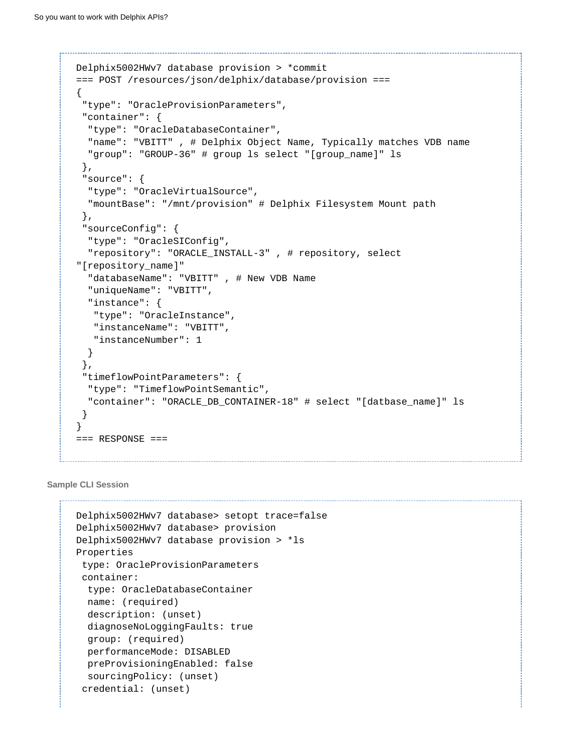```
Delphix5002HWv7 database provision > *commit
=== POST /resources/json/delphix/database/provision ===
{
 "type": "OracleProvisionParameters",
 "container": {
  "type": "OracleDatabaseContainer",
  "name": "VBITT" , # Delphix Object Name, Typically matches VDB name
  "group": "GROUP-36" # group ls select "[group_name]" ls
 },
 "source": {
  "type": "OracleVirtualSource",
  "mountBase": "/mnt/provision" # Delphix Filesystem Mount path
 },
 "sourceConfig": {
  "type": "OracleSIConfig",
  "repository": "ORACLE_INSTALL-3" , # repository, select
"[repository_name]"
  "databaseName": "VBITT" , # New VDB Name
  "uniqueName": "VBITT",
  "instance": {
   "type": "OracleInstance",
   "instanceName": "VBITT",
   "instanceNumber": 1
  }
 },
 "timeflowPointParameters": {
  "type": "TimeflowPointSemantic",
  "container": "ORACLE_DB_CONTAINER-18" # select "[datbase_name]" ls
 }
}
=== RESPONSE ===
```

**Sample CLI Session**

```
Delphix5002HWv7 database> setopt trace=false
Delphix5002HWv7 database> provision
Delphix5002HWv7 database provision > *ls
Properties
 type: OracleProvisionParameters
 container:
  type: OracleDatabaseContainer
  name: (required)
  description: (unset)
  diagnoseNoLoggingFaults: true
  group: (required)
  performanceMode: DISABLED
  preProvisioningEnabled: false
  sourcingPolicy: (unset)
 credential: (unset)
```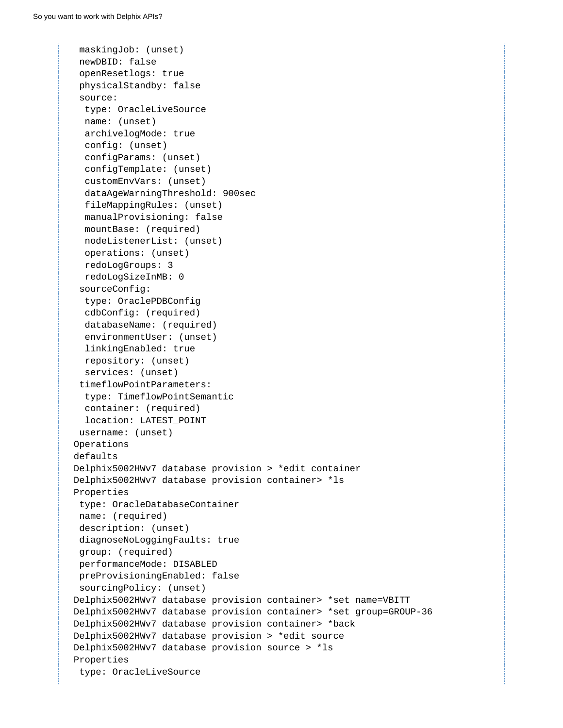```
 maskingJob: (unset)
 newDBID: false
 openResetlogs: true
 physicalStandby: false
 source:
  type: OracleLiveSource
  name: (unset)
  archivelogMode: true
  config: (unset)
  configParams: (unset)
  configTemplate: (unset)
  customEnvVars: (unset)
  dataAgeWarningThreshold: 900sec
  fileMappingRules: (unset)
  manualProvisioning: false
  mountBase: (required)
  nodeListenerList: (unset)
  operations: (unset)
  redoLogGroups: 3
  redoLogSizeInMB: 0
 sourceConfig:
  type: OraclePDBConfig
  cdbConfig: (required)
  databaseName: (required)
  environmentUser: (unset)
  linkingEnabled: true
  repository: (unset)
  services: (unset)
 timeflowPointParameters:
  type: TimeflowPointSemantic
  container: (required)
  location: LATEST_POINT
 username: (unset)
Operations
defaults
Delphix5002HWv7 database provision > *edit container
Delphix5002HWv7 database provision container> *ls
Properties
 type: OracleDatabaseContainer
 name: (required)
 description: (unset)
 diagnoseNoLoggingFaults: true
 group: (required)
 performanceMode: DISABLED
 preProvisioningEnabled: false
 sourcingPolicy: (unset)
Delphix5002HWv7 database provision container> *set name=VBITT
Delphix5002HWv7 database provision container> *set group=GROUP-36
Delphix5002HWv7 database provision container> *back
Delphix5002HWv7 database provision > *edit source
Delphix5002HWv7 database provision source > *ls
Properties
 type: OracleLiveSource
```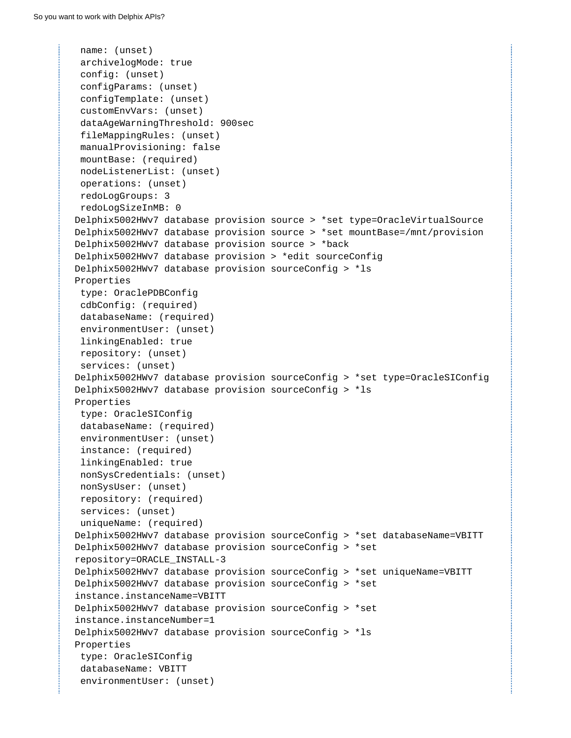```
 name: (unset)
 archivelogMode: true
 config: (unset)
 configParams: (unset)
 configTemplate: (unset)
 customEnvVars: (unset)
 dataAgeWarningThreshold: 900sec
 fileMappingRules: (unset)
 manualProvisioning: false
 mountBase: (required)
 nodeListenerList: (unset)
 operations: (unset)
 redoLogGroups: 3
 redoLogSizeInMB: 0
Delphix5002HWv7 database provision source > *set type=OracleVirtualSource
Delphix5002HWv7 database provision source > *set mountBase=/mnt/provision
Delphix5002HWv7 database provision source > *back
Delphix5002HWv7 database provision > *edit sourceConfig
Delphix5002HWv7 database provision sourceConfig > *ls
Properties
 type: OraclePDBConfig
 cdbConfig: (required)
 databaseName: (required)
 environmentUser: (unset)
 linkingEnabled: true
 repository: (unset)
 services: (unset)
Delphix5002HWv7 database provision sourceConfig > *set type=OracleSIConfig
Delphix5002HWv7 database provision sourceConfig > *ls
Properties
 type: OracleSIConfig
 databaseName: (required)
 environmentUser: (unset)
 instance: (required)
 linkingEnabled: true
 nonSysCredentials: (unset)
 nonSysUser: (unset)
 repository: (required)
 services: (unset)
 uniqueName: (required)
Delphix5002HWv7 database provision sourceConfig > *set databaseName=VBITT
Delphix5002HWv7 database provision sourceConfig > *set
repository=ORACLE_INSTALL-3
Delphix5002HWv7 database provision sourceConfig > *set uniqueName=VBITT
Delphix5002HWv7 database provision sourceConfig > *set
instance.instanceName=VBITT
Delphix5002HWv7 database provision sourceConfig > *set
instance.instanceNumber=1
Delphix5002HWv7 database provision sourceConfig > *ls
Properties
 type: OracleSIConfig
 databaseName: VBITT
 environmentUser: (unset)
```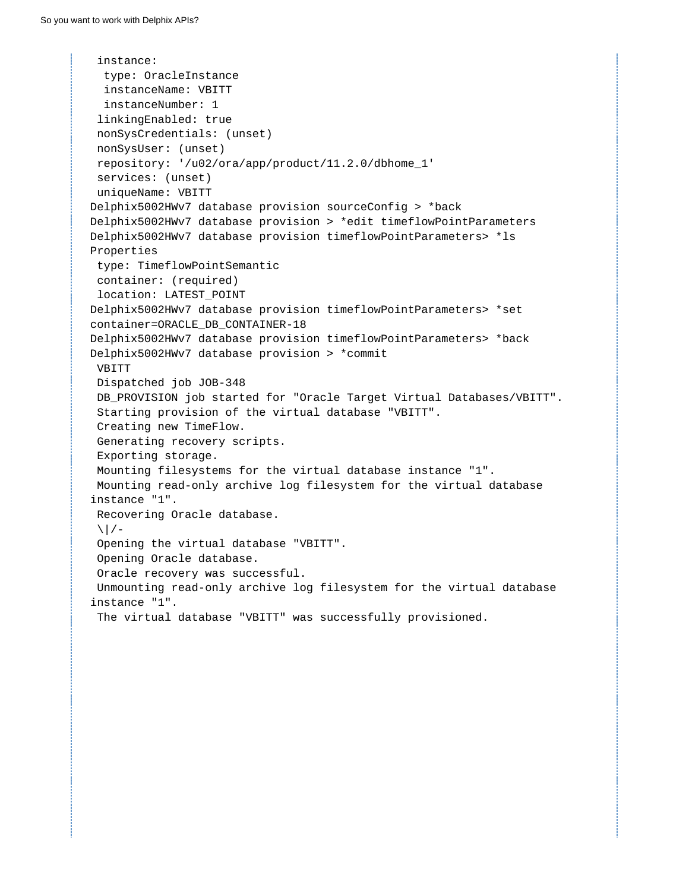```
 instance:
  type: OracleInstance
  instanceName: VBITT
  instanceNumber: 1
 linkingEnabled: true
 nonSysCredentials: (unset)
 nonSysUser: (unset)
 repository: '/u02/ora/app/product/11.2.0/dbhome_1'
 services: (unset)
 uniqueName: VBITT
Delphix5002HWv7 database provision sourceConfig > *back
Delphix5002HWv7 database provision > *edit timeflowPointParameters
Delphix5002HWv7 database provision timeflowPointParameters> *ls
Properties
 type: TimeflowPointSemantic
 container: (required)
 location: LATEST_POINT
Delphix5002HWv7 database provision timeflowPointParameters> *set
container=ORACLE_DB_CONTAINER-18
Delphix5002HWv7 database provision timeflowPointParameters> *back
Delphix5002HWv7 database provision > *commit
 VBITT
 Dispatched job JOB-348
 DB_PROVISION job started for "Oracle Target Virtual Databases/VBITT".
 Starting provision of the virtual database "VBITT".
 Creating new TimeFlow.
 Generating recovery scripts.
 Exporting storage.
 Mounting filesystems for the virtual database instance "1".
 Mounting read-only archive log filesystem for the virtual database
instance "1".
 Recovering Oracle database.
 \|/-
 Opening the virtual database "VBITT".
 Opening Oracle database.
 Oracle recovery was successful.
 Unmounting read-only archive log filesystem for the virtual database
instance "1".
 The virtual database "VBITT" was successfully provisioned.
```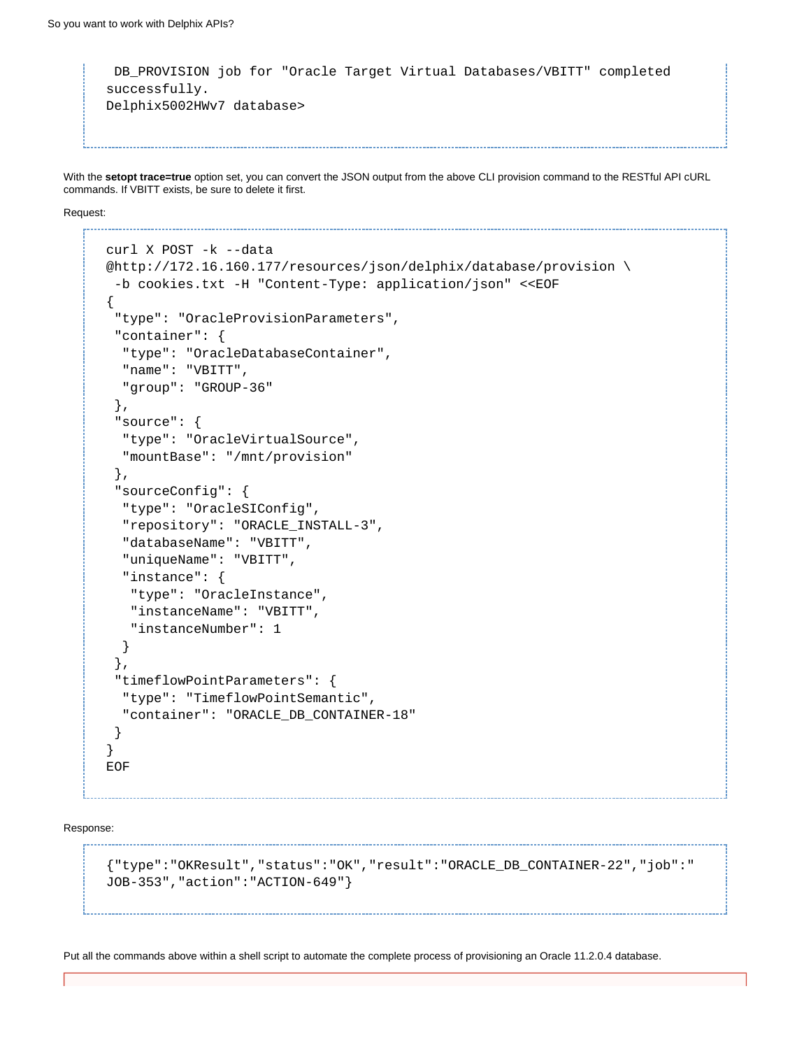```
 DB_PROVISION job for "Oracle Target Virtual Databases/VBITT" completed
successfully.
Delphix5002HWv7 database>
```

With the **setopt trace=true** option set, you can convert the JSON output from the above CLI provision command to the RESTful API cURL commands. If VBITT exists, be sure to delete it first.

Request:

```
curl X POST -k --data
@http://172.16.160.177/resources/json/delphix/database/provision \
 -b cookies.txt -H "Content-Type: application/json" <<EOF
{
 "type": "OracleProvisionParameters",
 "container": {
  "type": "OracleDatabaseContainer",
  "name": "VBITT",
  "group": "GROUP-36"
 },
 "source": {
  "type": "OracleVirtualSource",
  "mountBase": "/mnt/provision"
 },
 "sourceConfig": {
  "type": "OracleSIConfig",
  "repository": "ORACLE_INSTALL-3",
  "databaseName": "VBITT",
  "uniqueName": "VBITT",
  "instance": {
   "type": "OracleInstance",
   "instanceName": "VBITT",
   "instanceNumber": 1
  }
 },
 "timeflowPointParameters": {
  "type": "TimeflowPointSemantic",
  "container": "ORACLE_DB_CONTAINER-18"
 }
}
EOF
```

Response:

```
{"type":"OKResult","status":"OK","result":"ORACLE_DB_CONTAINER-22","job":"
JOB-353","action":"ACTION-649"}
```

Put all the commands above within a shell script to automate the complete process of provisioning an Oracle 11.2.0.4 database.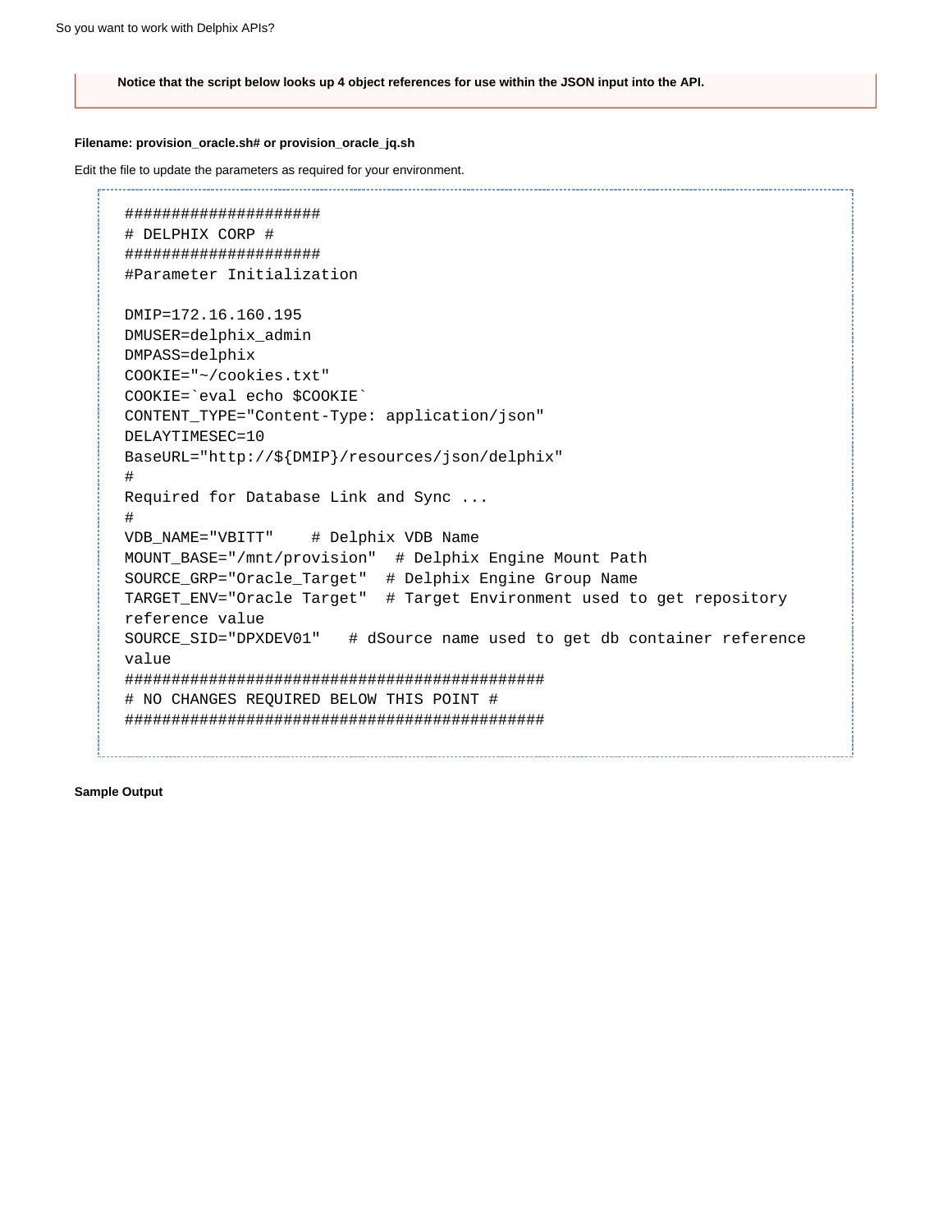**Notice that the script below looks up 4 object references for use within the JSON input into the API.**

**Filename: provision_oracle.sh# or provision_oracle_jq.sh**

Edit the file to update the parameters as required for your environment.

```
#####################
# DELPHIX CORP #
#####################
#Parameter Initialization

DMIP=172.16.160.195
DMUSER=delphix_admin
DMPASS=delphix
COOKIE="~/cookies.txt"
COOKIE=`eval echo $COOKIE`
CONTENT_TYPE="Content-Type: application/json"
DELAYTIMESEC=10
BaseURL="http://${DMIP}/resources/json/delphix"
#
Required for Database Link and Sync ...
#
VDB_NAME="VBITT"    # Delphix VDB Name
MOUNT_BASE="/mnt/provision"  # Delphix Engine Mount Path
SOURCE_GRP="Oracle_Target"  # Delphix Engine Group Name
TARGET_ENV="Oracle Target"  # Target Environment used to get repository
reference value
SOURCE_SID="DPXDEV01"   # dSource name used to get db container reference
value
#############################################
# NO CHANGES REQUIRED BELOW THIS POINT #
#############################################
```

**Sample Output**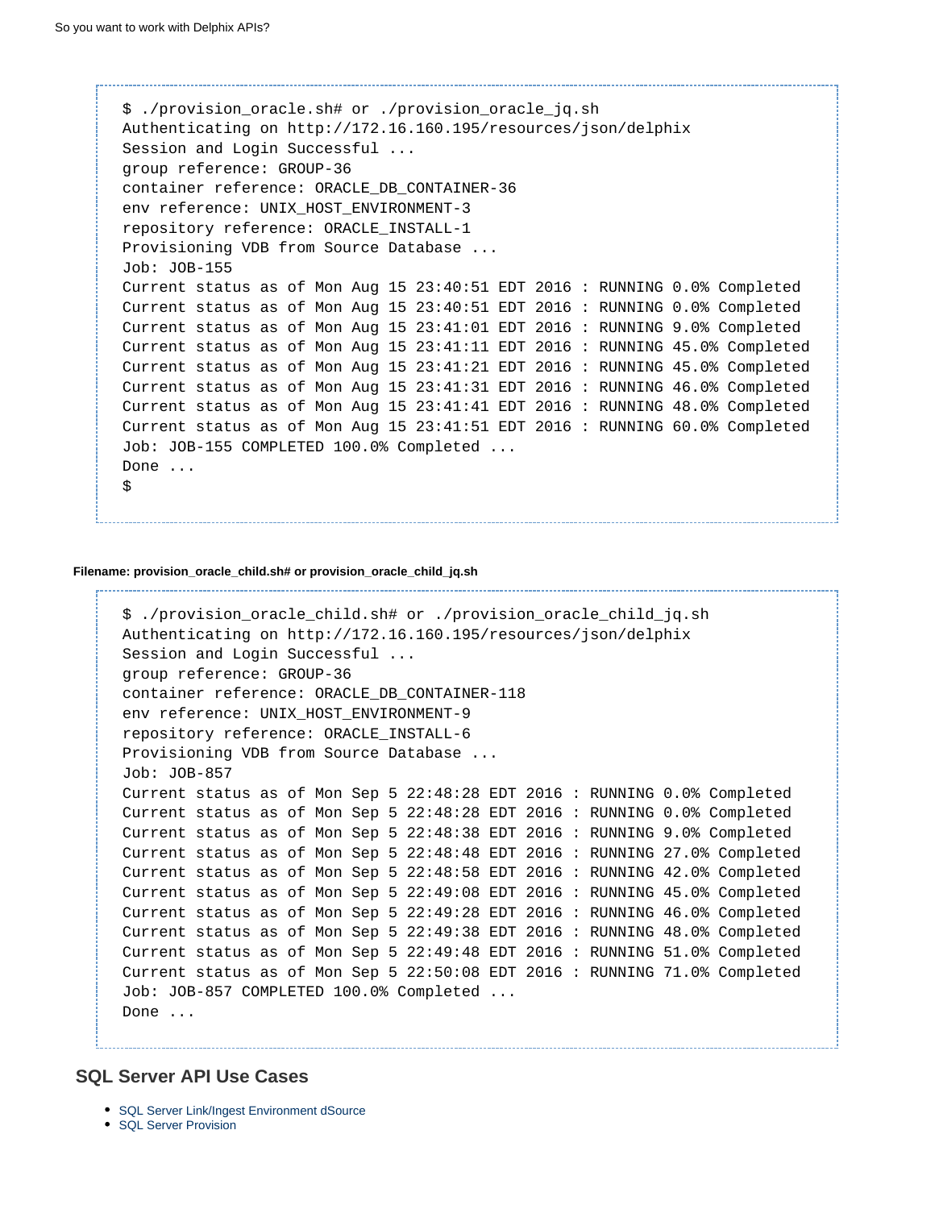```
$ ./provision_oracle.sh# or ./provision_oracle_jq.sh
Authenticating on http://172.16.160.195/resources/json/delphix
Session and Login Successful ...
group reference: GROUP-36
container reference: ORACLE_DB_CONTAINER-36
env reference: UNIX_HOST_ENVIRONMENT-3
repository reference: ORACLE_INSTALL-1
Provisioning VDB from Source Database ...
Job: JOB-155
Current status as of Mon Aug 15 23:40:51 EDT 2016 : RUNNING 0.0% Completed
Current status as of Mon Aug 15 23:40:51 EDT 2016 : RUNNING 0.0% Completed
Current status as of Mon Aug 15 23:41:01 EDT 2016 : RUNNING 9.0% Completed
Current status as of Mon Aug 15 23:41:11 EDT 2016 : RUNNING 45.0% Completed
Current status as of Mon Aug 15 23:41:21 EDT 2016 : RUNNING 45.0% Completed
Current status as of Mon Aug 15 23:41:31 EDT 2016 : RUNNING 46.0% Completed
Current status as of Mon Aug 15 23:41:41 EDT 2016 : RUNNING 48.0% Completed
Current status as of Mon Aug 15 23:41:51 EDT 2016 : RUNNING 60.0% Completed
Job: JOB-155 COMPLETED 100.0% Completed ...
Done ...
$
```

**Filename: provision_oracle_child.sh# or provision_oracle_child_jq.sh**

```
$ ./provision_oracle_child.sh# or ./provision_oracle_child_jq.sh
Authenticating on http://172.16.160.195/resources/json/delphix
Session and Login Successful ...
group reference: GROUP-36
container reference: ORACLE_DB_CONTAINER-118
env reference: UNIX_HOST_ENVIRONMENT-9
repository reference: ORACLE_INSTALL-6
Provisioning VDB from Source Database ...
Job: JOB-857
Current status as of Mon Sep 5 22:48:28 EDT 2016 : RUNNING 0.0% Completed
Current status as of Mon Sep 5 22:48:28 EDT 2016 : RUNNING 0.0% Completed
Current status as of Mon Sep 5 22:48:38 EDT 2016 : RUNNING 9.0% Completed
Current status as of Mon Sep 5 22:48:48 EDT 2016 : RUNNING 27.0% Completed
Current status as of Mon Sep 5 22:48:58 EDT 2016 : RUNNING 42.0% Completed
Current status as of Mon Sep 5 22:49:08 EDT 2016 : RUNNING 45.0% Completed
Current status as of Mon Sep 5 22:49:28 EDT 2016 : RUNNING 46.0% Completed
Current status as of Mon Sep 5 22:49:38 EDT 2016 : RUNNING 48.0% Completed
Current status as of Mon Sep 5 22:49:48 EDT 2016 : RUNNING 51.0% Completed
Current status as of Mon Sep 5 22:50:08 EDT 2016 : RUNNING 71.0% Completed
Job: JOB-857 COMPLETED 100.0% Completed ...
Done ...
```

## SQL Server API Use Cases

- SQL Server Link/Ingest Environment dSource
- SQL Server Provision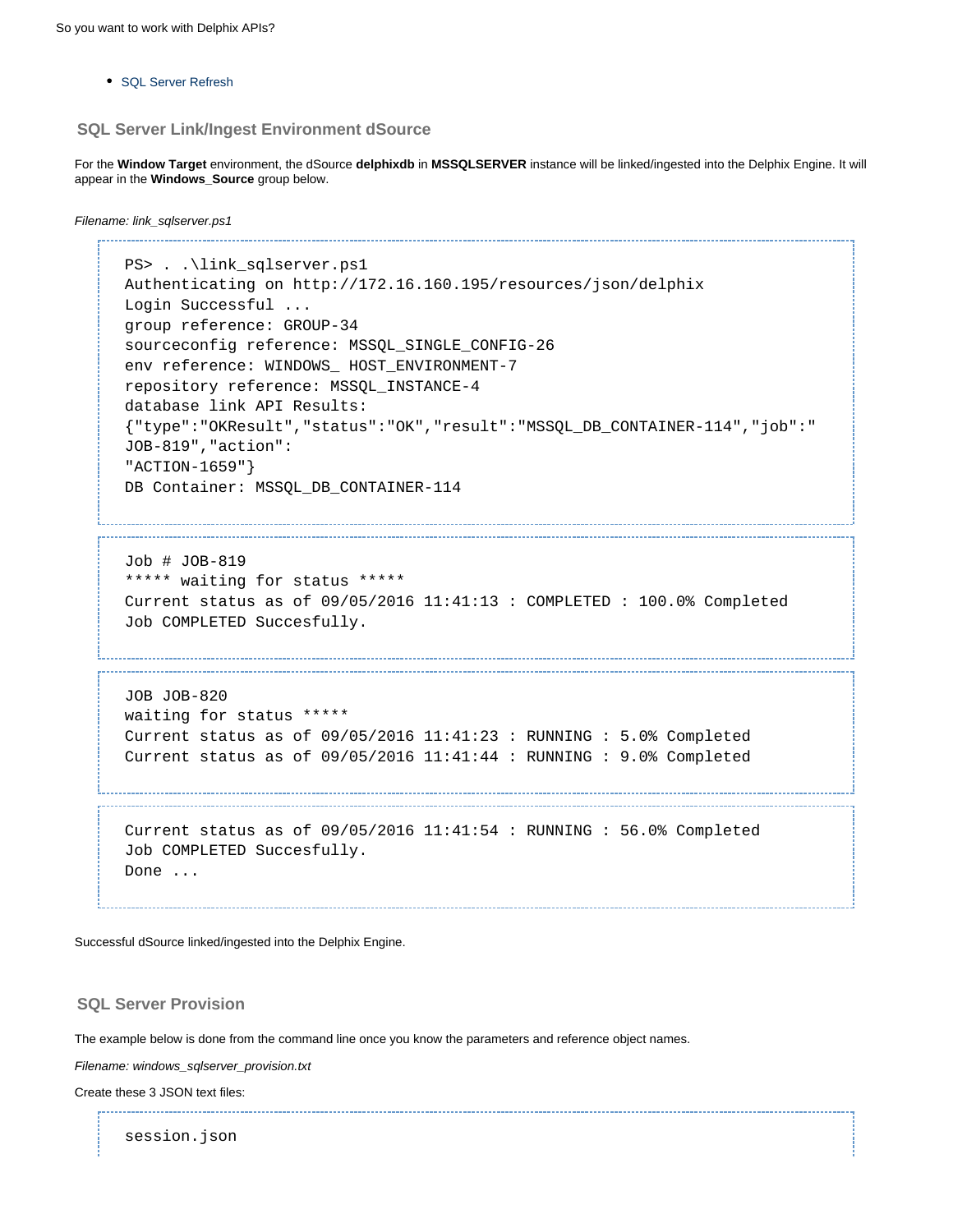- SQL Server Refresh

### SQL Server Link/Ingest Environment dSource

For the **Window Target** environment, the dSource **delphixdb** in **MSSQLSERVER** instance will be linked/ingested into the Delphix Engine. It will appear in the **Windows_Source** group below.

*Filename: link_sqlserver.ps1*

```
PS> . .\link_sqlserver.ps1
Authenticating on http://172.16.160.195/resources/json/delphix
Login Successful ...
group reference: GROUP-34
sourceconfig reference: MSSQL_SINGLE_CONFIG-26
env reference: WINDOWS_ HOST_ENVIRONMENT-7
repository reference: MSSQL_INSTANCE-4
database link API Results:
{"type":"OKResult","status":"OK","result":"MSSQL_DB_CONTAINER-114","job":"
JOB-819","action":
"ACTION-1659"}
DB Container: MSSQL_DB_CONTAINER-114
```

```
Job # JOB-819
***** waiting for status *****
Current status as of 09/05/2016 11:41:13 : COMPLETED : 100.0% Completed
Job COMPLETED Succesfully.
```

```
JOB JOB-820
waiting for status *****
Current status as of 09/05/2016 11:41:23 : RUNNING : 5.0% Completed
Current status as of 09/05/2016 11:41:44 : RUNNING : 9.0% Completed
```

```
Current status as of 09/05/2016 11:41:54 : RUNNING : 56.0% Completed
Job COMPLETED Succesfully.
Done ...
```

Successful dSource linked/ingested into the Delphix Engine.

### SQL Server Provision

The example below is done from the command line once you know the parameters and reference object names.

*Filename: windows_sqlserver_provision.txt*

Create these 3 JSON text files:

```
session.json
```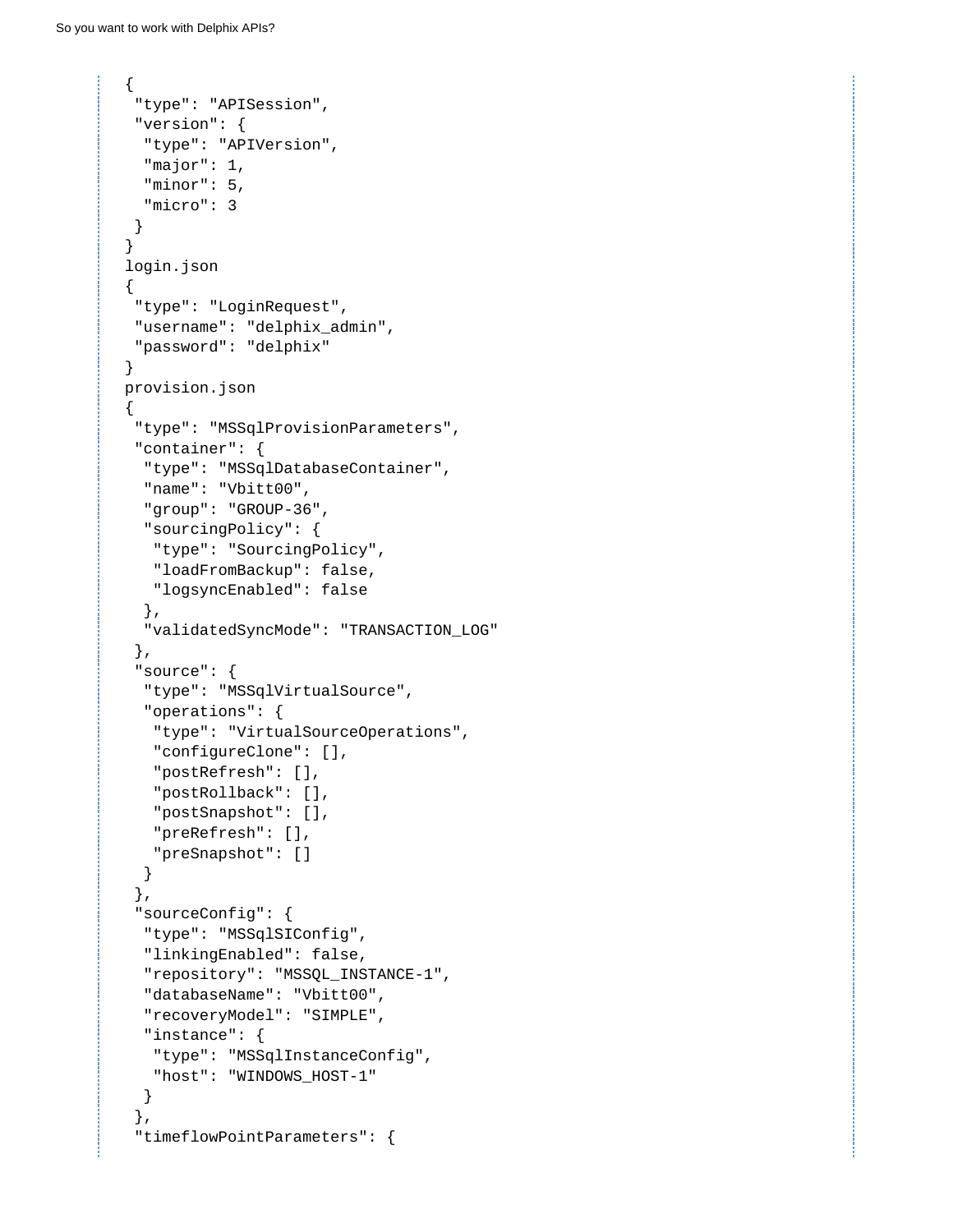```
{
 "type": "APISession",
 "version": {
  "type": "APIVersion",
  "major": 1,
  "minor": 5,
  "micro": 3
 }
}
login.json
{
 "type": "LoginRequest",
 "username": "delphix_admin",
 "password": "delphix"
}
provision.json
{
 "type": "MSSqlProvisionParameters",
 "container": {
  "type": "MSSqlDatabaseContainer",
  "name": "Vbitt00",
  "group": "GROUP-36",
  "sourcingPolicy": {
   "type": "SourcingPolicy",
   "loadFromBackup": false,
   "logsyncEnabled": false
  },
  "validatedSyncMode": "TRANSACTION_LOG"
 },
 "source": {
  "type": "MSSqlVirtualSource",
  "operations": {
   "type": "VirtualSourceOperations",
   "configureClone": [],
   "postRefresh": [],
   "postRollback": [],
   "postSnapshot": [],
   "preRefresh": [],
   "preSnapshot": []
  }
 },
 "sourceConfig": {
  "type": "MSSqlSIConfig",
  "linkingEnabled": false,
  "repository": "MSSQL_INSTANCE-1",
  "databaseName": "Vbitt00",
  "recoveryModel": "SIMPLE",
  "instance": {
   "type": "MSSqlInstanceConfig",
   "host": "WINDOWS_HOST-1"
  }
 },
 "timeflowPointParameters": {
```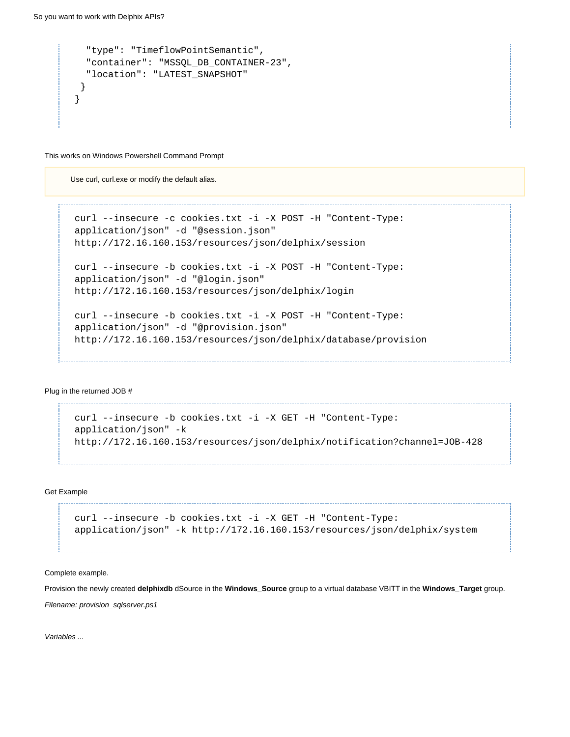```
   "type": "TimeflowPointSemantic",
   "container": "MSSQL_DB_CONTAINER-23",
   "location": "LATEST_SNAPSHOT"
  }
 }
```

This works on Windows Powershell Command Prompt

> Use curl, curl.exe or modify the default alias.

```
curl --insecure -c cookies.txt -i -X POST -H "Content-Type:
application/json" -d "@session.json"
http://172.16.160.153/resources/json/delphix/session

curl --insecure -b cookies.txt -i -X POST -H "Content-Type:
application/json" -d "@login.json"
http://172.16.160.153/resources/json/delphix/login

curl --insecure -b cookies.txt -i -X POST -H "Content-Type:
application/json" -d "@provision.json"
http://172.16.160.153/resources/json/delphix/database/provision
```

Plug in the returned JOB #

```
curl --insecure -b cookies.txt -i -X GET -H "Content-Type:
application/json" -k
http://172.16.160.153/resources/json/delphix/notification?channel=JOB-428
```

Get Example

```
curl --insecure -b cookies.txt -i -X GET -H "Content-Type:
application/json" -k http://172.16.160.153/resources/json/delphix/system
```

Complete example.

Provision the newly created **delphixdb** dSource in the **Windows_Source** group to a virtual database VBITT in the **Windows_Target** group.

*Filename: provision_sqlserver.ps1*

*Variables ...*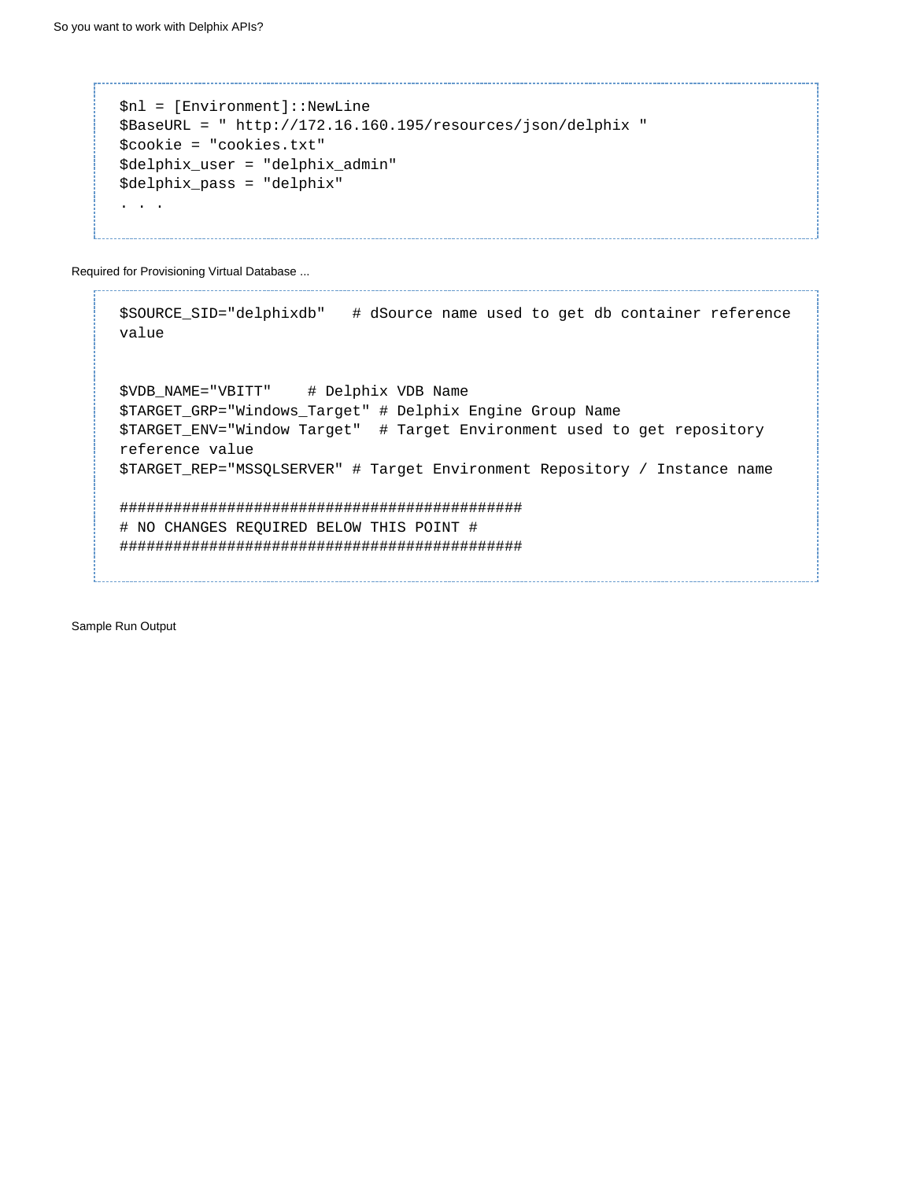```
$nl = [Environment]::NewLine
$BaseURL = " http://172.16.160.195/resources/json/delphix "
$cookie = "cookies.txt"
$delphix_user = "delphix_admin"
$delphix_pass = "delphix"
. . .
```

Required for Provisioning Virtual Database ...

```
$SOURCE_SID="delphixdb"   # dSource name used to get db container reference value


$VDB_NAME="VBITT"    # Delphix VDB Name
$TARGET_GRP="Windows_Target" # Delphix Engine Group Name
$TARGET_ENV="Window Target"  # Target Environment used to get repository reference value
$TARGET_REP="MSSQLSERVER" # Target Environment Repository / Instance name

#############################################
# NO CHANGES REQUIRED BELOW THIS POINT #
#############################################
```

Sample Run Output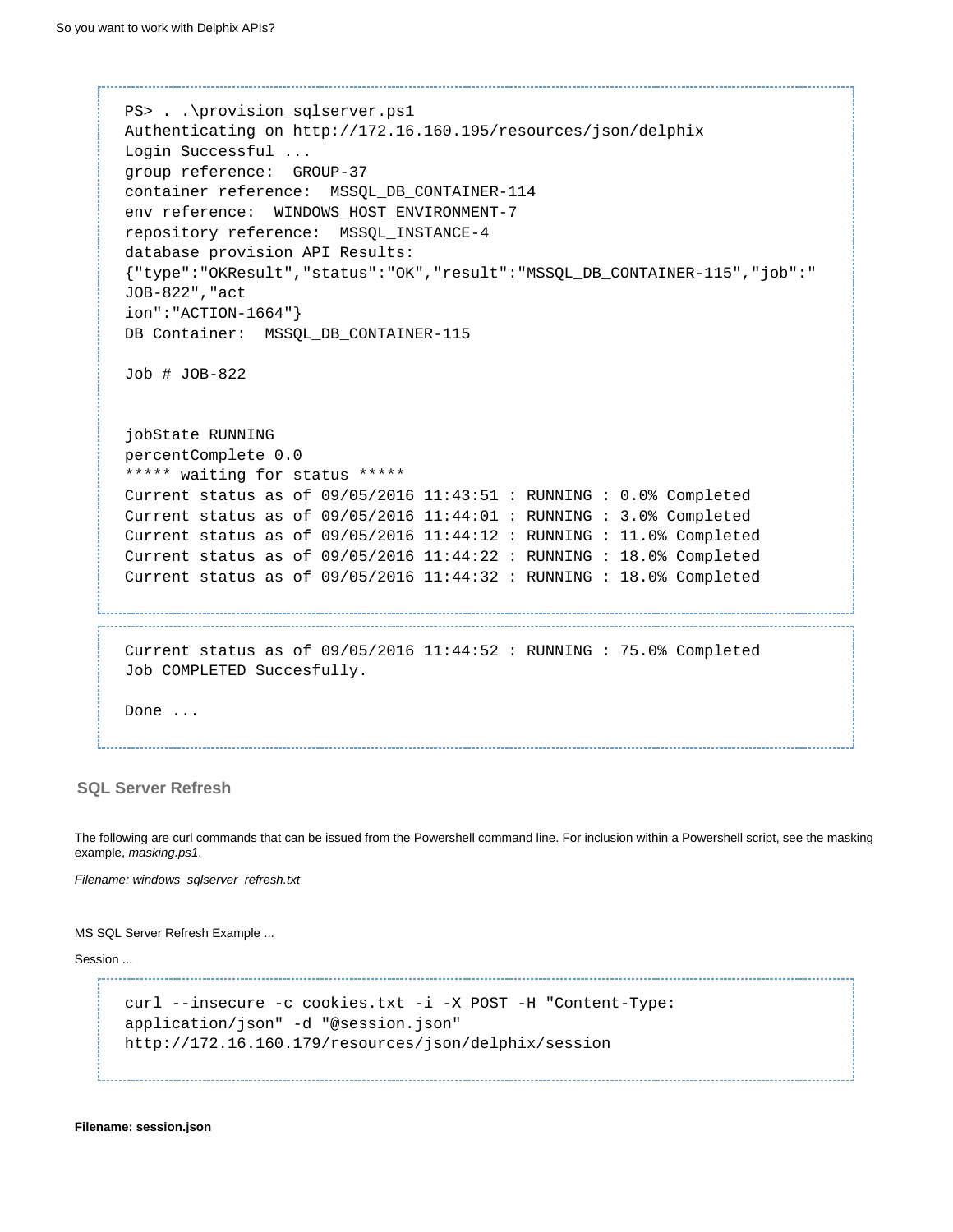```
PS> . .\provision_sqlserver.ps1
Authenticating on http://172.16.160.195/resources/json/delphix
Login Successful ...
group reference:  GROUP-37
container reference:  MSSQL_DB_CONTAINER-114
env reference:  WINDOWS_HOST_ENVIRONMENT-7
repository reference:  MSSQL_INSTANCE-4
database provision API Results:
{"type":"OKResult","status":"OK","result":"MSSQL_DB_CONTAINER-115","job":"
JOB-822","act
ion":"ACTION-1664"}
DB Container:  MSSQL_DB_CONTAINER-115

Job # JOB-822


jobState RUNNING
percentComplete 0.0
***** waiting for status *****
Current status as of 09/05/2016 11:43:51 : RUNNING : 0.0% Completed
Current status as of 09/05/2016 11:44:01 : RUNNING : 3.0% Completed
Current status as of 09/05/2016 11:44:12 : RUNNING : 11.0% Completed
Current status as of 09/05/2016 11:44:22 : RUNNING : 18.0% Completed
Current status as of 09/05/2016 11:44:32 : RUNNING : 18.0% Completed
```

```
Current status as of 09/05/2016 11:44:52 : RUNNING : 75.0% Completed
Job COMPLETED Succesfully.

Done ...
```

### SQL Server Refresh

The following are curl commands that can be issued from the Powershell command line. For inclusion within a Powershell script, see the masking example, *masking.ps1*.

*Filename: windows_sqlserver_refresh.txt*

MS SQL Server Refresh Example ...

Session ...

```
curl --insecure -c cookies.txt -i -X POST -H "Content-Type:
application/json" -d "@session.json"
http://172.16.160.179/resources/json/delphix/session
```

**Filename: session.json**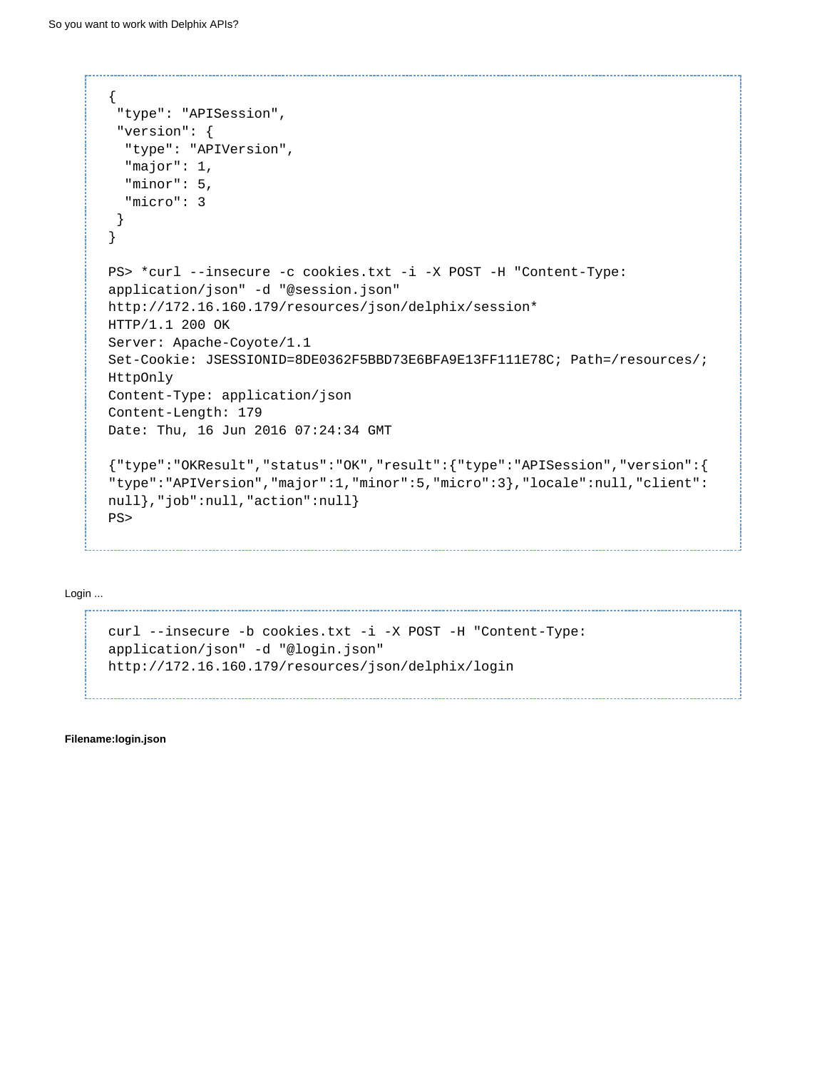```
{
 "type": "APISession",
 "version": {
  "type": "APIVersion",
  "major": 1,
  "minor": 5,
  "micro": 3
 }
}

PS> *curl --insecure -c cookies.txt -i -X POST -H "Content-Type:
application/json" -d "@session.json"
http://172.16.160.179/resources/json/delphix/session*
HTTP/1.1 200 OK
Server: Apache-Coyote/1.1
Set-Cookie: JSESSIONID=8DE0362F5BBD73E6BFA9E13FF111E78C; Path=/resources/;
HttpOnly
Content-Type: application/json
Content-Length: 179
Date: Thu, 16 Jun 2016 07:24:34 GMT

{"type":"OKResult","status":"OK","result":{"type":"APISession","version":{
"type":"APIVersion","major":1,"minor":5,"micro":3},"locale":null,"client":
null},"job":null,"action":null}
PS>
```

Login ...

```
curl --insecure -b cookies.txt -i -X POST -H "Content-Type:
application/json" -d "@login.json"
http://172.16.160.179/resources/json/delphix/login
```

**Filename:login.json**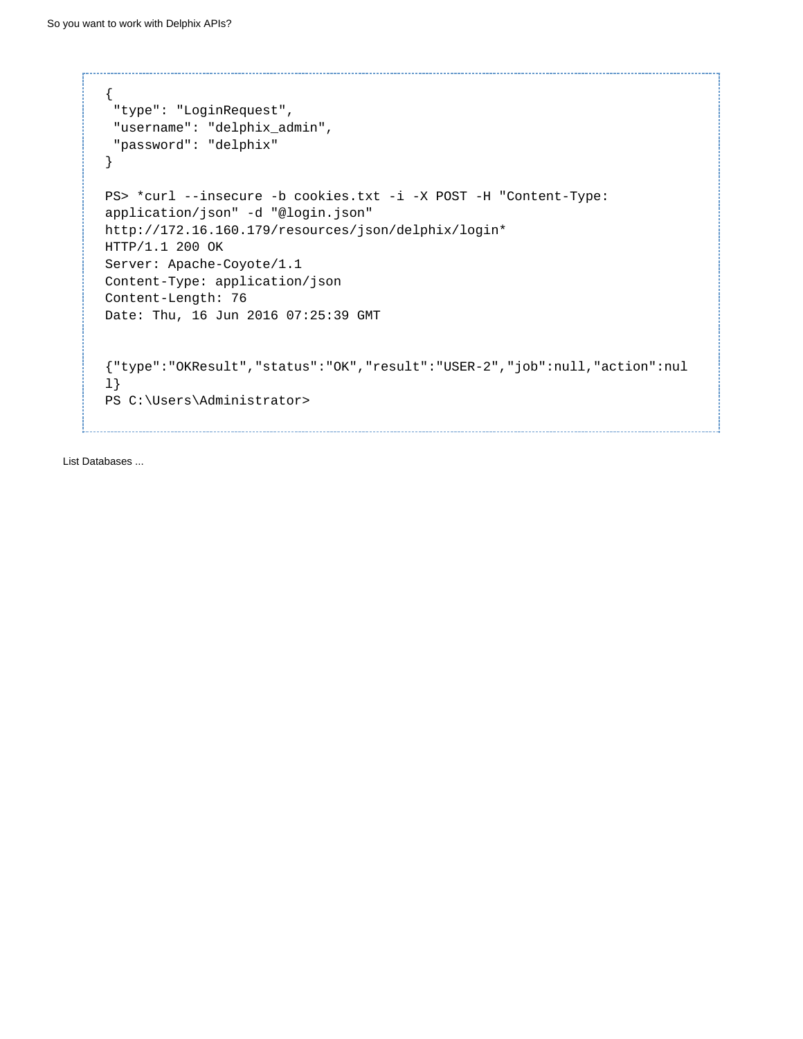```
{
 "type": "LoginRequest",
 "username": "delphix_admin",
 "password": "delphix"
}

PS> *curl --insecure -b cookies.txt -i -X POST -H "Content-Type:
application/json" -d "@login.json"
http://172.16.160.179/resources/json/delphix/login*
HTTP/1.1 200 OK
Server: Apache-Coyote/1.1
Content-Type: application/json
Content-Length: 76
Date: Thu, 16 Jun 2016 07:25:39 GMT


{"type":"OKResult","status":"OK","result":"USER-2","job":null,"action":nul
l}
PS C:\Users\Administrator>
```

List Databases ...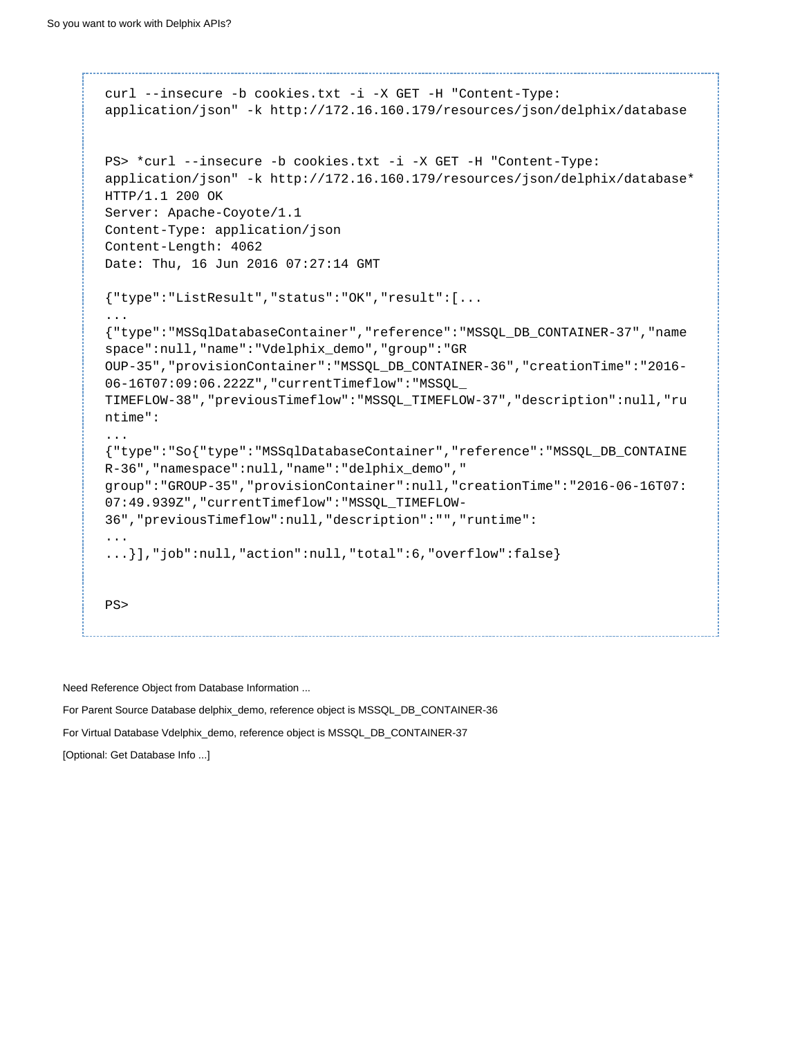```
curl --insecure -b cookies.txt -i -X GET -H "Content-Type:
application/json" -k http://172.16.160.179/resources/json/delphix/database


PS> *curl --insecure -b cookies.txt -i -X GET -H "Content-Type:
application/json" -k http://172.16.160.179/resources/json/delphix/database*
HTTP/1.1 200 OK
Server: Apache-Coyote/1.1
Content-Type: application/json
Content-Length: 4062
Date: Thu, 16 Jun 2016 07:27:14 GMT

{"type":"ListResult","status":"OK","result":[...
...
{"type":"MSSqlDatabaseContainer","reference":"MSSQL_DB_CONTAINER-37","name
space":null,"name":"Vdelphix_demo","group":"GR
OUP-35","provisionContainer":"MSSQL_DB_CONTAINER-36","creationTime":"2016-
06-16T07:09:06.222Z","currentTimeflow":"MSSQL_
TIMEFLOW-38","previousTimeflow":"MSSQL_TIMEFLOW-37","description":null,"ru
ntime":
...
{"type":"So{"type":"MSSqlDatabaseContainer","reference":"MSSQL_DB_CONTAINE
R-36","namespace":null,"name":"delphix_demo","
group":"GROUP-35","provisionContainer":null,"creationTime":"2016-06-16T07:
07:49.939Z","currentTimeflow":"MSSQL_TIMEFLOW-
36","previousTimeflow":null,"description":"","runtime":
...
...}],"job":null,"action":null,"total":6,"overflow":false}


PS>
```

Need Reference Object from Database Information ...

For Parent Source Database delphix_demo, reference object is MSSQL_DB_CONTAINER-36

For Virtual Database Vdelphix_demo, reference object is MSSQL_DB_CONTAINER-37

[Optional: Get Database Info ...]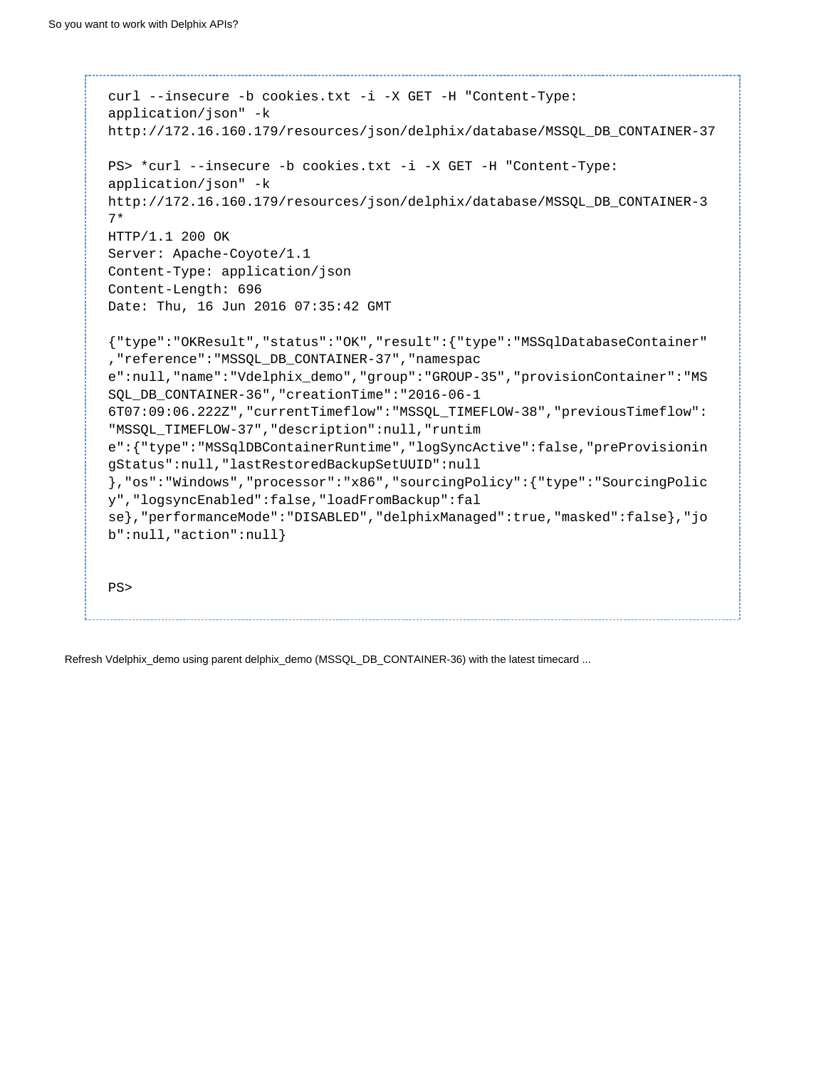```
curl --insecure -b cookies.txt -i -X GET -H "Content-Type:
application/json" -k
http://172.16.160.179/resources/json/delphix/database/MSSQL_DB_CONTAINER-37

PS> *curl --insecure -b cookies.txt -i -X GET -H "Content-Type:
application/json" -k
http://172.16.160.179/resources/json/delphix/database/MSSQL_DB_CONTAINER-3
7*
HTTP/1.1 200 OK
Server: Apache-Coyote/1.1
Content-Type: application/json
Content-Length: 696
Date: Thu, 16 Jun 2016 07:35:42 GMT

{"type":"OKResult","status":"OK","result":{"type":"MSSqlDatabaseContainer"
,"reference":"MSSQL_DB_CONTAINER-37","namespac
e":null,"name":"Vdelphix_demo","group":"GROUP-35","provisionContainer":"MS
SQL_DB_CONTAINER-36","creationTime":"2016-06-1
6T07:09:06.222Z","currentTimeflow":"MSSQL_TIMEFLOW-38","previousTimeflow":
"MSSQL_TIMEFLOW-37","description":null,"runtim
e":{"type":"MSSqlDBContainerRuntime","logSyncActive":false,"preProvisionin
gStatus":null,"lastRestoredBackupSetUUID":null
},"os":"Windows","processor":"x86","sourcingPolicy":{"type":"SourcingPolic
y","logsyncEnabled":false,"loadFromBackup":fal
se},"performanceMode":"DISABLED","delphixManaged":true,"masked":false},"jo
b":null,"action":null}


PS>
```

Refresh Vdelphix_demo using parent delphix_demo (MSSQL_DB_CONTAINER-36) with the latest timecard ...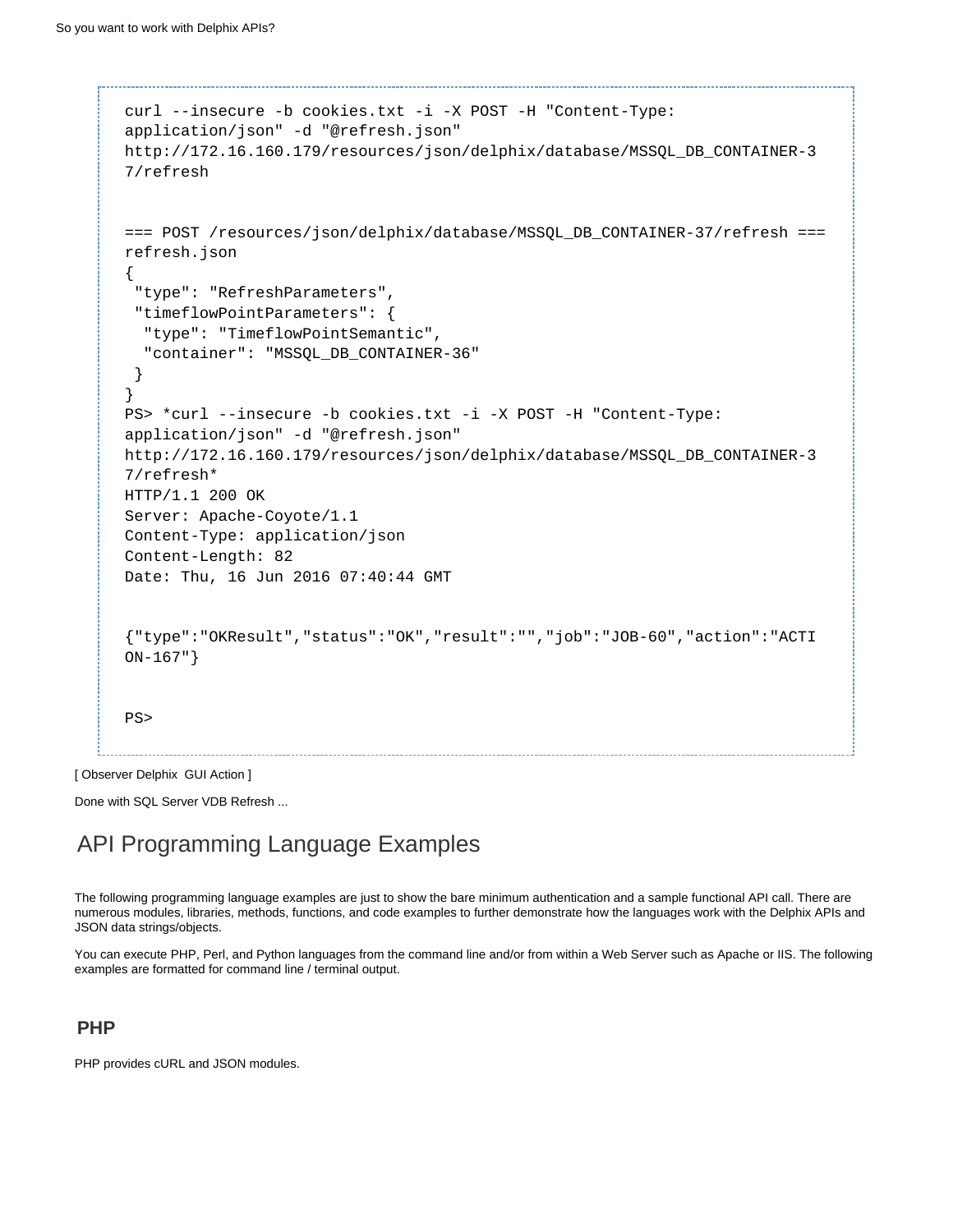```
curl --insecure -b cookies.txt -i -X POST -H "Content-Type:
application/json" -d "@refresh.json"
http://172.16.160.179/resources/json/delphix/database/MSSQL_DB_CONTAINER-3
7/refresh


=== POST /resources/json/delphix/database/MSSQL_DB_CONTAINER-37/refresh ===
refresh.json
{
 "type": "RefreshParameters",
 "timeflowPointParameters": {
  "type": "TimeflowPointSemantic",
  "container": "MSSQL_DB_CONTAINER-36"
 }
}
PS> *curl --insecure -b cookies.txt -i -X POST -H "Content-Type:
application/json" -d "@refresh.json"
http://172.16.160.179/resources/json/delphix/database/MSSQL_DB_CONTAINER-3
7/refresh*
HTTP/1.1 200 OK
Server: Apache-Coyote/1.1
Content-Type: application/json
Content-Length: 82
Date: Thu, 16 Jun 2016 07:40:44 GMT


{"type":"OKResult","status":"OK","result":"","job":"JOB-60","action":"ACTI
ON-167"}


PS>
```

[ Observer Delphix GUI Action ]

Done with SQL Server VDB Refresh ...

# API Programming Language Examples

The following programming language examples are just to show the bare minimum authentication and a sample functional API call. There are numerous modules, libraries, methods, functions, and code examples to further demonstrate how the languages work with the Delphix APIs and JSON data strings/objects.

You can execute PHP, Perl, and Python languages from the command line and/or from within a Web Server such as Apache or IIS. The following examples are formatted for command line / terminal output.

## PHP

PHP provides cURL and JSON modules.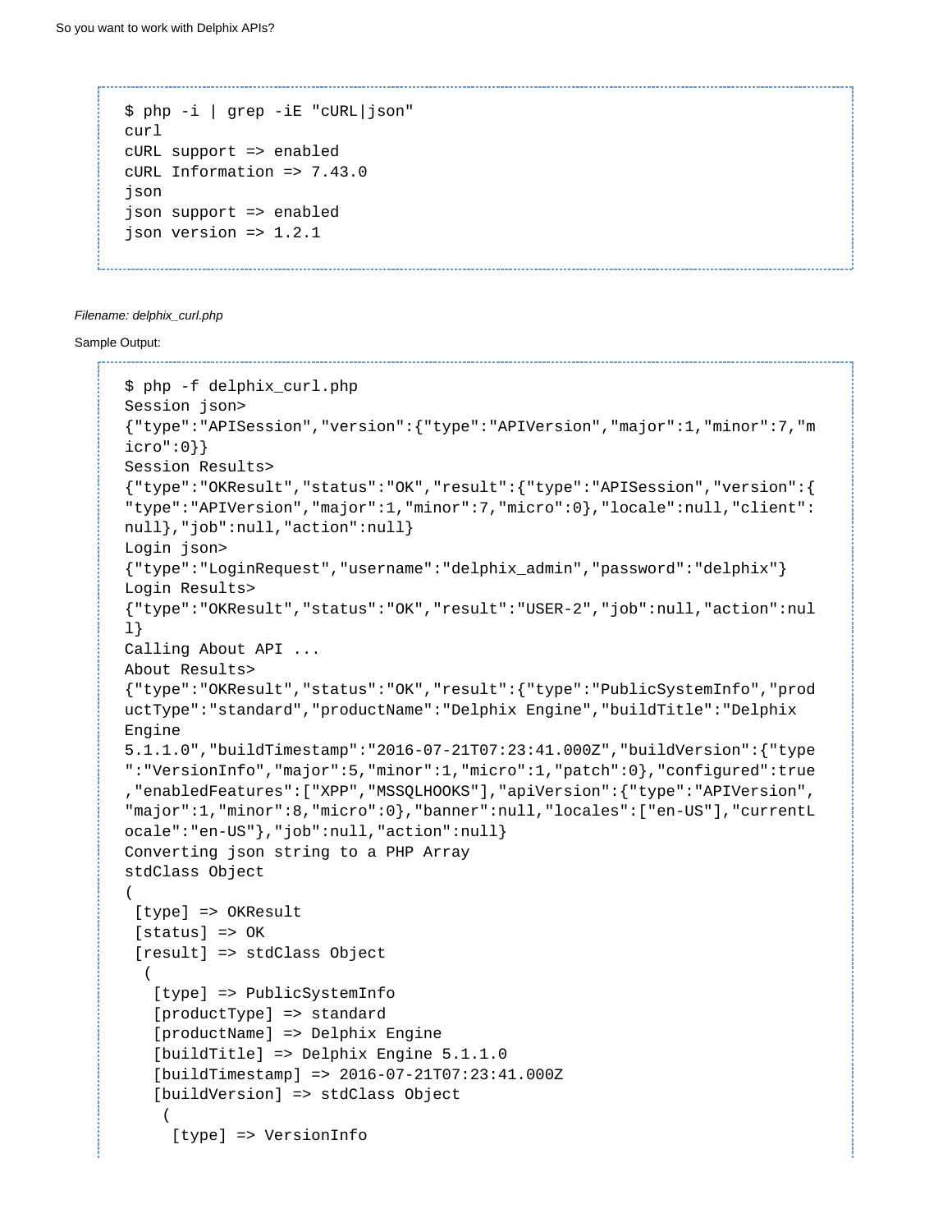```
$ php -i | grep -iE "cURL|json"
curl
cURL support => enabled
cURL Information => 7.43.0
json
json support => enabled
json version => 1.2.1
```

*Filename: delphix_curl.php*

Sample Output:

```
$ php -f delphix_curl.php
Session json>
{"type":"APISession","version":{"type":"APIVersion","major":1,"minor":7,"micro":0}}
Session Results>
{"type":"OKResult","status":"OK","result":{"type":"APISession","version":{"type":"APIVersion","major":1,"minor":7,"micro":0},"locale":null,"client":null},"job":null,"action":null}
Login json>
{"type":"LoginRequest","username":"delphix_admin","password":"delphix"}
Login Results>
{"type":"OKResult","status":"OK","result":"USER-2","job":null,"action":null}
Calling About API ...
About Results>
{"type":"OKResult","status":"OK","result":{"type":"PublicSystemInfo","productType":"standard","productName":"Delphix Engine","buildTitle":"Delphix Engine
5.1.1.0","buildTimestamp":"2016-07-21T07:23:41.000Z","buildVersion":{"type":"VersionInfo","major":5,"minor":1,"micro":1,"patch":0},"configured":true,"enabledFeatures":["XPP","MSSQLHOOKS"],"apiVersion":{"type":"APIVersion","major":1,"minor":8,"micro":0},"banner":null,"locales":["en-US"],"currentLocale":"en-US"},"job":null,"action":null}
Converting json string to a PHP Array
stdClass Object
(
 [type] => OKResult
 [status] => OK
 [result] => stdClass Object
  (
   [type] => PublicSystemInfo
   [productType] => standard
   [productName] => Delphix Engine
   [buildTitle] => Delphix Engine 5.1.1.0
   [buildTimestamp] => 2016-07-21T07:23:41.000Z
   [buildVersion] => stdClass Object
    (
     [type] => VersionInfo
```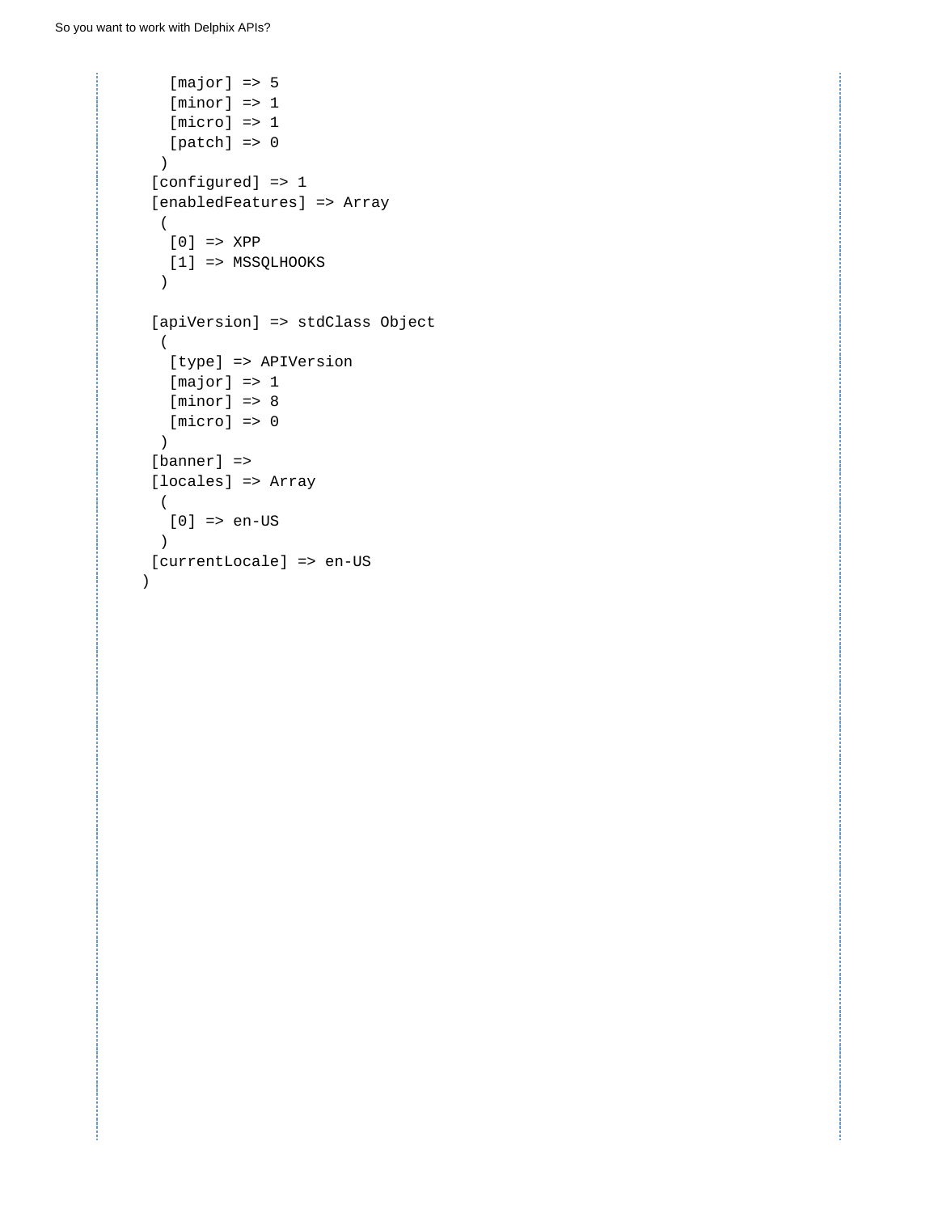```
      [major] => 5
      [minor] => 1
      [micro] => 1
      [patch] => 0
     )
    [configured] => 1
    [enabledFeatures] => Array
     (
      [0] => XPP
      [1] => MSSQLHOOKS
     )

    [apiVersion] => stdClass Object
     (
      [type] => APIVersion
      [major] => 1
      [minor] => 8
      [micro] => 0
     )
    [banner] =>
    [locales] => Array
     (
      [0] => en-US
     )
    [currentLocale] => en-US
   )
```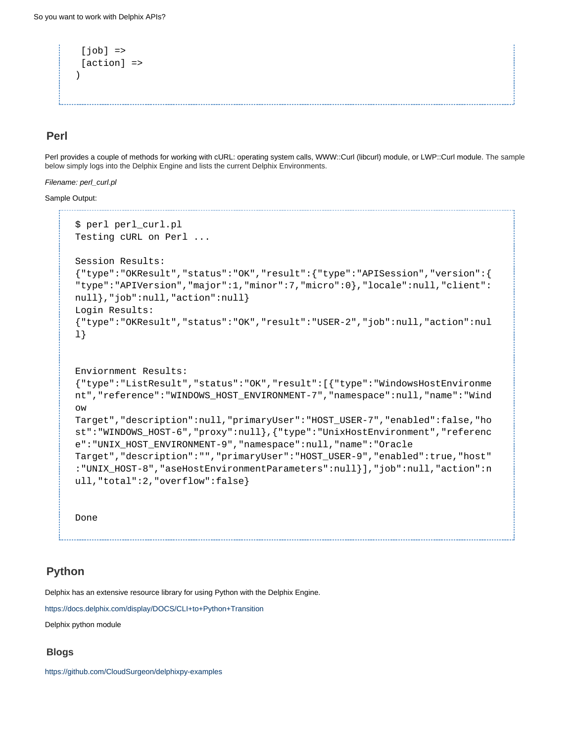```
 [job] =>
 [action] =>
)
```

## Perl

Perl provides a couple of methods for working with cURL: operating system calls, WWW::Curl (libcurl) module, or LWP::Curl module. The sample below simply logs into the Delphix Engine and lists the current Delphix Environments.

*Filename: perl_curl.pl*

Sample Output:

```
$ perl perl_curl.pl
Testing cURL on Perl ...

Session Results:
{"type":"OKResult","status":"OK","result":{"type":"APISession","version":{
"type":"APIVersion","major":1,"minor":7,"micro":0},"locale":null,"client":
null},"job":null,"action":null}
Login Results:
{"type":"OKResult","status":"OK","result":"USER-2","job":null,"action":nul
l}


Enviornment Results:
{"type":"ListResult","status":"OK","result":[{"type":"WindowsHostEnvironme
nt","reference":"WINDOWS_HOST_ENVIRONMENT-7","namespace":null,"name":"Wind
ow
Target","description":null,"primaryUser":"HOST_USER-7","enabled":false,"ho
st":"WINDOWS_HOST-6","proxy":null},{"type":"UnixHostEnvironment","referenc
e":"UNIX_HOST_ENVIRONMENT-9","namespace":null,"name":"Oracle
Target","description":"","primaryUser":"HOST_USER-9","enabled":true,"host"
:"UNIX_HOST-8","aseHostEnvironmentParameters":null}],"job":null,"action":n
ull,"total":2,"overflow":false}


Done
```

## Python

Delphix has an extensive resource library for using Python with the Delphix Engine.

https://docs.delphix.com/display/DOCS/CLI+to+Python+Transition

Delphix python module

## Blogs

https://github.com/CloudSurgeon/delphixpy-examples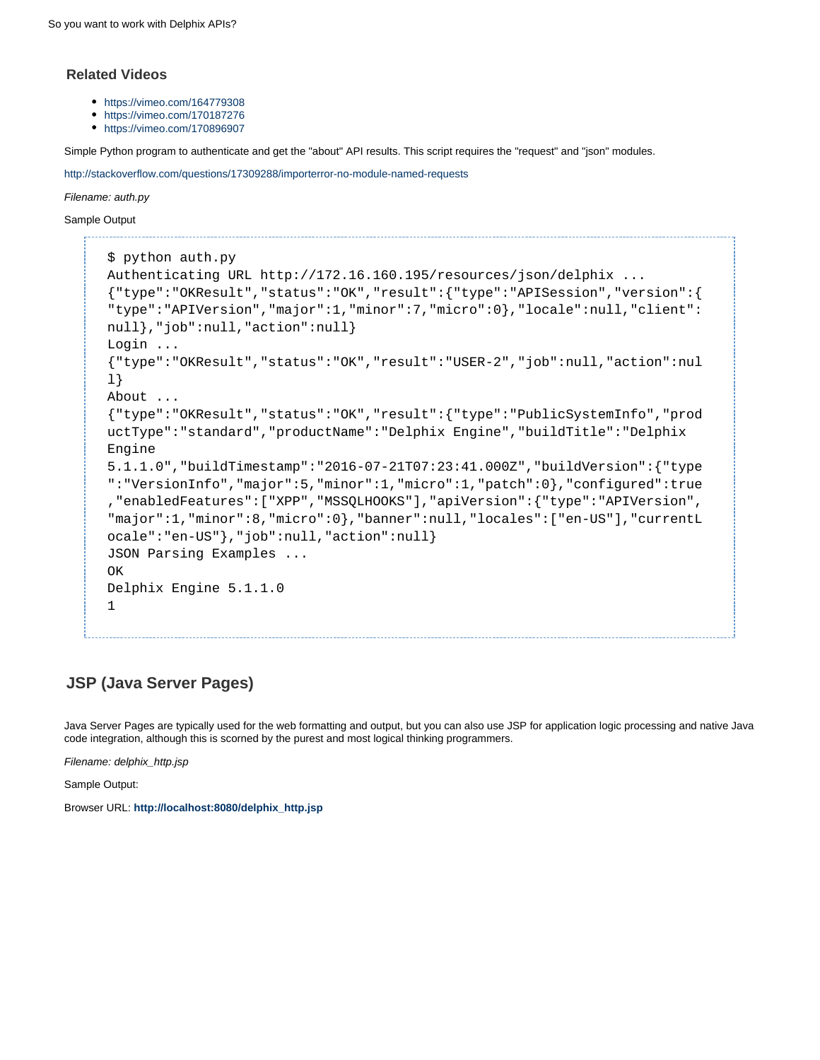### Related Videos

- https://vimeo.com/164779308
- https://vimeo.com/170187276
- https://vimeo.com/170896907

Simple Python program to authenticate and get the "about" API results. This script requires the "request" and "json" modules.

http://stackoverflow.com/questions/17309288/importerror-no-module-named-requests

*Filename: auth.py*

Sample Output

```
$ python auth.py
Authenticating URL http://172.16.160.195/resources/json/delphix ...
{"type":"OKResult","status":"OK","result":{"type":"APISession","version":{
"type":"APIVersion","major":1,"minor":7,"micro":0},"locale":null,"client":
null},"job":null,"action":null}
Login ...
{"type":"OKResult","status":"OK","result":"USER-2","job":null,"action":nul
l}
About ...
{"type":"OKResult","status":"OK","result":{"type":"PublicSystemInfo","prod
uctType":"standard","productName":"Delphix Engine","buildTitle":"Delphix
Engine
5.1.1.0","buildTimestamp":"2016-07-21T07:23:41.000Z","buildVersion":{"type
":"VersionInfo","major":5,"minor":1,"micro":1,"patch":0},"configured":true
,"enabledFeatures":["XPP","MSSQLHOOKS"],"apiVersion":{"type":"APIVersion",
"major":1,"minor":8,"micro":0},"banner":null,"locales":["en-US"],"currentL
ocale":"en-US"},"job":null,"action":null}
JSON Parsing Examples ...
OK
Delphix Engine 5.1.1.0
1
```

## JSP (Java Server Pages)

Java Server Pages are typically used for the web formatting and output, but you can also use JSP for application logic processing and native Java code integration, although this is scorned by the purest and most logical thinking programmers.

*Filename: delphix_http.jsp*

Sample Output:

Browser URL: **http://localhost:8080/delphix_http.jsp**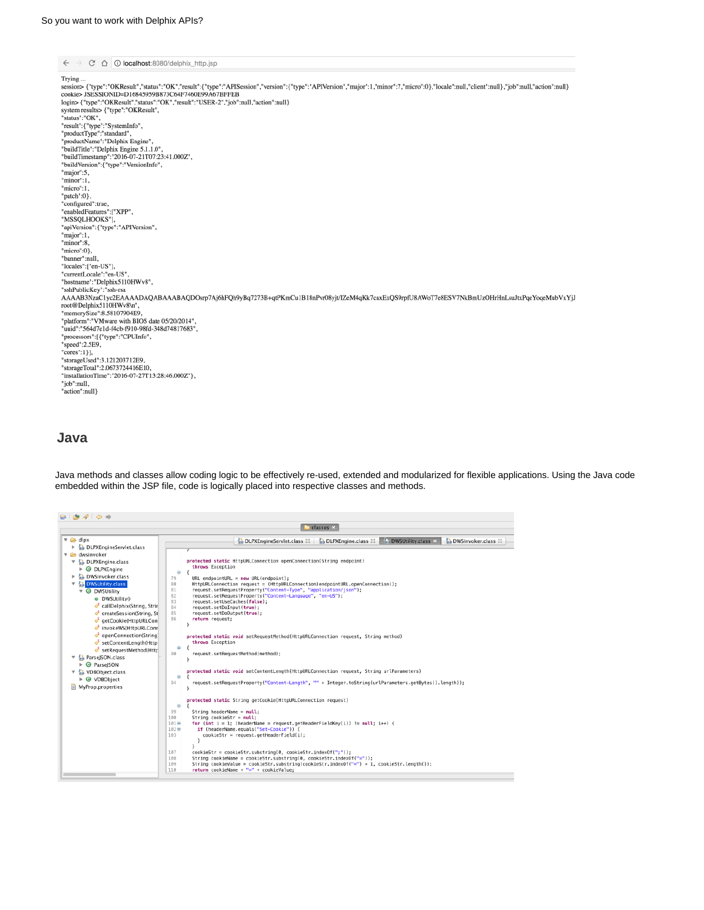```
localhost:8080/delphix_http.jsp

Trying ...
session> {"type":"OKResult","status":"OK","result":{"type":"APISession","version":{"type":"APIVersion","major":1,"minor":7,"micro":0},"locale":null,"client":null},"job":null,"action":null}
cookie> JSESSIONID=D16845959B873C64F7460E99A67BFFEB
login> {"type":"OKResult","status":"OK","result":"USER-2","job":null,"action":null}
system results> {"type":"OKResult",
"status":"OK",
"result":{"type":"SystemInfo",
"productType":"standard",
"productName":"Delphix Engine",
"buildTitle":"Delphix Engine 5.1.1.0",
"buildTimestamp":"2016-07-21T07:23:41.000Z",
"buildVersion":{"type":"VersionInfo",
"major":5,
"minor":1,
"micro":1,
"patch":0},
"configured":true,
"enabledFeatures":["XPP",
"MSSQLHOOKS"],
"apiVersion":{"type":"APIVersion",
"major":1,
"minor":8,
"micro":0},
"banner":null,
"locales":["en-US"],
"currentLocale":"en-US",
"hostname":"Delphix5110HWv8",
"sshPublicKey":"ssh-rsa
AAAAB3NzaC1yc2EAAAADAQABAAABAQDOsrp7Aj6hFQh9yBq7273B+qtPKmCu1B18nPvr08yjt/IZeM4qKk7caxExQS9rpfU8AWoT7e8ESV7NkBmUzOHrHnLsuJtxPqeYoqeMubVxYjJ
root@Delphix5110HWv8\n",
"memorySize":8.58107904E9,
"platform":"VMware with BIOS date 05/20/2014",
"uuid":"564d7e1d-f4cb-f910-98fd-348d74817683",
"processors":[{"type":"CPUInfo",
"speed":2.5E9,
"cores":1}],
"storageUsed":3.121203712E9,
"storageTotal":2.0673724416E10,
"installationTime":"2016-07-27T13:28:46.000Z"},
"job":null,
"action":null}
```

## Java

Java methods and classes allow coding logic to be effectively re-used, extended and modularized for flexible applications. Using the Java code embedded within the JSP file, code is logically placed into respective classes and methods.

```
dlpx
  DLPXEngineServlet.class
dwsinvoker
  DLPXEngine.class
    DLPXEngine
  DWSInvoker.class
  DWSUtility.class
    DWSUtility
      DWSUtility()
      callDelphix(String, Strin
      createSession(String, St
      getCookie(HttpURLCon
      invokeWS(HttpURLConn
      openConnection(String
      setContentLength(Http
      setRequestMethod(Http
  ParseJSON.class
    ParseJSON
  VDBObject.class
    VDBObject
MyProp.properties
```

```java
protected static HttpURLConnection openConnection(String endpoint)
    throws Exception
{
    URL endpointURL = new URL(endpoint);
    HttpURLConnection request = (HttpURLConnection)endpointURL.openConnection();
    request.setRequestProperty("Content-Type", "application/json");
    request.setRequestProperty("Content-Language", "en-US");
    request.setUseCaches(false);
    request.setDoInput(true);
    request.setDoOutput(true);
    return request;
}

protected static void setRequestMethod(HttpURLConnection request, String method)
    throws Exception
{
    request.setRequestMethod(method);
}

protected static void setContentLength(HttpURLConnection request, String urlParameters)
{
    request.setRequestProperty("Content-Length", "" + Integer.toString(urlParameters.getBytes().length));
}

protected static String getCookie(HttpURLConnection request)
{
    String headerName = null;
    String cookieStr = null;
    for (int i = 1; (headerName = request.getHeaderFieldKey(i)) != null; i++) {
        if (headerName.equals("Set-Cookie")) {
            cookieStr = request.getHeaderField(i);
        }
    }
    cookieStr = cookieStr.substring(0, cookieStr.indexOf(";"));
    String cookieName = cookieStr.substring(0, cookieStr.indexOf("="));
    String cookieValue = cookieStr.substring(cookieStr.indexOf("=") + 1, cookieStr.length());
    return cookieName + "=" + cookieValue;
```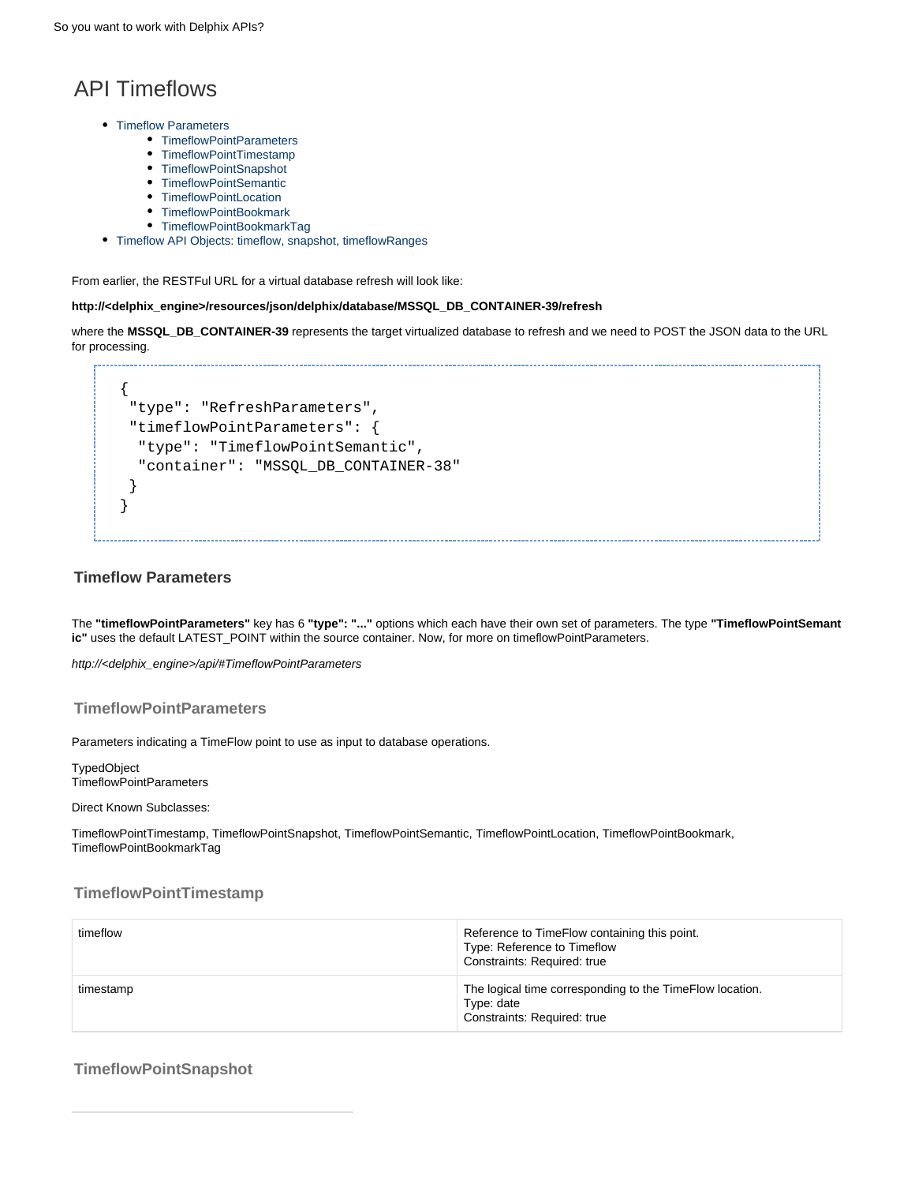# API Timeflows

- Timeflow Parameters
  - TimeflowPointParameters
  - TimeflowPointTimestamp
  - TimeflowPointSnapshot
  - TimeflowPointSemantic
  - TimeflowPointLocation
  - TimeflowPointBookmark
  - TimeflowPointBookmarkTag
- Timeflow API Objects: timeflow, snapshot, timeflowRanges

From earlier, the RESTFul URL for a virtual database refresh will look like:

**http://<delphix_engine>/resources/json/delphix/database/MSSQL_DB_CONTAINER-39/refresh**

where the **MSSQL_DB_CONTAINER-39** represents the target virtualized database to refresh and we need to POST the JSON data to the URL for processing.

```
{
 "type": "RefreshParameters",
 "timeflowPointParameters": {
  "type": "TimeflowPointSemantic",
  "container": "MSSQL_DB_CONTAINER-38"
 }
}
```

## Timeflow Parameters

The **"timeflowPointParameters"** key has 6 **"type": "..."** options which each have their own set of parameters. The type **"TimeflowPointSemantic"** uses the default LATEST_POINT within the source container. Now, for more on timeflowPointParameters.

*http://<delphix_engine>/api/#TimeflowPointParameters*

### TimeflowPointParameters

Parameters indicating a TimeFlow point to use as input to database operations.

TypedObject
TimeflowPointParameters

Direct Known Subclasses:

TimeflowPointTimestamp, TimeflowPointSnapshot, TimeflowPointSemantic, TimeflowPointLocation, TimeflowPointBookmark, TimeflowPointBookmarkTag

### TimeflowPointTimestamp

| | |
|---|---|
| timeflow | Reference to TimeFlow containing this point.<br>Type: Reference to Timeflow<br>Constraints: Required: true |
| timestamp | The logical time corresponding to the TimeFlow location.<br>Type: date<br>Constraints: Required: true |

### TimeflowPointSnapshot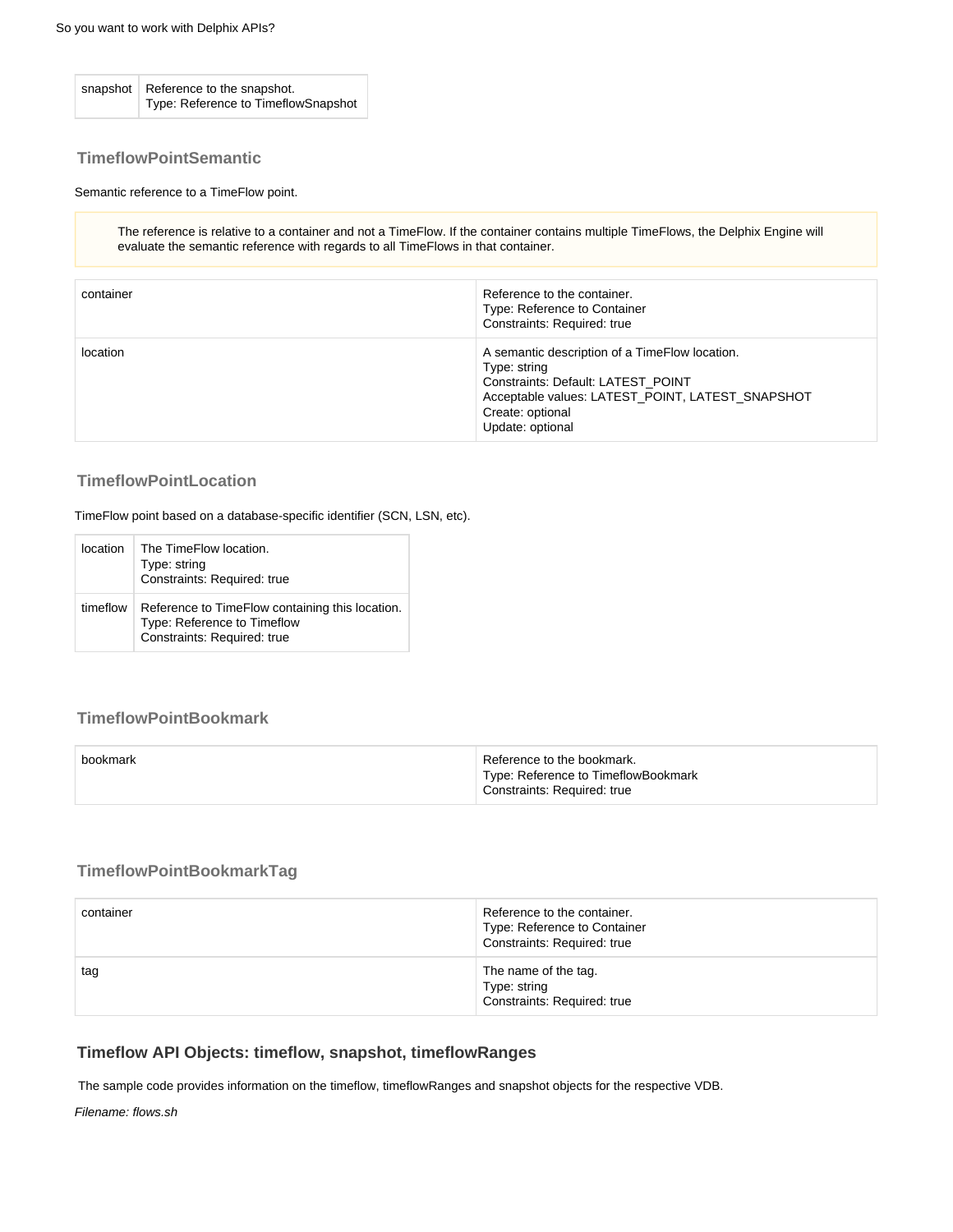| | |
|---|---|
| snapshot | Reference to the snapshot.<br>Type: Reference to TimeflowSnapshot |

### TimeflowPointSemantic

Semantic reference to a TimeFlow point.

> The reference is relative to a container and not a TimeFlow. If the container contains multiple TimeFlows, the Delphix Engine will evaluate the semantic reference with regards to all TimeFlows in that container.

| | |
|---|---|
| container | Reference to the container.<br>Type: Reference to Container<br>Constraints: Required: true |
| location | A semantic description of a TimeFlow location.<br>Type: string<br>Constraints: Default: LATEST_POINT<br>Acceptable values: LATEST_POINT, LATEST_SNAPSHOT<br>Create: optional<br>Update: optional |

### TimeflowPointLocation

TimeFlow point based on a database-specific identifier (SCN, LSN, etc).

| | |
|---|---|
| location | The TimeFlow location.<br>Type: string<br>Constraints: Required: true |
| timeflow | Reference to TimeFlow containing this location.<br>Type: Reference to Timeflow<br>Constraints: Required: true |

### TimeflowPointBookmark

| | |
|---|---|
| bookmark | Reference to the bookmark.<br>Type: Reference to TimeflowBookmark<br>Constraints: Required: true |

### TimeflowPointBookmarkTag

| | |
|---|---|
| container | Reference to the container.<br>Type: Reference to Container<br>Constraints: Required: true |
| tag | The name of the tag.<br>Type: string<br>Constraints: Required: true |

## Timeflow API Objects: timeflow, snapshot, timeflowRanges

The sample code provides information on the timeflow, timeflowRanges and snapshot objects for the respective VDB.

*Filename: flows.sh*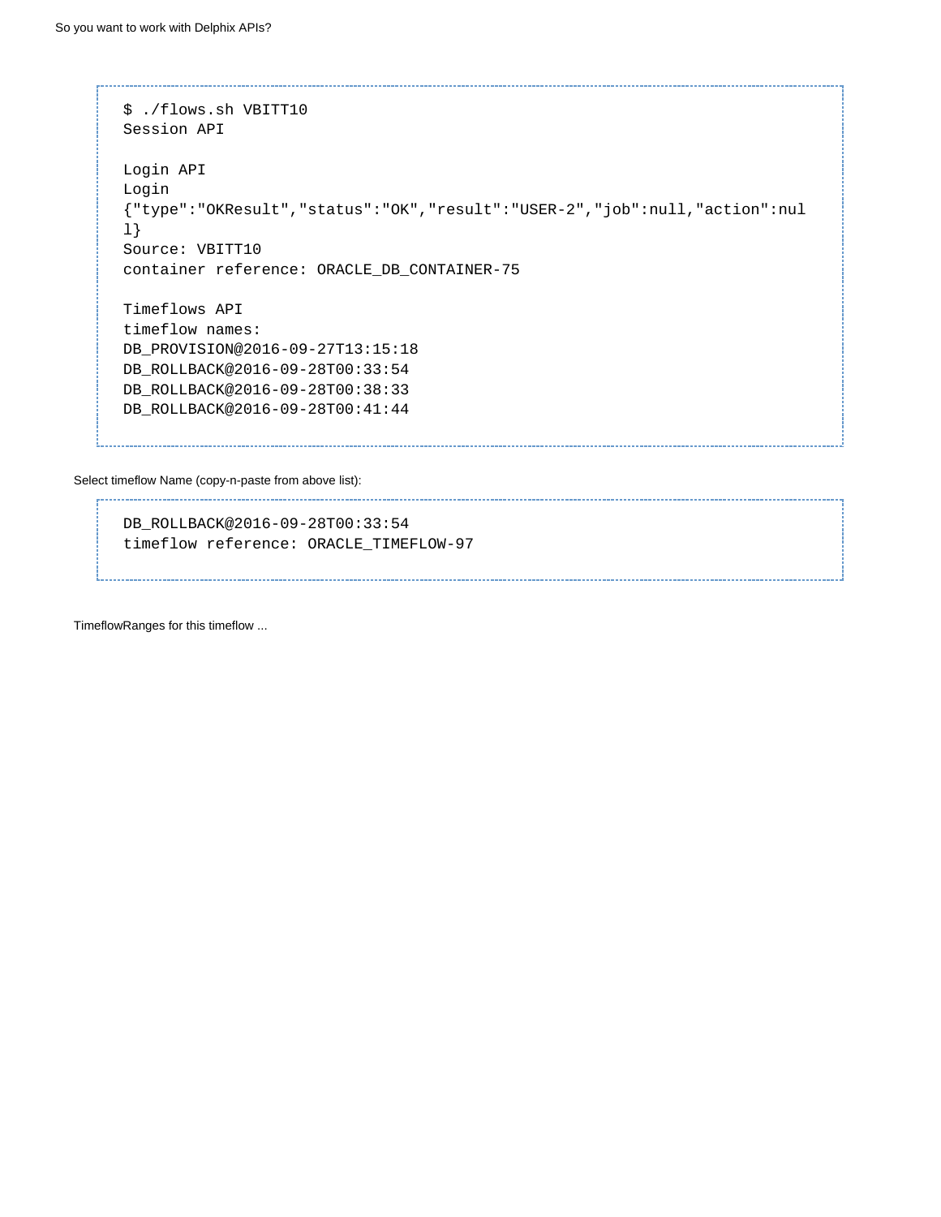```
$ ./flows.sh VBITT10
Session API

Login API
Login
{"type":"OKResult","status":"OK","result":"USER-2","job":null,"action":null}
Source: VBITT10
container reference: ORACLE_DB_CONTAINER-75

Timeflows API
timeflow names:
DB_PROVISION@2016-09-27T13:15:18
DB_ROLLBACK@2016-09-28T00:33:54
DB_ROLLBACK@2016-09-28T00:38:33
DB_ROLLBACK@2016-09-28T00:41:44
```

Select timeflow Name (copy-n-paste from above list):

```
DB_ROLLBACK@2016-09-28T00:33:54
timeflow reference: ORACLE_TIMEFLOW-97
```

TimeflowRanges for this timeflow ...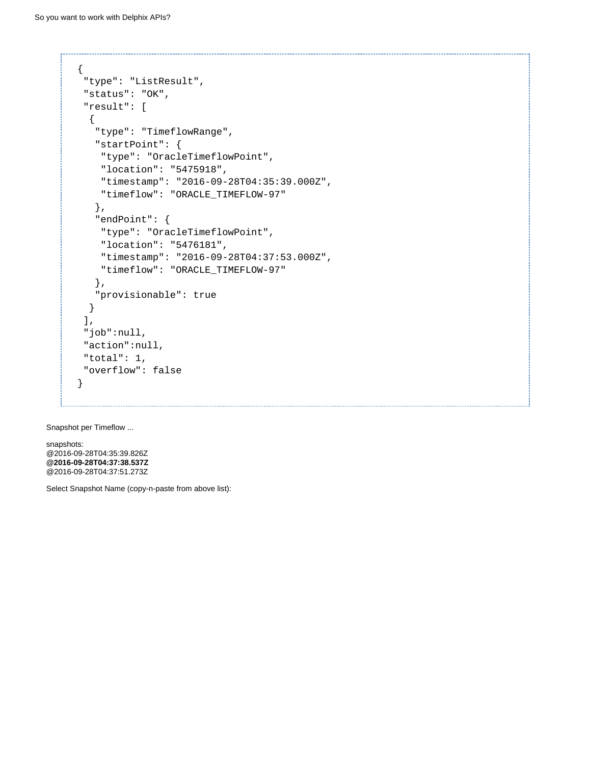```
{
 "type": "ListResult",
 "status": "OK",
 "result": [
  {
   "type": "TimeflowRange",
   "startPoint": {
    "type": "OracleTimeflowPoint",
    "location": "5475918",
    "timestamp": "2016-09-28T04:35:39.000Z",
    "timeflow": "ORACLE_TIMEFLOW-97"
   },
   "endPoint": {
    "type": "OracleTimeflowPoint",
    "location": "5476181",
    "timestamp": "2016-09-28T04:37:53.000Z",
    "timeflow": "ORACLE_TIMEFLOW-97"
   },
   "provisionable": true
  }
 ],
 "job":null,
 "action":null,
 "total": 1,
 "overflow": false
}
```

Snapshot per Timeflow ...

snapshots:
@2016-09-28T04:35:39.826Z
**@2016-09-28T04:37:38.537Z**
@2016-09-28T04:37:51.273Z

Select Snapshot Name (copy-n-paste from above list):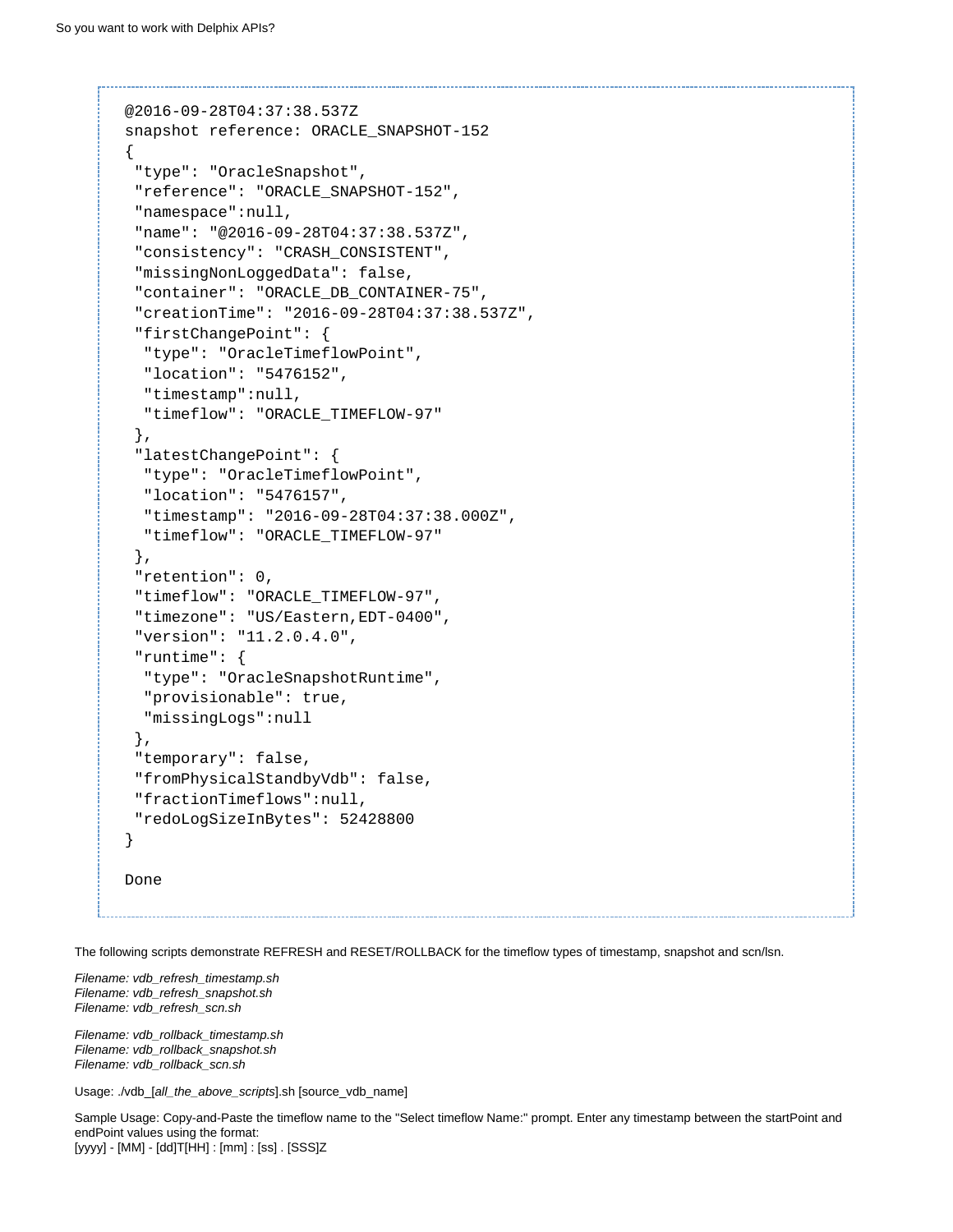```
@2016-09-28T04:37:38.537Z
snapshot reference: ORACLE_SNAPSHOT-152
{
 "type": "OracleSnapshot",
 "reference": "ORACLE_SNAPSHOT-152",
 "namespace":null,
 "name": "@2016-09-28T04:37:38.537Z",
 "consistency": "CRASH_CONSISTENT",
 "missingNonLoggedData": false,
 "container": "ORACLE_DB_CONTAINER-75",
 "creationTime": "2016-09-28T04:37:38.537Z",
 "firstChangePoint": {
  "type": "OracleTimeflowPoint",
  "location": "5476152",
  "timestamp":null,
  "timeflow": "ORACLE_TIMEFLOW-97"
 },
 "latestChangePoint": {
  "type": "OracleTimeflowPoint",
  "location": "5476157",
  "timestamp": "2016-09-28T04:37:38.000Z",
  "timeflow": "ORACLE_TIMEFLOW-97"
 },
 "retention": 0,
 "timeflow": "ORACLE_TIMEFLOW-97",
 "timezone": "US/Eastern,EDT-0400",
 "version": "11.2.0.4.0",
 "runtime": {
  "type": "OracleSnapshotRuntime",
  "provisionable": true,
  "missingLogs":null
 },
 "temporary": false,
 "fromPhysicalStandbyVdb": false,
 "fractionTimeflows":null,
 "redoLogSizeInBytes": 52428800
}

Done
```

The following scripts demonstrate REFRESH and RESET/ROLLBACK for the timeflow types of timestamp, snapshot and scn/lsn.

*Filename: vdb_refresh_timestamp.sh*
*Filename: vdb_refresh_snapshot.sh*
*Filename: vdb_refresh_scn.sh*

*Filename: vdb_rollback_timestamp.sh*
*Filename: vdb_rollback_snapshot.sh*
*Filename: vdb_rollback_scn.sh*

Usage: ./vdb_[*all_the_above_scripts*].sh [source_vdb_name]

Sample Usage: Copy-and-Paste the timeflow name to the "Select timeflow Name:" prompt. Enter any timestamp between the startPoint and endPoint values using the format:
[yyyy] - [MM] - [dd]T[HH] : [mm] : [ss] . [SSS]Z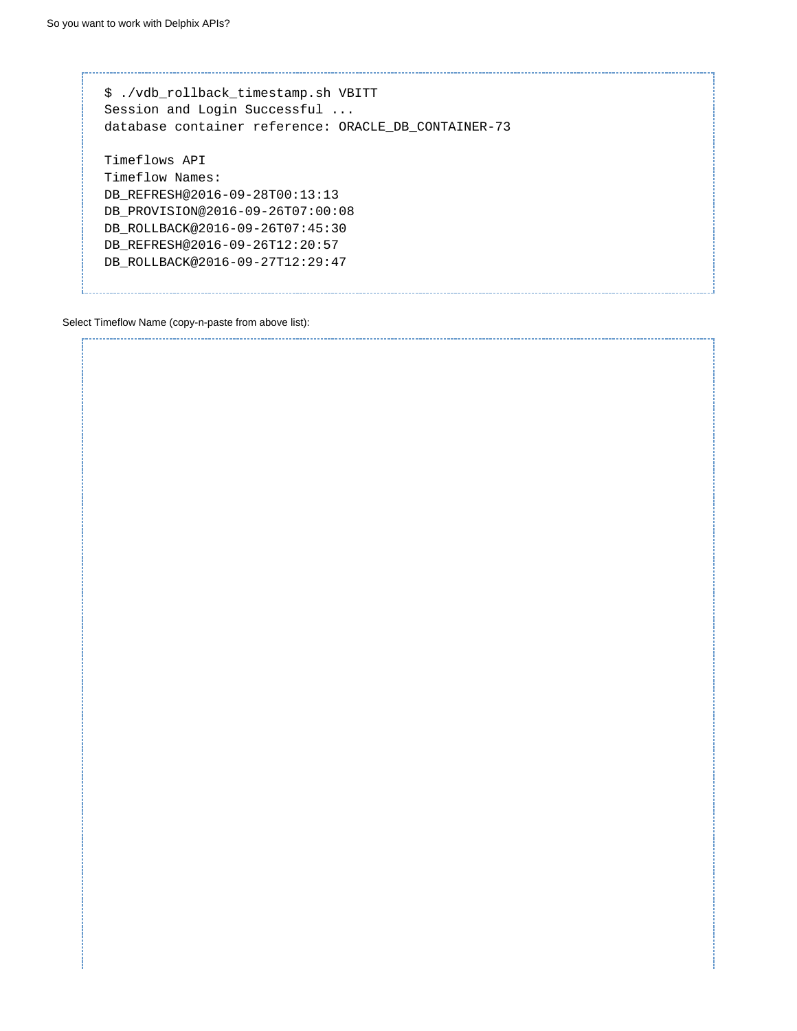```
$ ./vdb_rollback_timestamp.sh VBITT
Session and Login Successful ...
database container reference: ORACLE_DB_CONTAINER-73

Timeflows API
Timeflow Names:
DB_REFRESH@2016-09-28T00:13:13
DB_PROVISION@2016-09-26T07:00:08
DB_ROLLBACK@2016-09-26T07:45:30
DB_REFRESH@2016-09-26T12:20:57
DB_ROLLBACK@2016-09-27T12:29:47
```

Select Timeflow Name (copy-n-paste from above list):

```

```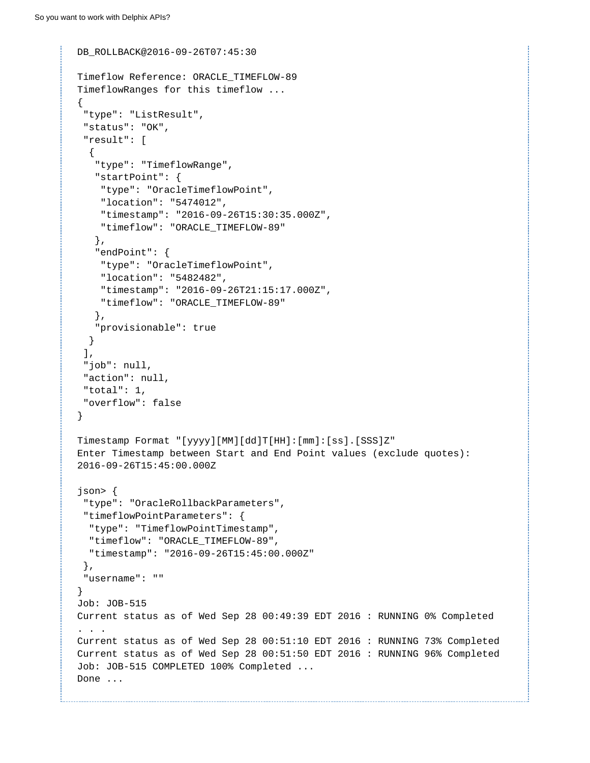```
DB_ROLLBACK@2016-09-26T07:45:30

Timeflow Reference: ORACLE_TIMEFLOW-89
TimeflowRanges for this timeflow ...
{
 "type": "ListResult",
 "status": "OK",
 "result": [
  {
   "type": "TimeflowRange",
   "startPoint": {
    "type": "OracleTimeflowPoint",
    "location": "5474012",
    "timestamp": "2016-09-26T15:30:35.000Z",
    "timeflow": "ORACLE_TIMEFLOW-89"
   },
   "endPoint": {
    "type": "OracleTimeflowPoint",
    "location": "5482482",
    "timestamp": "2016-09-26T21:15:17.000Z",
    "timeflow": "ORACLE_TIMEFLOW-89"
   },
   "provisionable": true
  }
 ],
 "job": null,
 "action": null,
 "total": 1,
 "overflow": false
}

Timestamp Format "[yyyy][MM][dd]T[HH]:[mm]:[ss].[SSS]Z"
Enter Timestamp between Start and End Point values (exclude quotes):
2016-09-26T15:45:00.000Z

json> {
 "type": "OracleRollbackParameters",
 "timeflowPointParameters": {
  "type": "TimeflowPointTimestamp",
  "timeflow": "ORACLE_TIMEFLOW-89",
  "timestamp": "2016-09-26T15:45:00.000Z"
 },
 "username": ""
}
Job: JOB-515
Current status as of Wed Sep 28 00:49:39 EDT 2016 : RUNNING 0% Completed
. . .
Current status as of Wed Sep 28 00:51:10 EDT 2016 : RUNNING 73% Completed
Current status as of Wed Sep 28 00:51:50 EDT 2016 : RUNNING 96% Completed
Job: JOB-515 COMPLETED 100% Completed ...
Done ...
```